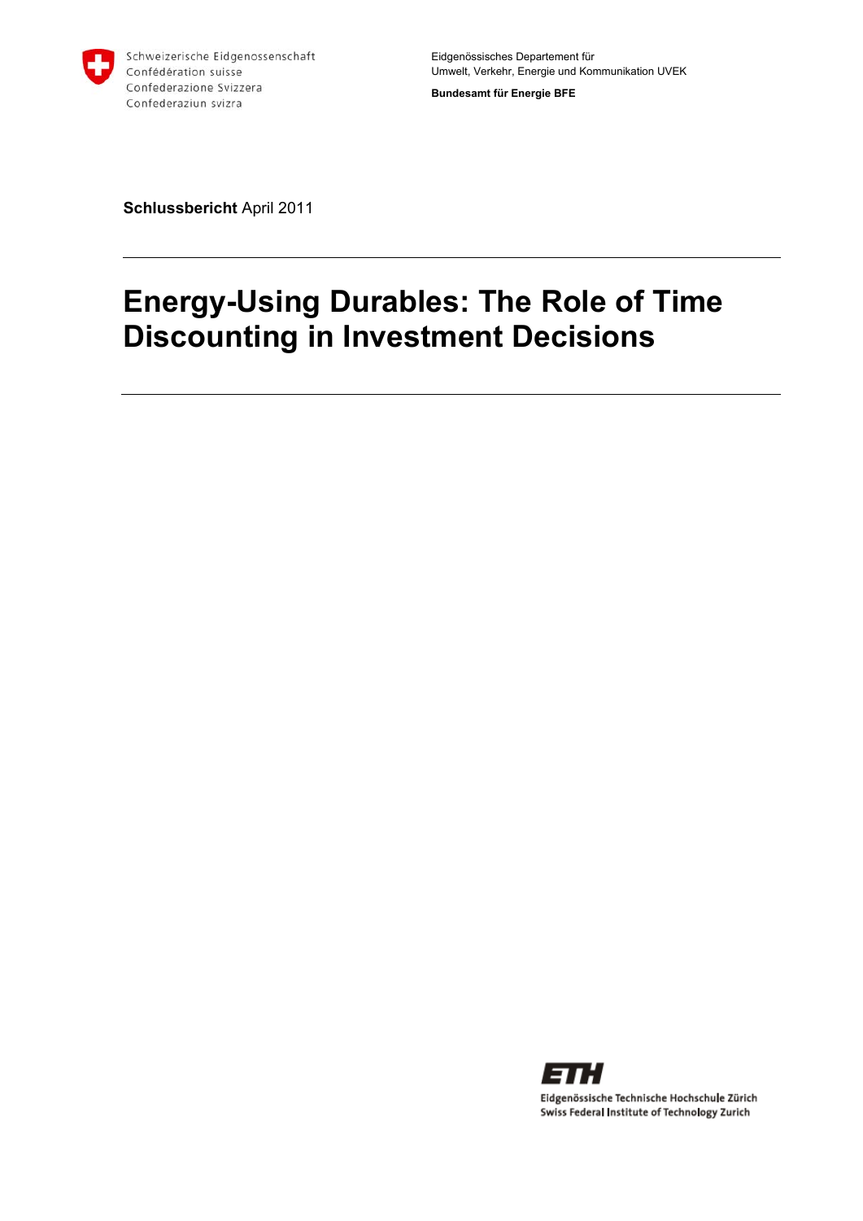Schweizerische Eidgenossenschaft
Confédération suisse
Confederazione Svizzera
Confederaziun svizra

Eidgenössisches Departement für
Umwelt, Verkehr, Energie und Kommunikation UVEK

**Bundesamt für Energie BFE**

**Schlussbericht** April 2011

---

# Energy-Using Durables: The Role of Time Discounting in Investment Decisions

---

ETH
Eidgenössische Technische Hochschule Zürich
Swiss Federal Institute of Technology Zurich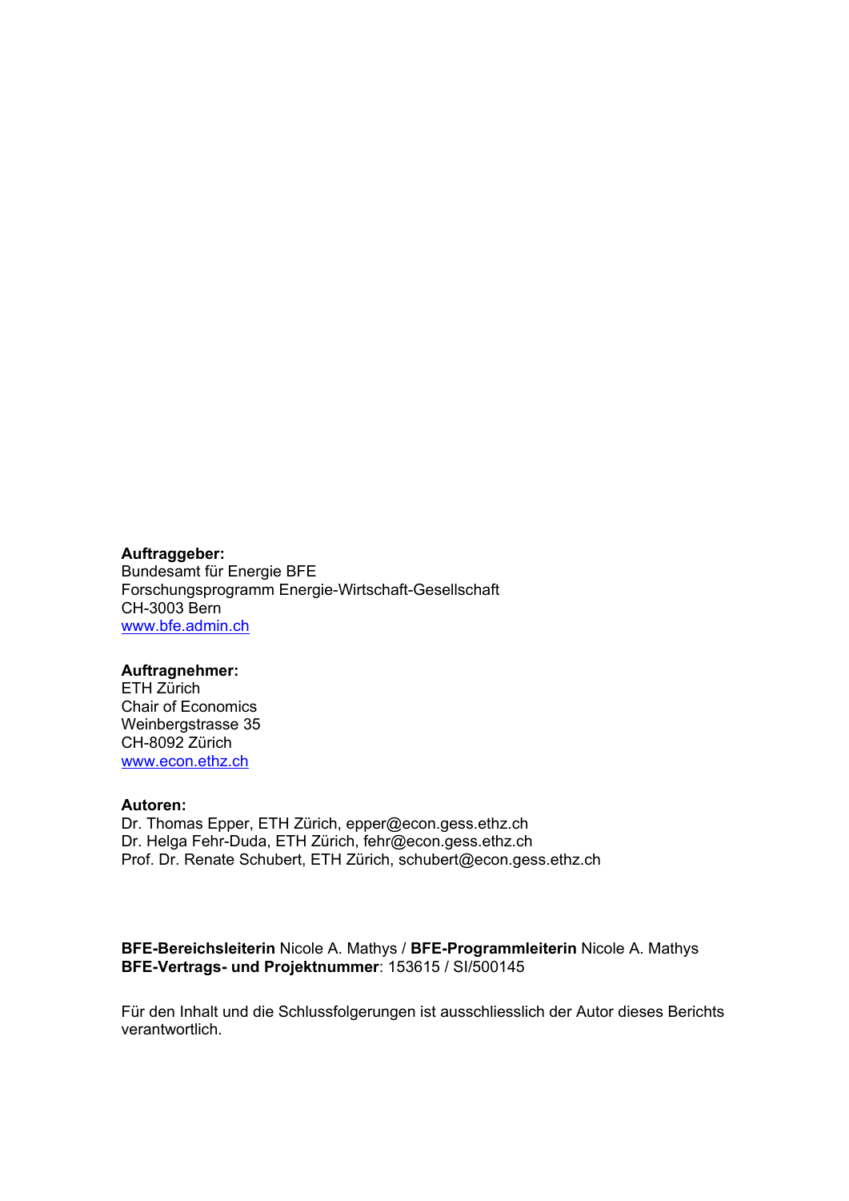**Auftraggeber:**
Bundesamt für Energie BFE
Forschungsprogramm Energie-Wirtschaft-Gesellschaft
CH-3003 Bern
www.bfe.admin.ch

**Auftragnehmer:**
ETH Zürich
Chair of Economics
Weinbergstrasse 35
CH-8092 Zürich
www.econ.ethz.ch

**Autoren:**
Dr. Thomas Epper, ETH Zürich, epper@econ.gess.ethz.ch
Dr. Helga Fehr-Duda, ETH Zürich, fehr@econ.gess.ethz.ch
Prof. Dr. Renate Schubert, ETH Zürich, schubert@econ.gess.ethz.ch

**BFE-Bereichsleiterin** Nicole A. Mathys / **BFE-Programmleiterin** Nicole A. Mathys
**BFE-Vertrags- und Projektnummer**: 153615 / SI/500145

Für den Inhalt und die Schlussfolgerungen ist ausschliesslich der Autor dieses Berichts verantwortlich.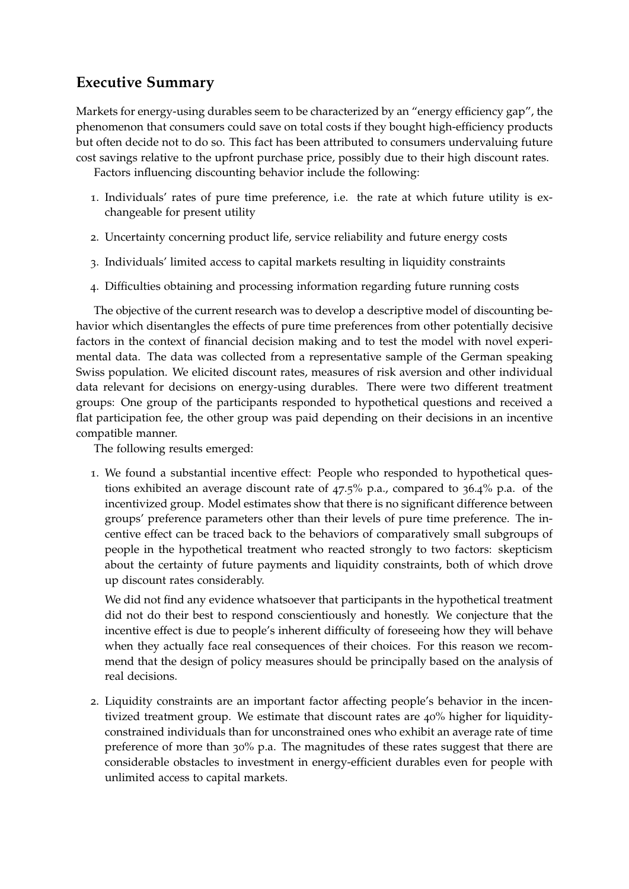## Executive Summary

Markets for energy-using durables seem to be characterized by an "energy efficiency gap", the phenomenon that consumers could save on total costs if they bought high-efficiency products but often decide not to do so. This fact has been attributed to consumers undervaluing future cost savings relative to the upfront purchase price, possibly due to their high discount rates.

Factors influencing discounting behavior include the following:

1. Individuals' rates of pure time preference, i.e. the rate at which future utility is exchangeable for present utility
2. Uncertainty concerning product life, service reliability and future energy costs
3. Individuals' limited access to capital markets resulting in liquidity constraints
4. Difficulties obtaining and processing information regarding future running costs

The objective of the current research was to develop a descriptive model of discounting behavior which disentangles the effects of pure time preferences from other potentially decisive factors in the context of financial decision making and to test the model with novel experimental data. The data was collected from a representative sample of the German speaking Swiss population. We elicited discount rates, measures of risk aversion and other individual data relevant for decisions on energy-using durables. There were two different treatment groups: One group of the participants responded to hypothetical questions and received a flat participation fee, the other group was paid depending on their decisions in an incentive compatible manner.

The following results emerged:

1. We found a substantial incentive effect: People who responded to hypothetical questions exhibited an average discount rate of 47.5% p.a., compared to 36.4% p.a. of the incentivized group. Model estimates show that there is no significant difference between groups' preference parameters other than their levels of pure time preference. The incentive effect can be traced back to the behaviors of comparatively small subgroups of people in the hypothetical treatment who reacted strongly to two factors: skepticism about the certainty of future payments and liquidity constraints, both of which drove up discount rates considerably.

   We did not find any evidence whatsoever that participants in the hypothetical treatment did not do their best to respond conscientiously and honestly. We conjecture that the incentive effect is due to people's inherent difficulty of foreseeing how they will behave when they actually face real consequences of their choices. For this reason we recommend that the design of policy measures should be principally based on the analysis of real decisions.

2. Liquidity constraints are an important factor affecting people's behavior in the incentivized treatment group. We estimate that discount rates are 40% higher for liquidity-constrained individuals than for unconstrained ones who exhibit an average rate of time preference of more than 30% p.a. The magnitudes of these rates suggest that there are considerable obstacles to investment in energy-efficient durables even for people with unlimited access to capital markets.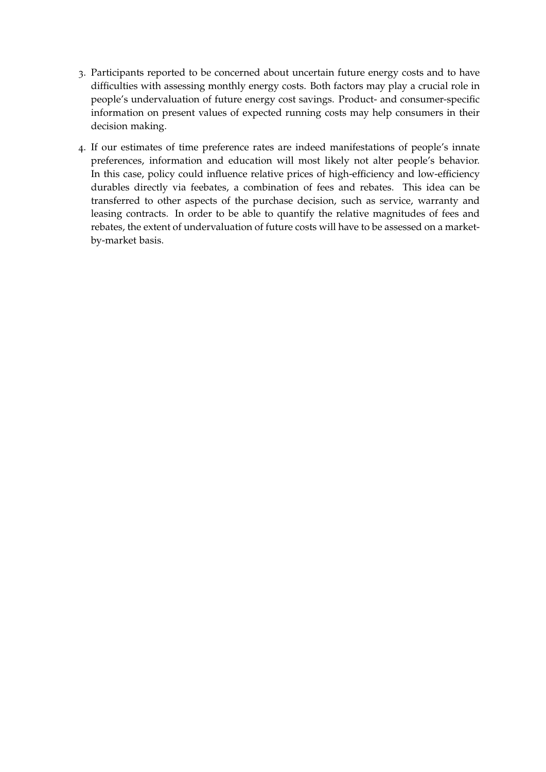3. Participants reported to be concerned about uncertain future energy costs and to have difficulties with assessing monthly energy costs. Both factors may play a crucial role in people's undervaluation of future energy cost savings. Product- and consumer-specific information on present values of expected running costs may help consumers in their decision making.

4. If our estimates of time preference rates are indeed manifestations of people's innate preferences, information and education will most likely not alter people's behavior. In this case, policy could influence relative prices of high-efficiency and low-efficiency durables directly via feebates, a combination of fees and rebates. This idea can be transferred to other aspects of the purchase decision, such as service, warranty and leasing contracts. In order to be able to quantify the relative magnitudes of fees and rebates, the extent of undervaluation of future costs will have to be assessed on a market-by-market basis.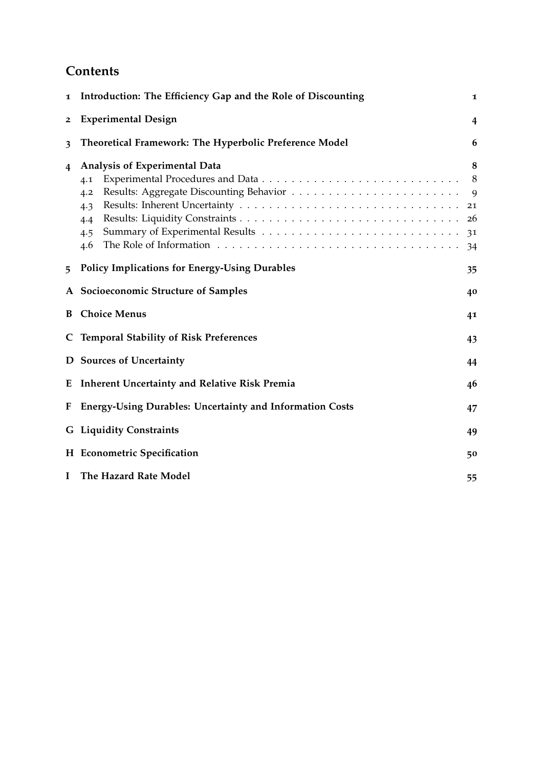# Contents

1 **Introduction: The Efficiency Gap and the Role of Discounting** 1

2 **Experimental Design** 4

3 **Theoretical Framework: The Hyperbolic Preference Model** 6

4 **Analysis of Experimental Data** 8
- 4.1 Experimental Procedures and Data . . . 8
- 4.2 Results: Aggregate Discounting Behavior . . . 9
- 4.3 Results: Inherent Uncertainty . . . 21
- 4.4 Results: Liquidity Constraints . . . 26
- 4.5 Summary of Experimental Results . . . 31
- 4.6 The Role of Information . . . 34

5 **Policy Implications for Energy-Using Durables** 35

A **Socioeconomic Structure of Samples** 40

B **Choice Menus** 41

C **Temporal Stability of Risk Preferences** 43

D **Sources of Uncertainty** 44

E **Inherent Uncertainty and Relative Risk Premia** 46

F **Energy-Using Durables: Uncertainty and Information Costs** 47

G **Liquidity Constraints** 49

H **Econometric Specification** 50

I **The Hazard Rate Model** 55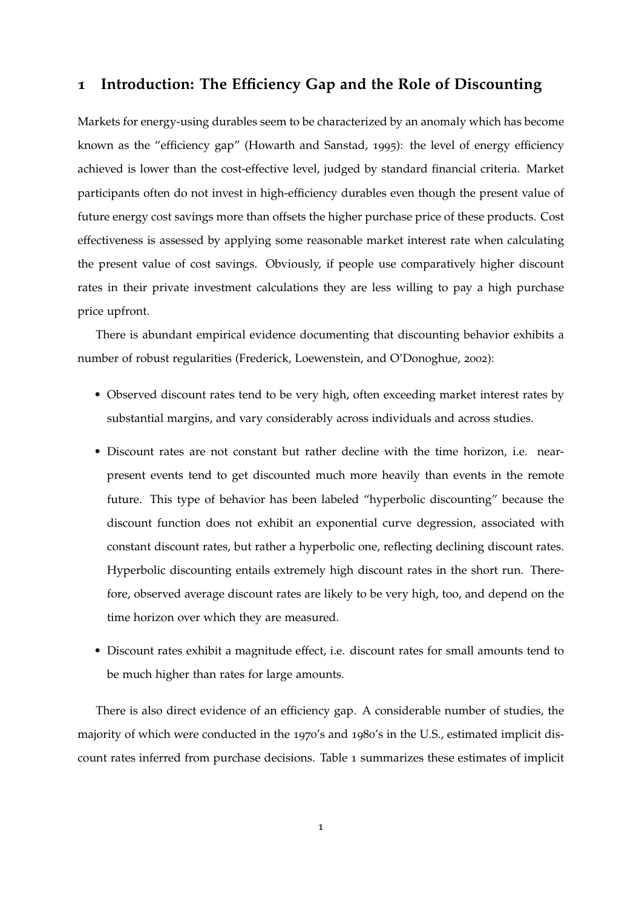# 1 Introduction: The Efficiency Gap and the Role of Discounting

Markets for energy-using durables seem to be characterized by an anomaly which has become known as the "efficiency gap" (Howarth and Sanstad, 1995): the level of energy efficiency achieved is lower than the cost-effective level, judged by standard financial criteria. Market participants often do not invest in high-efficiency durables even though the present value of future energy cost savings more than offsets the higher purchase price of these products. Cost effectiveness is assessed by applying some reasonable market interest rate when calculating the present value of cost savings. Obviously, if people use comparatively higher discount rates in their private investment calculations they are less willing to pay a high purchase price upfront.

There is abundant empirical evidence documenting that discounting behavior exhibits a number of robust regularities (Frederick, Loewenstein, and O'Donoghue, 2002):

- Observed discount rates tend to be very high, often exceeding market interest rates by substantial margins, and vary considerably across individuals and across studies.
- Discount rates are not constant but rather decline with the time horizon, i.e. near-present events tend to get discounted much more heavily than events in the remote future. This type of behavior has been labeled "hyperbolic discounting" because the discount function does not exhibit an exponential curve degression, associated with constant discount rates, but rather a hyperbolic one, reflecting declining discount rates. Hyperbolic discounting entails extremely high discount rates in the short run. Therefore, observed average discount rates are likely to be very high, too, and depend on the time horizon over which they are measured.
- Discount rates exhibit a magnitude effect, i.e. discount rates for small amounts tend to be much higher than rates for large amounts.

There is also direct evidence of an efficiency gap. A considerable number of studies, the majority of which were conducted in the 1970's and 1980's in the U.S., estimated implicit discount rates inferred from purchase decisions. Table 1 summarizes these estimates of implicit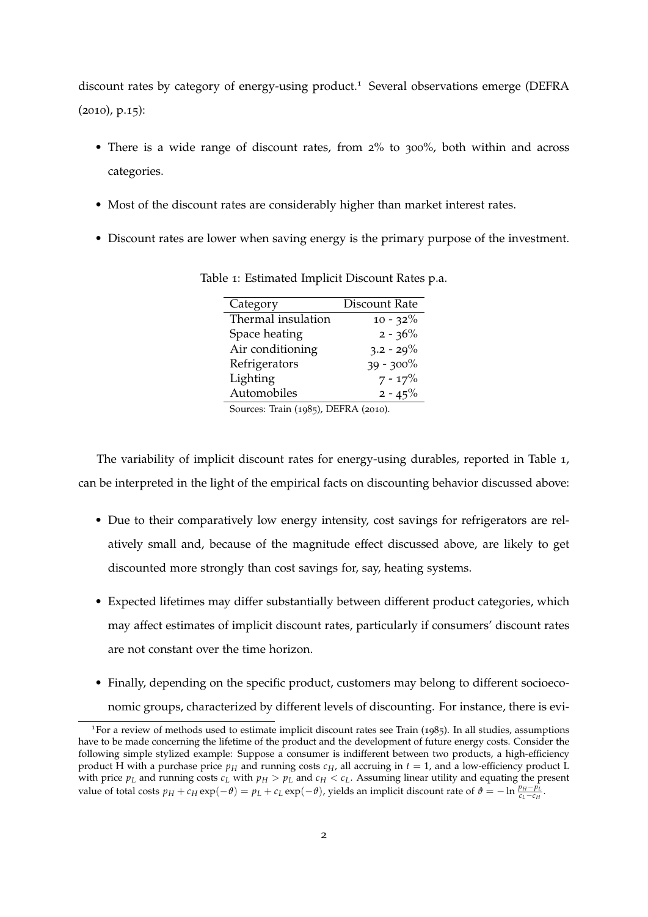discount rates by category of energy-using product.[1] Several observations emerge (DEFRA (2010), p.15):

- There is a wide range of discount rates, from 2% to 300%, both within and across categories.
- Most of the discount rates are considerably higher than market interest rates.
- Discount rates are lower when saving energy is the primary purpose of the investment.

Table 1: Estimated Implicit Discount Rates p.a.

| Category | Discount Rate |
|---|---|
| Thermal insulation | 10 - 32% |
| Space heating | 2 - 36% |
| Air conditioning | 3.2 - 29% |
| Refrigerators | 39 - 300% |
| Lighting | 7 - 17% |
| Automobiles | 2 - 45% |

Sources: Train (1985), DEFRA (2010).

The variability of implicit discount rates for energy-using durables, reported in Table 1, can be interpreted in the light of the empirical facts on discounting behavior discussed above:

- Due to their comparatively low energy intensity, cost savings for refrigerators are relatively small and, because of the magnitude effect discussed above, are likely to get discounted more strongly than cost savings for, say, heating systems.
- Expected lifetimes may differ substantially between different product categories, which may affect estimates of implicit discount rates, particularly if consumers' discount rates are not constant over the time horizon.
- Finally, depending on the specific product, customers may belong to different socioeconomic groups, characterized by different levels of discounting. For instance, there is evi-

[1] For a review of methods used to estimate implicit discount rates see Train (1985). In all studies, assumptions have to be made concerning the lifetime of the product and the development of future energy costs. Consider the following simple stylized example: Suppose a consumer is indifferent between two products, a high-efficiency product H with a purchase price $p_H$ and running costs $c_H$, all accruing in $t = 1$, and a low-efficiency product L with price $p_L$ and running costs $c_L$ with $p_H > p_L$ and $c_H < c_L$. Assuming linear utility and equating the present value of total costs $p_H + c_H \exp(-\vartheta) = p_L + c_L \exp(-\vartheta)$, yields an implicit discount rate of $\vartheta = -\ln \frac{p_H - p_L}{c_L - c_H}$.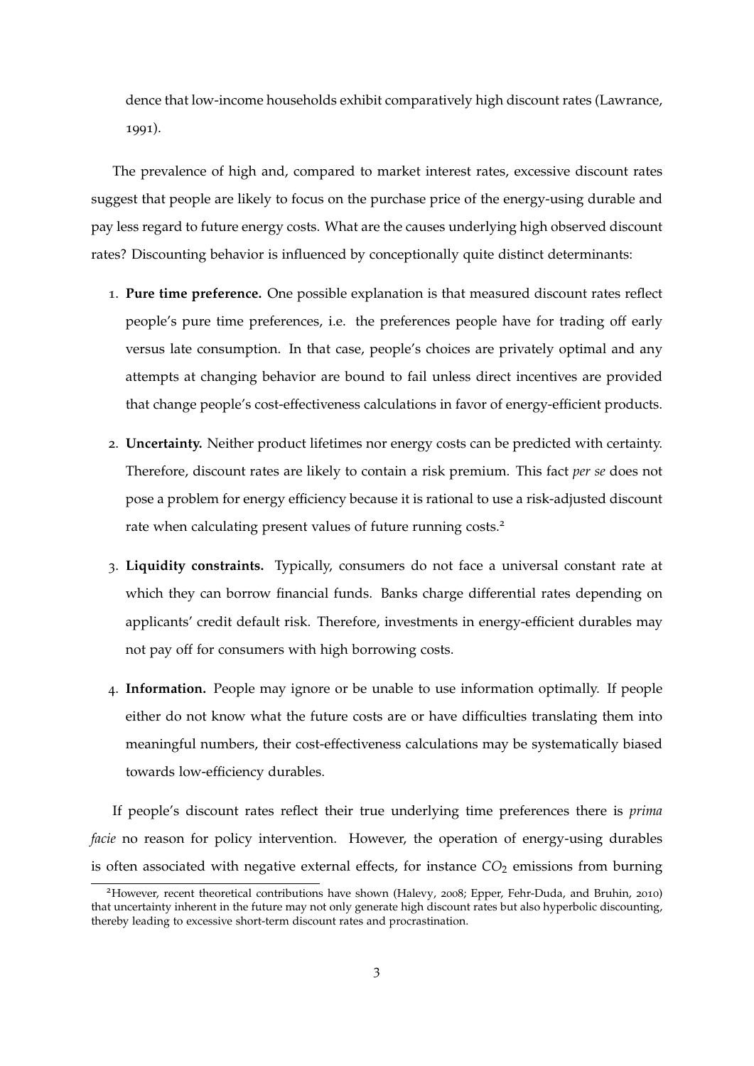dence that low-income households exhibit comparatively high discount rates (Lawrance, 1991).

The prevalence of high and, compared to market interest rates, excessive discount rates suggest that people are likely to focus on the purchase price of the energy-using durable and pay less regard to future energy costs. What are the causes underlying high observed discount rates? Discounting behavior is influenced by conceptionally quite distinct determinants:

1. **Pure time preference.** One possible explanation is that measured discount rates reflect people's pure time preferences, i.e. the preferences people have for trading off early versus late consumption. In that case, people's choices are privately optimal and any attempts at changing behavior are bound to fail unless direct incentives are provided that change people's cost-effectiveness calculations in favor of energy-efficient products.

2. **Uncertainty.** Neither product lifetimes nor energy costs can be predicted with certainty. Therefore, discount rates are likely to contain a risk premium. This fact *per se* does not pose a problem for energy efficiency because it is rational to use a risk-adjusted discount rate when calculating present values of future running costs.[2]

3. **Liquidity constraints.** Typically, consumers do not face a universal constant rate at which they can borrow financial funds. Banks charge differential rates depending on applicants' credit default risk. Therefore, investments in energy-efficient durables may not pay off for consumers with high borrowing costs.

4. **Information.** People may ignore or be unable to use information optimally. If people either do not know what the future costs are or have difficulties translating them into meaningful numbers, their cost-effectiveness calculations may be systematically biased towards low-efficiency durables.

If people's discount rates reflect their true underlying time preferences there is *prima facie* no reason for policy intervention. However, the operation of energy-using durables is often associated with negative external effects, for instance $CO_2$ emissions from burning

[2]However, recent theoretical contributions have shown (Halevy, 2008; Epper, Fehr-Duda, and Bruhin, 2010) that uncertainty inherent in the future may not only generate high discount rates but also hyperbolic discounting, thereby leading to excessive short-term discount rates and procrastination.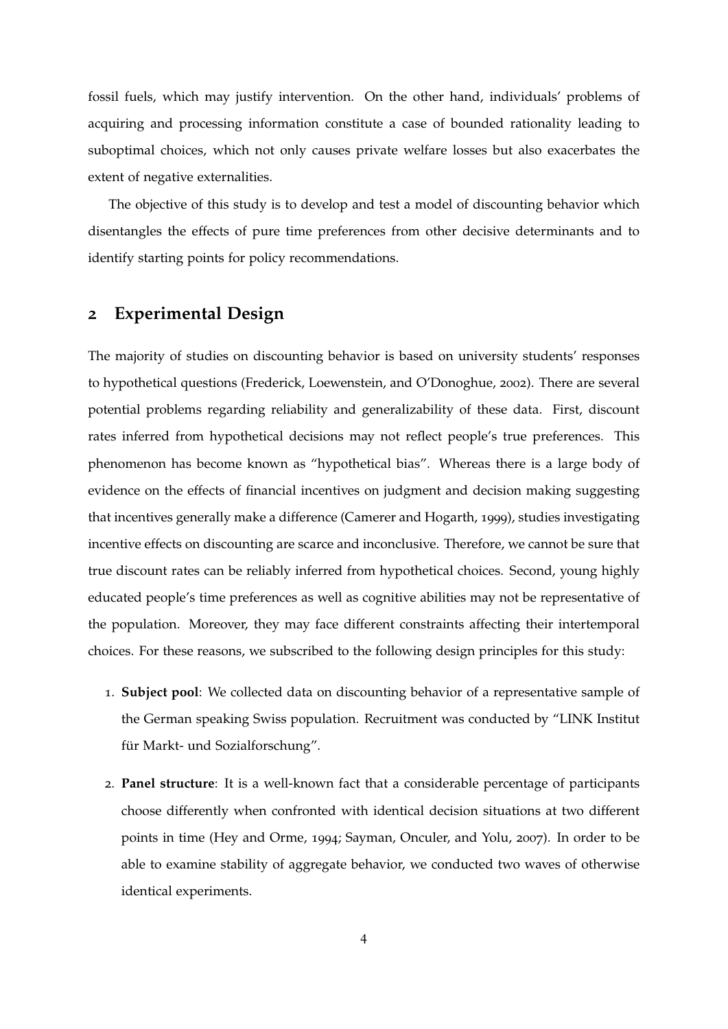fossil fuels, which may justify intervention. On the other hand, individuals' problems of acquiring and processing information constitute a case of bounded rationality leading to suboptimal choices, which not only causes private welfare losses but also exacerbates the extent of negative externalities.

The objective of this study is to develop and test a model of discounting behavior which disentangles the effects of pure time preferences from other decisive determinants and to identify starting points for policy recommendations.

## 2 Experimental Design

The majority of studies on discounting behavior is based on university students' responses to hypothetical questions (Frederick, Loewenstein, and O'Donoghue, 2002). There are several potential problems regarding reliability and generalizability of these data. First, discount rates inferred from hypothetical decisions may not reflect people's true preferences. This phenomenon has become known as "hypothetical bias". Whereas there is a large body of evidence on the effects of financial incentives on judgment and decision making suggesting that incentives generally make a difference (Camerer and Hogarth, 1999), studies investigating incentive effects on discounting are scarce and inconclusive. Therefore, we cannot be sure that true discount rates can be reliably inferred from hypothetical choices. Second, young highly educated people's time preferences as well as cognitive abilities may not be representative of the population. Moreover, they may face different constraints affecting their intertemporal choices. For these reasons, we subscribed to the following design principles for this study:

1. **Subject pool**: We collected data on discounting behavior of a representative sample of the German speaking Swiss population. Recruitment was conducted by "LINK Institut für Markt- und Sozialforschung".

2. **Panel structure**: It is a well-known fact that a considerable percentage of participants choose differently when confronted with identical decision situations at two different points in time (Hey and Orme, 1994; Sayman, Onculer, and Yolu, 2007). In order to be able to examine stability of aggregate behavior, we conducted two waves of otherwise identical experiments.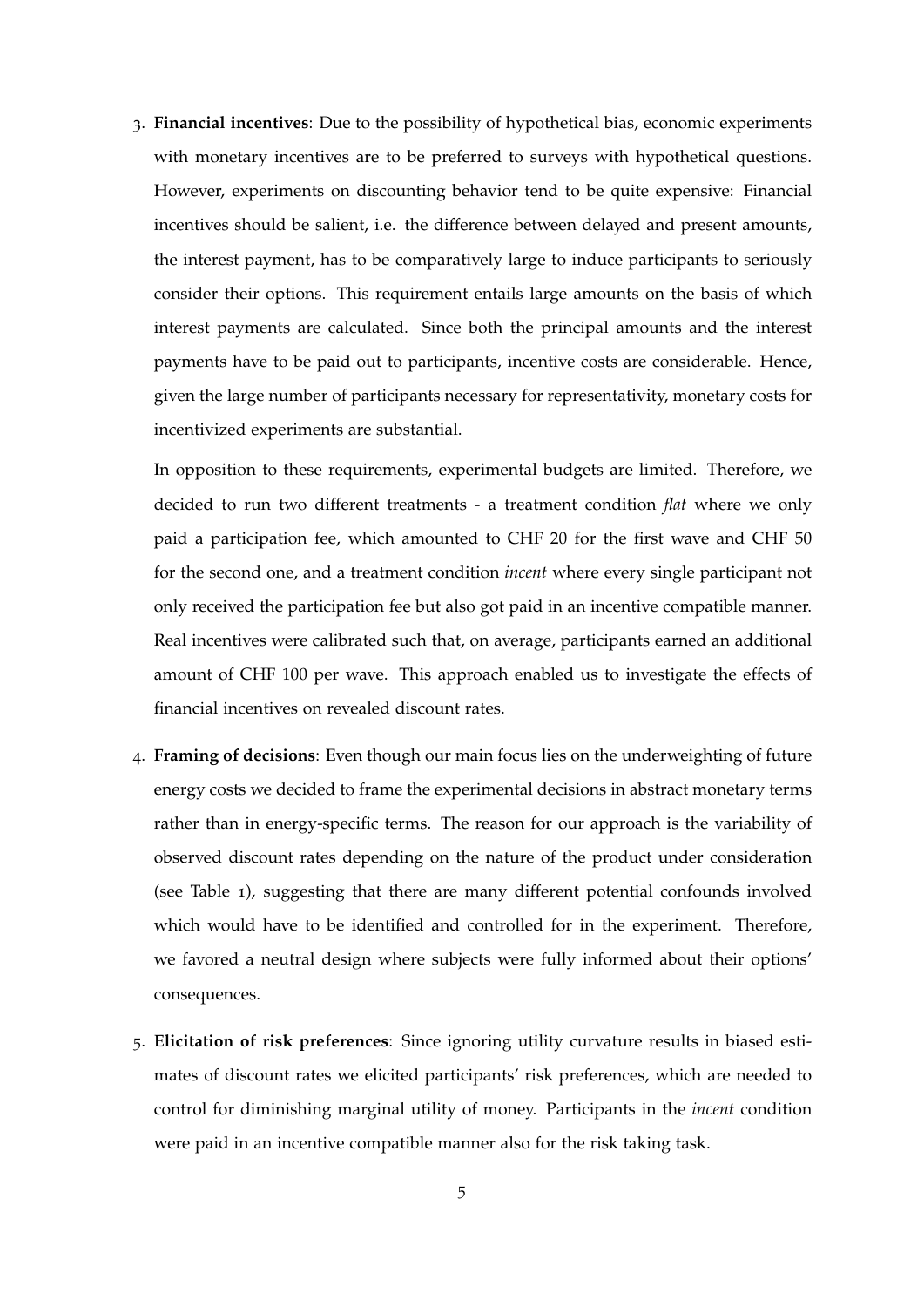3. **Financial incentives**: Due to the possibility of hypothetical bias, economic experiments with monetary incentives are to be preferred to surveys with hypothetical questions. However, experiments on discounting behavior tend to be quite expensive: Financial incentives should be salient, i.e. the difference between delayed and present amounts, the interest payment, has to be comparatively large to induce participants to seriously consider their options. This requirement entails large amounts on the basis of which interest payments are calculated. Since both the principal amounts and the interest payments have to be paid out to participants, incentive costs are considerable. Hence, given the large number of participants necessary for representativity, monetary costs for incentivized experiments are substantial.

   In opposition to these requirements, experimental budgets are limited. Therefore, we decided to run two different treatments - a treatment condition *flat* where we only paid a participation fee, which amounted to CHF 20 for the first wave and CHF 50 for the second one, and a treatment condition *incent* where every single participant not only received the participation fee but also got paid in an incentive compatible manner. Real incentives were calibrated such that, on average, participants earned an additional amount of CHF 100 per wave. This approach enabled us to investigate the effects of financial incentives on revealed discount rates.

4. **Framing of decisions**: Even though our main focus lies on the underweighting of future energy costs we decided to frame the experimental decisions in abstract monetary terms rather than in energy-specific terms. The reason for our approach is the variability of observed discount rates depending on the nature of the product under consideration (see Table 1), suggesting that there are many different potential confounds involved which would have to be identified and controlled for in the experiment. Therefore, we favored a neutral design where subjects were fully informed about their options' consequences.

5. **Elicitation of risk preferences**: Since ignoring utility curvature results in biased estimates of discount rates we elicited participants' risk preferences, which are needed to control for diminishing marginal utility of money. Participants in the *incent* condition were paid in an incentive compatible manner also for the risk taking task.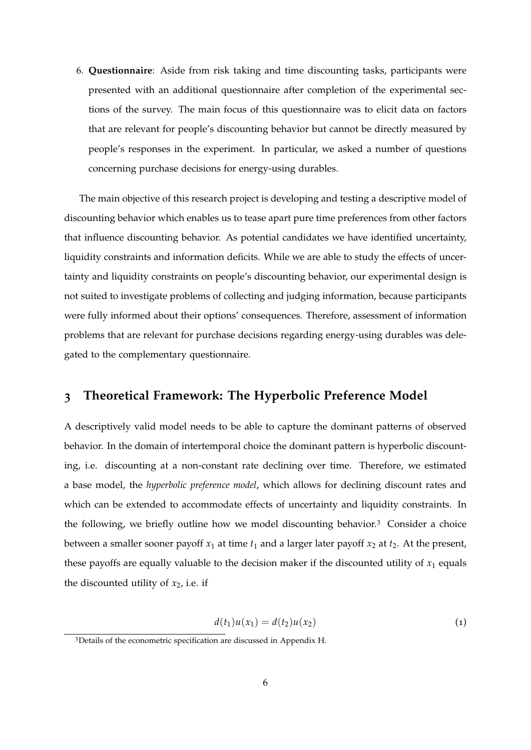6. **Questionnaire**: Aside from risk taking and time discounting tasks, participants were presented with an additional questionnaire after completion of the experimental sections of the survey. The main focus of this questionnaire was to elicit data on factors that are relevant for people's discounting behavior but cannot be directly measured by people's responses in the experiment. In particular, we asked a number of questions concerning purchase decisions for energy-using durables.

The main objective of this research project is developing and testing a descriptive model of discounting behavior which enables us to tease apart pure time preferences from other factors that influence discounting behavior. As potential candidates we have identified uncertainty, liquidity constraints and information deficits. While we are able to study the effects of uncertainty and liquidity constraints on people's discounting behavior, our experimental design is not suited to investigate problems of collecting and judging information, because participants were fully informed about their options' consequences. Therefore, assessment of information problems that are relevant for purchase decisions regarding energy-using durables was delegated to the complementary questionnaire.

## 3 Theoretical Framework: The Hyperbolic Preference Model

A descriptively valid model needs to be able to capture the dominant patterns of observed behavior. In the domain of intertemporal choice the dominant pattern is hyperbolic discounting, i.e. discounting at a non-constant rate declining over time. Therefore, we estimated a base model, the *hyperbolic preference model*, which allows for declining discount rates and which can be extended to accommodate effects of uncertainty and liquidity constraints. In the following, we briefly outline how we model discounting behavior.[3] Consider a choice between a smaller sooner payoff $x_1$ at time $t_1$ and a larger later payoff $x_2$ at $t_2$. At the present, these payoffs are equally valuable to the decision maker if the discounted utility of $x_1$ equals the discounted utility of $x_2$, i.e. if

$$d(t_1)u(x_1) = d(t_2)u(x_2) \tag{1}$$

[3] Details of the econometric specification are discussed in Appendix H.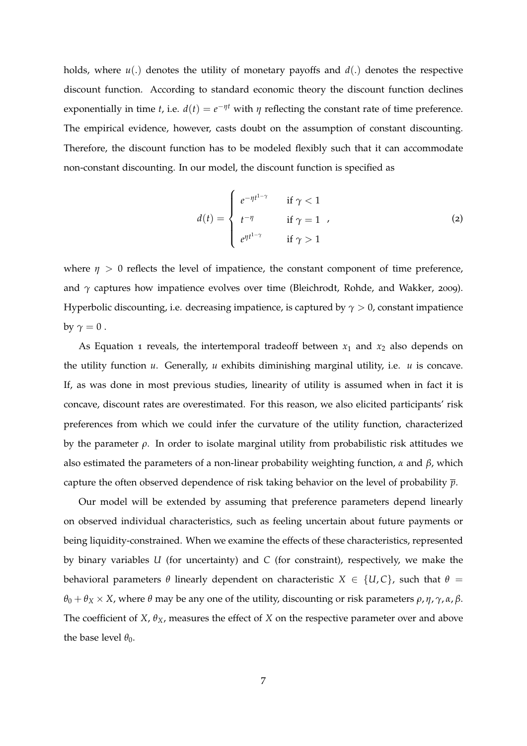holds, where $u(.)$ denotes the utility of monetary payoffs and $d(.)$ denotes the respective discount function. According to standard economic theory the discount function declines exponentially in time $t$, i.e. $d(t) = e^{-\eta t}$ with $\eta$ reflecting the constant rate of time preference. The empirical evidence, however, casts doubt on the assumption of constant discounting. Therefore, the discount function has to be modeled flexibly such that it can accommodate non-constant discounting. In our model, the discount function is specified as

$$d(t) = \begin{cases} e^{-\eta t^{1-\gamma}} & \text{if } \gamma < 1 \\ t^{-\eta} & \text{if } \gamma = 1 \\ e^{\eta t^{1-\gamma}} & \text{if } \gamma > 1 \end{cases}, \tag{2}$$

where $\eta > 0$ reflects the level of impatience, the constant component of time preference, and $\gamma$ captures how impatience evolves over time (Bleichrodt, Rohde, and Wakker, 2009). Hyperbolic discounting, i.e. decreasing impatience, is captured by $\gamma > 0$, constant impatience by $\gamma = 0$ .

As Equation 1 reveals, the intertemporal tradeoff between $x_1$ and $x_2$ also depends on the utility function $u$. Generally, $u$ exhibits diminishing marginal utility, i.e. $u$ is concave. If, as was done in most previous studies, linearity of utility is assumed when in fact it is concave, discount rates are overestimated. For this reason, we also elicited participants' risk preferences from which we could infer the curvature of the utility function, characterized by the parameter $\rho$. In order to isolate marginal utility from probabilistic risk attitudes we also estimated the parameters of a non-linear probability weighting function, $\alpha$ and $\beta$, which capture the often observed dependence of risk taking behavior on the level of probability $\overline{p}$.

Our model will be extended by assuming that preference parameters depend linearly on observed individual characteristics, such as feeling uncertain about future payments or being liquidity-constrained. When we examine the effects of these characteristics, represented by binary variables $U$ (for uncertainty) and $C$ (for constraint), respectively, we make the behavioral parameters $\theta$ linearly dependent on characteristic $X \in \{U, C\}$, such that $\theta = \theta_0 + \theta_X \times X$, where $\theta$ may be any one of the utility, discounting or risk parameters $\rho, \eta, \gamma, \alpha, \beta$. The coefficient of $X$, $\theta_X$, measures the effect of $X$ on the respective parameter over and above the base level $\theta_0$.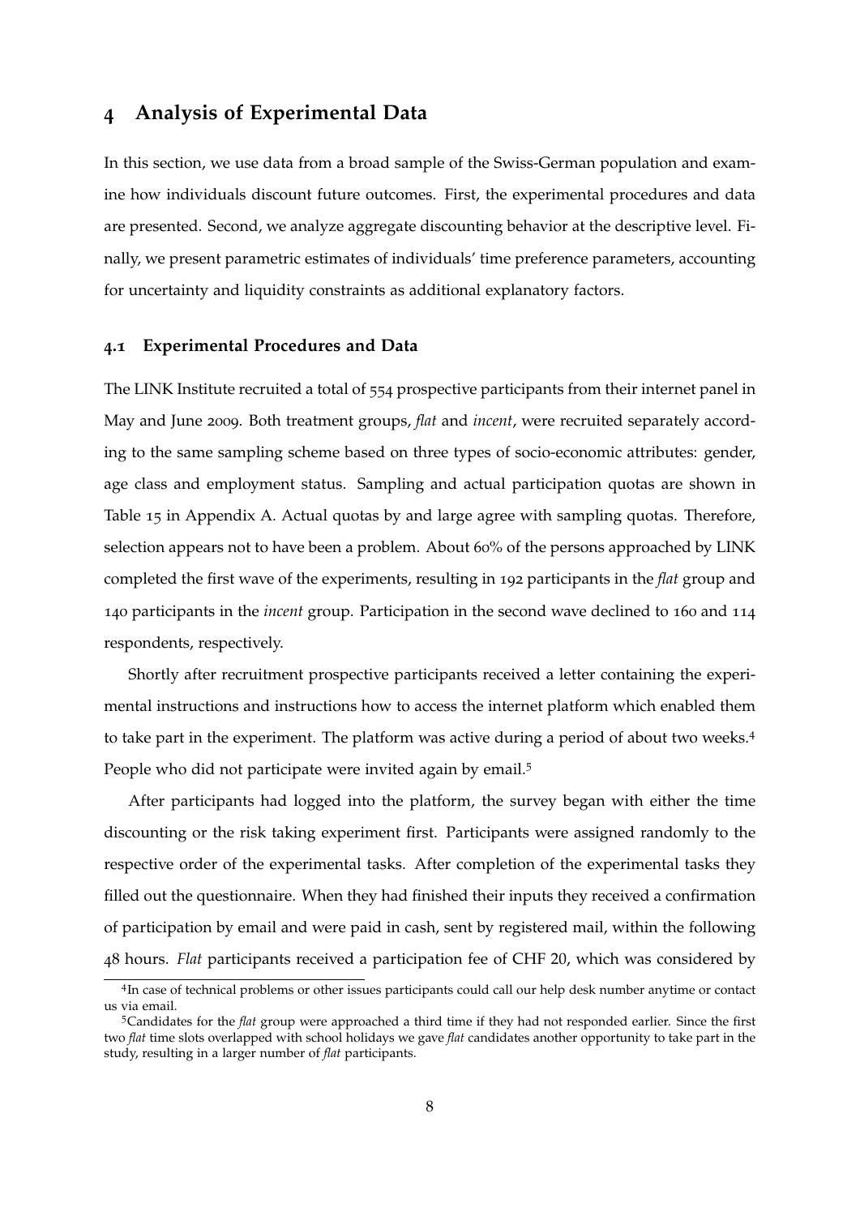## 4 Analysis of Experimental Data

In this section, we use data from a broad sample of the Swiss-German population and examine how individuals discount future outcomes. First, the experimental procedures and data are presented. Second, we analyze aggregate discounting behavior at the descriptive level. Finally, we present parametric estimates of individuals' time preference parameters, accounting for uncertainty and liquidity constraints as additional explanatory factors.

### 4.1 Experimental Procedures and Data

The LINK Institute recruited a total of 554 prospective participants from their internet panel in May and June 2009. Both treatment groups, *flat* and *incent*, were recruited separately according to the same sampling scheme based on three types of socio-economic attributes: gender, age class and employment status. Sampling and actual participation quotas are shown in Table 15 in Appendix A. Actual quotas by and large agree with sampling quotas. Therefore, selection appears not to have been a problem. About 60% of the persons approached by LINK completed the first wave of the experiments, resulting in 192 participants in the *flat* group and 140 participants in the *incent* group. Participation in the second wave declined to 160 and 114 respondents, respectively.

Shortly after recruitment prospective participants received a letter containing the experimental instructions and instructions how to access the internet platform which enabled them to take part in the experiment. The platform was active during a period of about two weeks.[4] People who did not participate were invited again by email.[5]

After participants had logged into the platform, the survey began with either the time discounting or the risk taking experiment first. Participants were assigned randomly to the respective order of the experimental tasks. After completion of the experimental tasks they filled out the questionnaire. When they had finished their inputs they received a confirmation of participation by email and were paid in cash, sent by registered mail, within the following 48 hours. *Flat* participants received a participation fee of CHF 20, which was considered by

[4]In case of technical problems or other issues participants could call our help desk number anytime or contact us via email.

[5]Candidates for the *flat* group were approached a third time if they had not responded earlier. Since the first two *flat* time slots overlapped with school holidays we gave *flat* candidates another opportunity to take part in the study, resulting in a larger number of *flat* participants.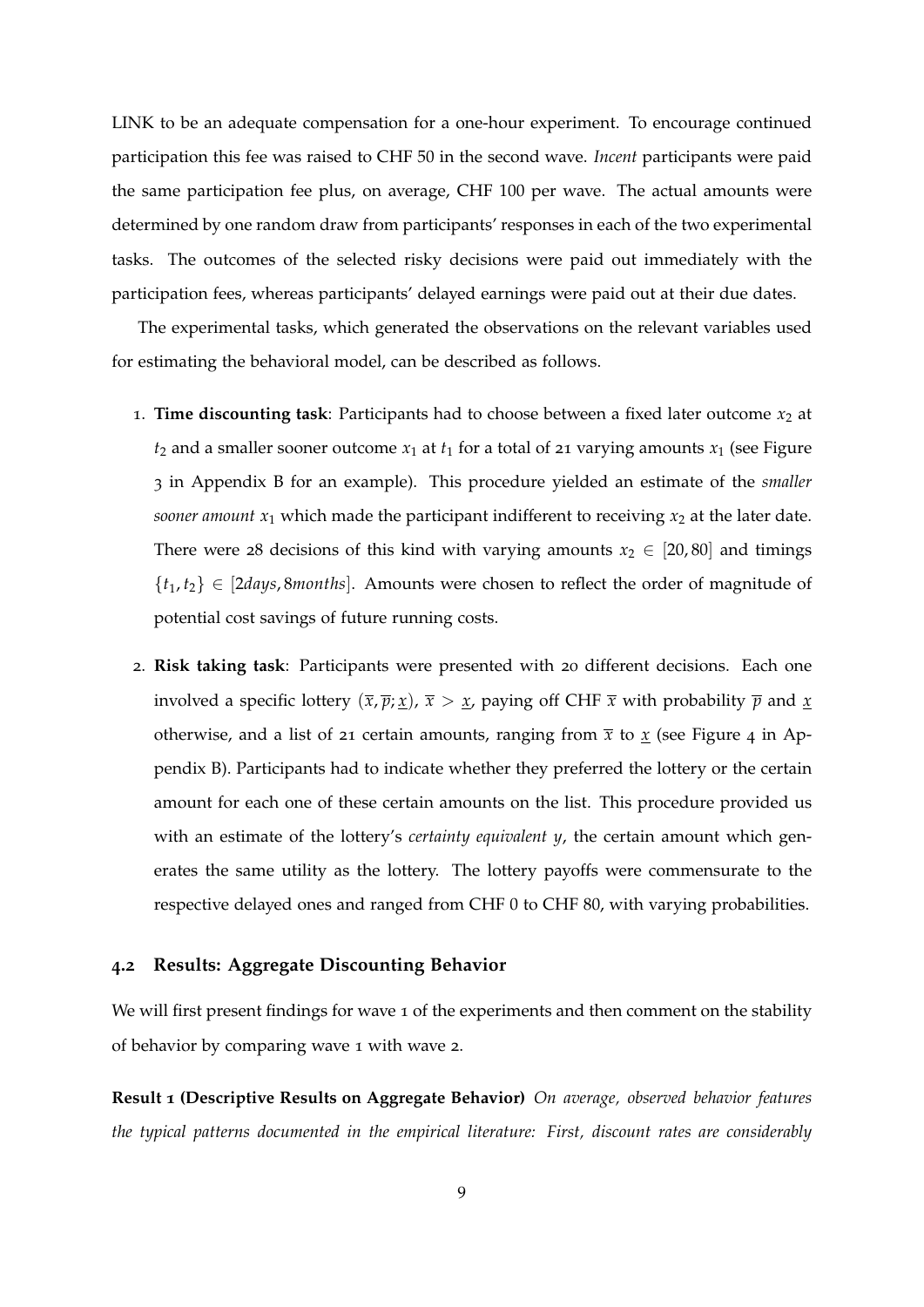LINK to be an adequate compensation for a one-hour experiment. To encourage continued participation this fee was raised to CHF 50 in the second wave. *Incent* participants were paid the same participation fee plus, on average, CHF 100 per wave. The actual amounts were determined by one random draw from participants' responses in each of the two experimental tasks. The outcomes of the selected risky decisions were paid out immediately with the participation fees, whereas participants' delayed earnings were paid out at their due dates.

The experimental tasks, which generated the observations on the relevant variables used for estimating the behavioral model, can be described as follows.

1. **Time discounting task**: Participants had to choose between a fixed later outcome $x_2$ at $t_2$ and a smaller sooner outcome $x_1$ at $t_1$ for a total of 21 varying amounts $x_1$ (see Figure 3 in Appendix B for an example). This procedure yielded an estimate of the *smaller sooner amount* $x_1$ which made the participant indifferent to receiving $x_2$ at the later date. There were 28 decisions of this kind with varying amounts $x_2 \in [20, 80]$ and timings $\{t_1, t_2\} \in [2days, 8months]$. Amounts were chosen to reflect the order of magnitude of potential cost savings of future running costs.

2. **Risk taking task**: Participants were presented with 20 different decisions. Each one involved a specific lottery $(\overline{x}, \overline{p}; \underline{x})$, $\overline{x} > \underline{x}$, paying off CHF $\overline{x}$ with probability $\overline{p}$ and $\underline{x}$ otherwise, and a list of 21 certain amounts, ranging from $\overline{x}$ to $\underline{x}$ (see Figure 4 in Appendix B). Participants had to indicate whether they preferred the lottery or the certain amount for each one of these certain amounts on the list. This procedure provided us with an estimate of the lottery's *certainty equivalent* $y$, the certain amount which generates the same utility as the lottery. The lottery payoffs were commensurate to the respective delayed ones and ranged from CHF 0 to CHF 80, with varying probabilities.

### 4.2 Results: Aggregate Discounting Behavior

We will first present findings for wave 1 of the experiments and then comment on the stability of behavior by comparing wave 1 with wave 2.

**Result 1 (Descriptive Results on Aggregate Behavior)** *On average, observed behavior features the typical patterns documented in the empirical literature: First, discount rates are considerably*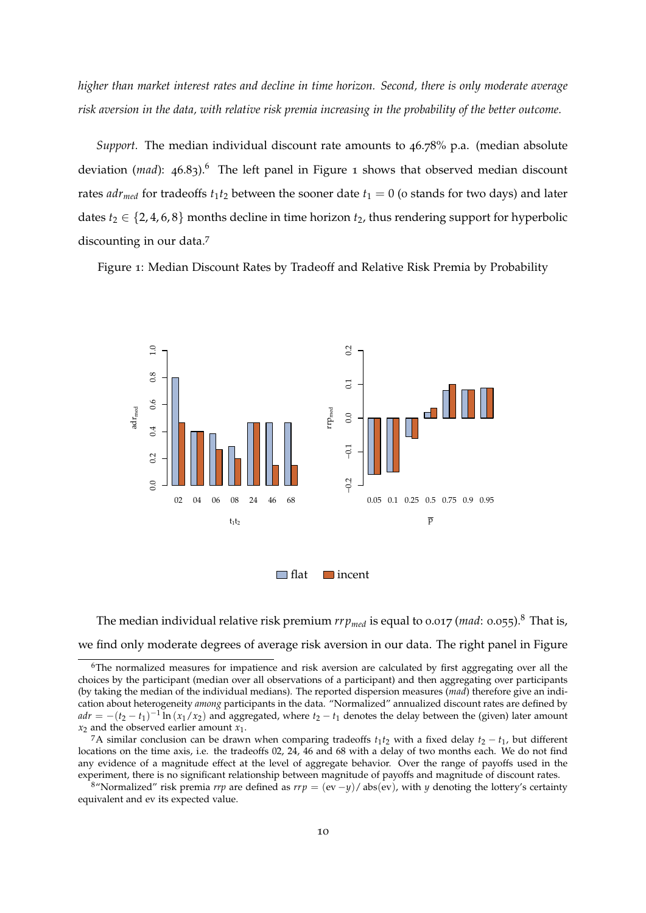*higher than market interest rates and decline in time horizon. Second, there is only moderate average risk aversion in the data, with relative risk premia increasing in the probability of the better outcome.*

*Support.* The median individual discount rate amounts to 46.78% p.a. (median absolute deviation (*mad*): 46.83).[6] The left panel in Figure 1 shows that observed median discount rates $adr_{med}$ for tradeoffs $t_1t_2$ between the sooner date $t_1 = 0$ (0 stands for two days) and later dates $t_2 \in \{2, 4, 6, 8\}$ months decline in time horizon $t_2$, thus rendering support for hyperbolic discounting in our data.[7]

Figure 1: Median Discount Rates by Tradeoff and Relative Risk Premia by Probability

The median individual relative risk premium $rrp_{med}$ is equal to 0.017 (*mad*: 0.055).[8] That is, we find only moderate degrees of average risk aversion in our data. The right panel in Figure

---

[6] The normalized measures for impatience and risk aversion are calculated by first aggregating over all the choices by the participant (median over all observations of a participant) and then aggregating over participants (by taking the median of the individual medians). The reported dispersion measures (*mad*) therefore give an indication about heterogeneity *among* participants in the data. "Normalized" annualized discount rates are defined by $adr = -(t_2 - t_1)^{-1} \ln(x_1/x_2)$ and aggregated, where $t_2 - t_1$ denotes the delay between the (given) later amount $x_2$ and the observed earlier amount $x_1$.

[7] A similar conclusion can be drawn when comparing tradeoffs $t_1t_2$ with a fixed delay $t_2 - t_1$, but different locations on the time axis, i.e. the tradeoffs 02, 24, 46 and 68 with a delay of two months each. We do not find any evidence of a magnitude effect at the level of aggregate behavior. Over the range of payoffs used in the experiment, there is no significant relationship between magnitude of payoffs and magnitude of discount rates.

[8] "Normalized" risk premia *rrp* are defined as $rrp = (\text{ev} - y)/\text{abs}(\text{ev})$, with $y$ denoting the lottery's certainty equivalent and ev its expected value.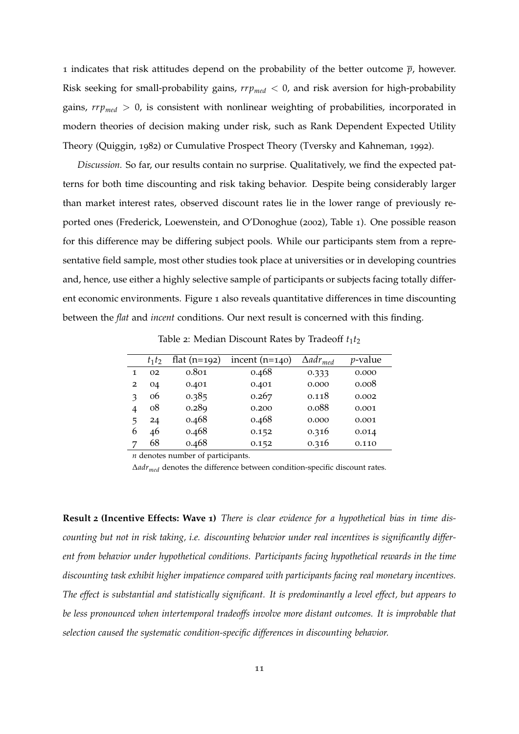1 indicates that risk attitudes depend on the probability of the better outcome $\overline{p}$, however. Risk seeking for small-probability gains, $rrp_{med} < 0$, and risk aversion for high-probability gains, $rrp_{med} > 0$, is consistent with nonlinear weighting of probabilities, incorporated in modern theories of decision making under risk, such as Rank Dependent Expected Utility Theory (Quiggin, 1982) or Cumulative Prospect Theory (Tversky and Kahneman, 1992).

*Discussion.* So far, our results contain no surprise. Qualitatively, we find the expected patterns for both time discounting and risk taking behavior. Despite being considerably larger than market interest rates, observed discount rates lie in the lower range of previously reported ones (Frederick, Loewenstein, and O'Donoghue (2002), Table 1). One possible reason for this difference may be differing subject pools. While our participants stem from a representative field sample, most other studies took place at universities or in developing countries and, hence, use either a highly selective sample of participants or subjects facing totally different economic environments. Figure 1 also reveals quantitative differences in time discounting between the *flat* and *incent* conditions. Our next result is concerned with this finding.

Table 2: Median Discount Rates by Tradeoff $t_1t_2$

| | $t_1t_2$ | flat (n=192) | incent (n=140) | $\Delta adr_{med}$ | $p$-value |
|---|---|---|---|---|---|
| 1 | 02 | 0.801 | 0.468 | 0.333 | 0.000 |
| 2 | 04 | 0.401 | 0.401 | 0.000 | 0.008 |
| 3 | 06 | 0.385 | 0.267 | 0.118 | 0.002 |
| 4 | 08 | 0.289 | 0.200 | 0.088 | 0.001 |
| 5 | 24 | 0.468 | 0.468 | 0.000 | 0.001 |
| 6 | 46 | 0.468 | 0.152 | 0.316 | 0.014 |
| 7 | 68 | 0.468 | 0.152 | 0.316 | 0.110 |

$n$ denotes number of participants.

$\Delta adr_{med}$ denotes the difference between condition-specific discount rates.

**Result 2 (Incentive Effects: Wave 1)** *There is clear evidence for a hypothetical bias in time discounting but not in risk taking, i.e. discounting behavior under real incentives is significantly different from behavior under hypothetical conditions. Participants facing hypothetical rewards in the time discounting task exhibit higher impatience compared with participants facing real monetary incentives. The effect is substantial and statistically significant. It is predominantly a level effect, but appears to be less pronounced when intertemporal tradeoffs involve more distant outcomes. It is improbable that selection caused the systematic condition-specific differences in discounting behavior.*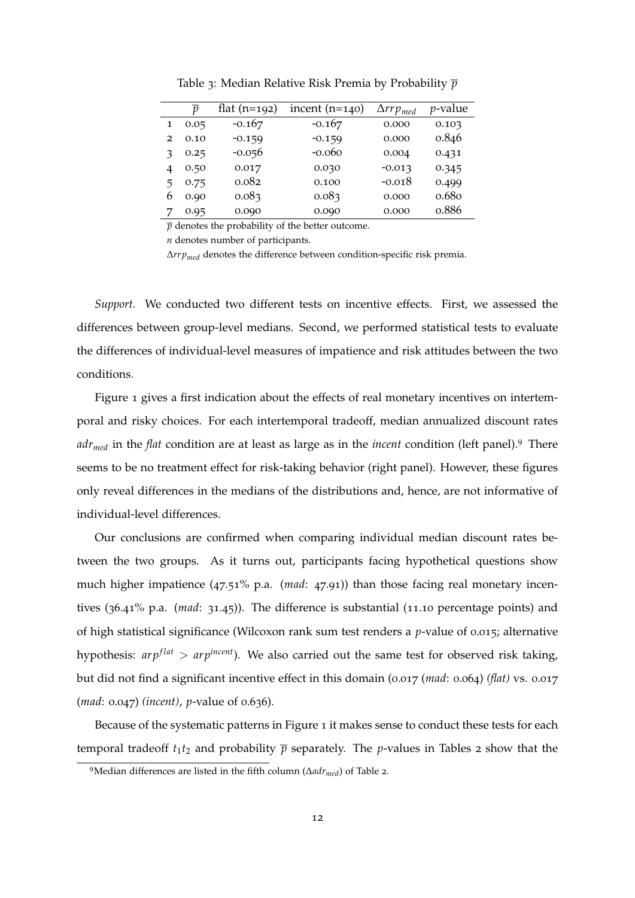Table 3: Median Relative Risk Premia by Probability $\overline{p}$

| | $\overline{p}$ | flat (n=192) | incent (n=140) | $\Delta rrp_{med}$ | $p$-value |
|---|---|---|---|---|---|
| 1 | 0.05 | -0.167 | -0.167 | 0.000 | 0.103 |
| 2 | 0.10 | -0.159 | -0.159 | 0.000 | 0.846 |
| 3 | 0.25 | -0.056 | -0.060 | 0.004 | 0.431 |
| 4 | 0.50 | 0.017 | 0.030 | -0.013 | 0.345 |
| 5 | 0.75 | 0.082 | 0.100 | -0.018 | 0.499 |
| 6 | 0.90 | 0.083 | 0.083 | 0.000 | 0.680 |
| 7 | 0.95 | 0.090 | 0.090 | 0.000 | 0.886 |

$\overline{p}$ denotes the probability of the better outcome.

$n$ denotes number of participants.

$\Delta rrp_{med}$ denotes the difference between condition-specific risk premia.

*Support.* We conducted two different tests on incentive effects. First, we assessed the differences between group-level medians. Second, we performed statistical tests to evaluate the differences of individual-level measures of impatience and risk attitudes between the two conditions.

Figure 1 gives a first indication about the effects of real monetary incentives on intertemporal and risky choices. For each intertemporal tradeoff, median annualized discount rates $adr_{med}$ in the *flat* condition are at least as large as in the *incent* condition (left panel).[9] There seems to be no treatment effect for risk-taking behavior (right panel). However, these figures only reveal differences in the medians of the distributions and, hence, are not informative of individual-level differences.

Our conclusions are confirmed when comparing individual median discount rates between the two groups. As it turns out, participants facing hypothetical questions show much higher impatience (47.51% p.a. (*mad*: 47.91)) than those facing real monetary incentives (36.41% p.a. (*mad*: 31.45)). The difference is substantial (11.10 percentage points) and of high statistical significance (Wilcoxon rank sum test renders a $p$-value of 0.015; alternative hypothesis: $arp^{flat} > arp^{incent}$). We also carried out the same test for observed risk taking, but did not find a significant incentive effect in this domain (0.017 (*mad*: 0.064) *(flat)* vs. 0.017 (*mad*: 0.047) *(incent)*, $p$-value of 0.636).

Because of the systematic patterns in Figure 1 it makes sense to conduct these tests for each temporal tradeoff $t_1t_2$ and probability $\overline{p}$ separately. The $p$-values in Tables 2 show that the

[9] Median differences are listed in the fifth column ($\Delta adr_{med}$) of Table 2.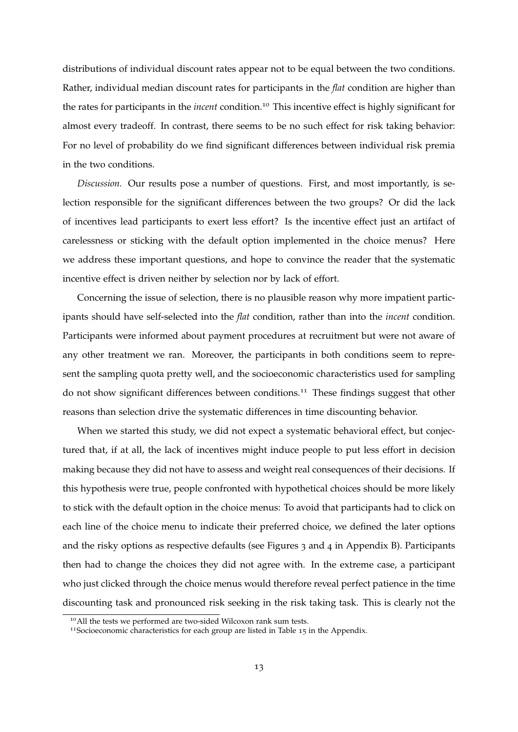distributions of individual discount rates appear not to be equal between the two conditions. Rather, individual median discount rates for participants in the *flat* condition are higher than the rates for participants in the *incent* condition.[10] This incentive effect is highly significant for almost every tradeoff. In contrast, there seems to be no such effect for risk taking behavior: For no level of probability do we find significant differences between individual risk premia in the two conditions.

*Discussion.* Our results pose a number of questions. First, and most importantly, is selection responsible for the significant differences between the two groups? Or did the lack of incentives lead participants to exert less effort? Is the incentive effect just an artifact of carelessness or sticking with the default option implemented in the choice menus? Here we address these important questions, and hope to convince the reader that the systematic incentive effect is driven neither by selection nor by lack of effort.

Concerning the issue of selection, there is no plausible reason why more impatient participants should have self-selected into the *flat* condition, rather than into the *incent* condition. Participants were informed about payment procedures at recruitment but were not aware of any other treatment we ran. Moreover, the participants in both conditions seem to represent the sampling quota pretty well, and the socioeconomic characteristics used for sampling do not show significant differences between conditions.[11] These findings suggest that other reasons than selection drive the systematic differences in time discounting behavior.

When we started this study, we did not expect a systematic behavioral effect, but conjectured that, if at all, the lack of incentives might induce people to put less effort in decision making because they did not have to assess and weight real consequences of their decisions. If this hypothesis were true, people confronted with hypothetical choices should be more likely to stick with the default option in the choice menus: To avoid that participants had to click on each line of the choice menu to indicate their preferred choice, we defined the later options and the risky options as respective defaults (see Figures 3 and 4 in Appendix B). Participants then had to change the choices they did not agree with. In the extreme case, a participant who just clicked through the choice menus would therefore reveal perfect patience in the time discounting task and pronounced risk seeking in the risk taking task. This is clearly not the

[10] All the tests we performed are two-sided Wilcoxon rank sum tests.

[11] Socioeconomic characteristics for each group are listed in Table 15 in the Appendix.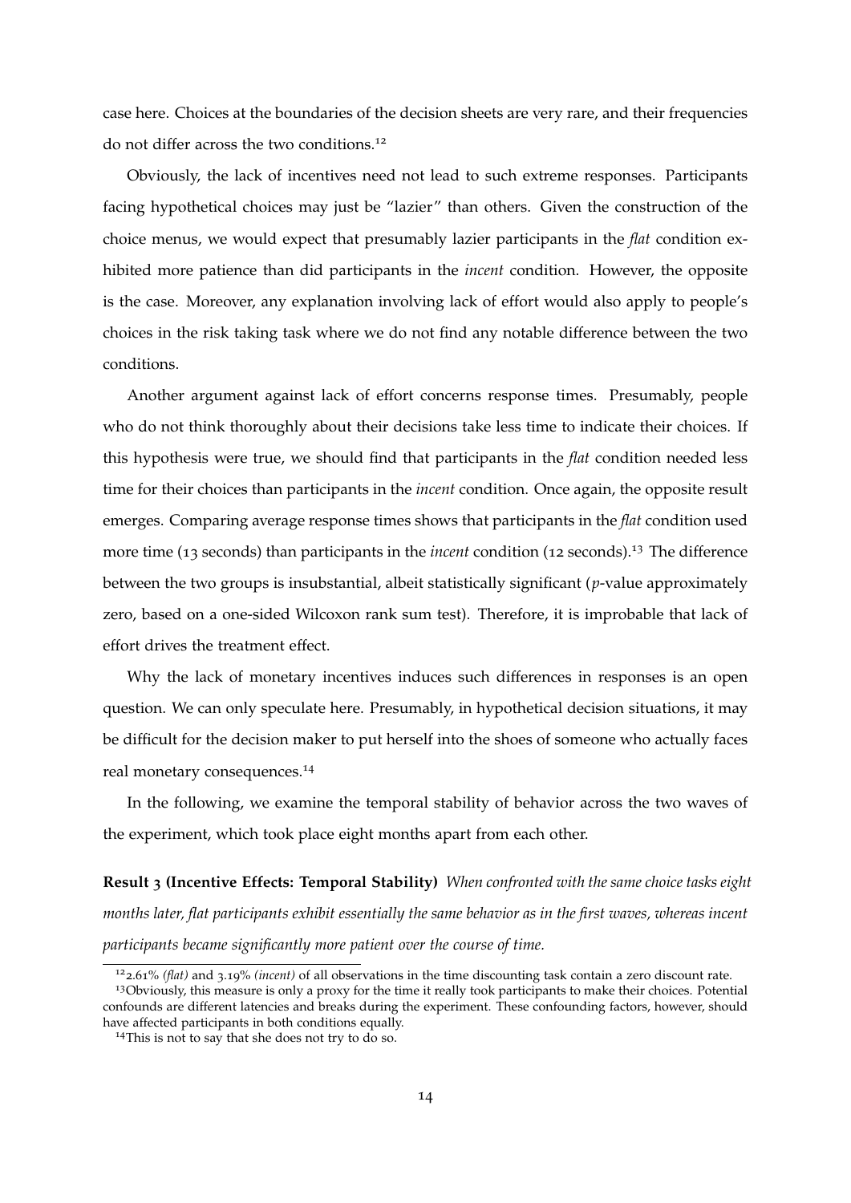case here. Choices at the boundaries of the decision sheets are very rare, and their frequencies do not differ across the two conditions.[12]

Obviously, the lack of incentives need not lead to such extreme responses. Participants facing hypothetical choices may just be "lazier" than others. Given the construction of the choice menus, we would expect that presumably lazier participants in the *flat* condition exhibited more patience than did participants in the *incent* condition. However, the opposite is the case. Moreover, any explanation involving lack of effort would also apply to people's choices in the risk taking task where we do not find any notable difference between the two conditions.

Another argument against lack of effort concerns response times. Presumably, people who do not think thoroughly about their decisions take less time to indicate their choices. If this hypothesis were true, we should find that participants in the *flat* condition needed less time for their choices than participants in the *incent* condition. Once again, the opposite result emerges. Comparing average response times shows that participants in the *flat* condition used more time (13 seconds) than participants in the *incent* condition (12 seconds).[13] The difference between the two groups is insubstantial, albeit statistically significant ($p$-value approximately zero, based on a one-sided Wilcoxon rank sum test). Therefore, it is improbable that lack of effort drives the treatment effect.

Why the lack of monetary incentives induces such differences in responses is an open question. We can only speculate here. Presumably, in hypothetical decision situations, it may be difficult for the decision maker to put herself into the shoes of someone who actually faces real monetary consequences.[14]

In the following, we examine the temporal stability of behavior across the two waves of the experiment, which took place eight months apart from each other.

**Result 3 (Incentive Effects: Temporal Stability)** *When confronted with the same choice tasks eight months later, flat participants exhibit essentially the same behavior as in the first waves, whereas incent participants became significantly more patient over the course of time.*

---

[12] 2.61% *(flat)* and 3.19% *(incent)* of all observations in the time discounting task contain a zero discount rate.

[13] Obviously, this measure is only a proxy for the time it really took participants to make their choices. Potential confounds are different latencies and breaks during the experiment. These confounding factors, however, should have affected participants in both conditions equally.

[14] This is not to say that she does not try to do so.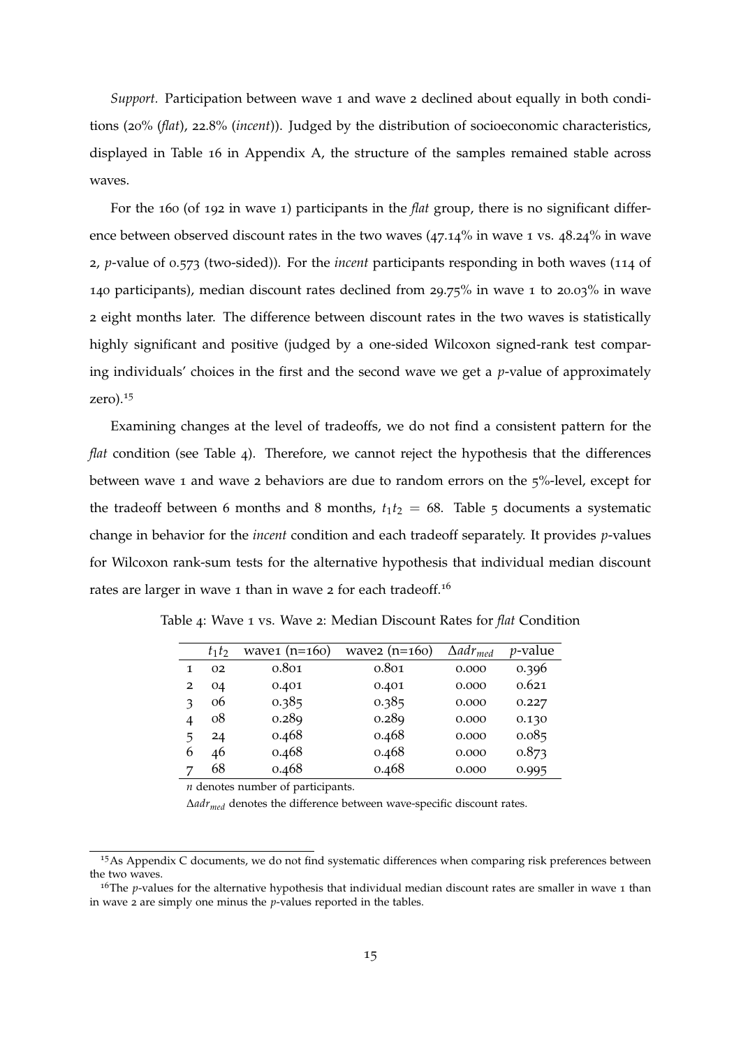*Support.* Participation between wave 1 and wave 2 declined about equally in both conditions (20% (*flat*), 22.8% (*incent*)). Judged by the distribution of socioeconomic characteristics, displayed in Table 16 in Appendix A, the structure of the samples remained stable across waves.

For the 160 (of 192 in wave 1) participants in the *flat* group, there is no significant difference between observed discount rates in the two waves (47.14% in wave 1 vs. 48.24% in wave 2, $p$-value of 0.573 (two-sided)). For the *incent* participants responding in both waves (114 of 140 participants), median discount rates declined from 29.75% in wave 1 to 20.03% in wave 2 eight months later. The difference between discount rates in the two waves is statistically highly significant and positive (judged by a one-sided Wilcoxon signed-rank test comparing individuals' choices in the first and the second wave we get a $p$-value of approximately zero).[15]

Examining changes at the level of tradeoffs, we do not find a consistent pattern for the *flat* condition (see Table 4). Therefore, we cannot reject the hypothesis that the differences between wave 1 and wave 2 behaviors are due to random errors on the 5%-level, except for the tradeoff between 6 months and 8 months, $t_1t_2 = 68$. Table 5 documents a systematic change in behavior for the *incent* condition and each tradeoff separately. It provides $p$-values for Wilcoxon rank-sum tests for the alternative hypothesis that individual median discount rates are larger in wave 1 than in wave 2 for each tradeoff.[16]

Table 4: Wave 1 vs. Wave 2: Median Discount Rates for *flat* Condition

| | $t_1t_2$ | wave1 (n=160) | wave2 (n=160) | $\Delta adr_{med}$ | $p$-value |
|---|---|---|---|---|---|
| 1 | 02 | 0.801 | 0.801 | 0.000 | 0.396 |
| 2 | 04 | 0.401 | 0.401 | 0.000 | 0.621 |
| 3 | 06 | 0.385 | 0.385 | 0.000 | 0.227 |
| 4 | 08 | 0.289 | 0.289 | 0.000 | 0.130 |
| 5 | 24 | 0.468 | 0.468 | 0.000 | 0.085 |
| 6 | 46 | 0.468 | 0.468 | 0.000 | 0.873 |
| 7 | 68 | 0.468 | 0.468 | 0.000 | 0.995 |

$n$ denotes number of participants.

$\Delta adr_{med}$ denotes the difference between wave-specific discount rates.

[15] As Appendix C documents, we do not find systematic differences when comparing risk preferences between the two waves.

[16] The $p$-values for the alternative hypothesis that individual median discount rates are smaller in wave 1 than in wave 2 are simply one minus the $p$-values reported in the tables.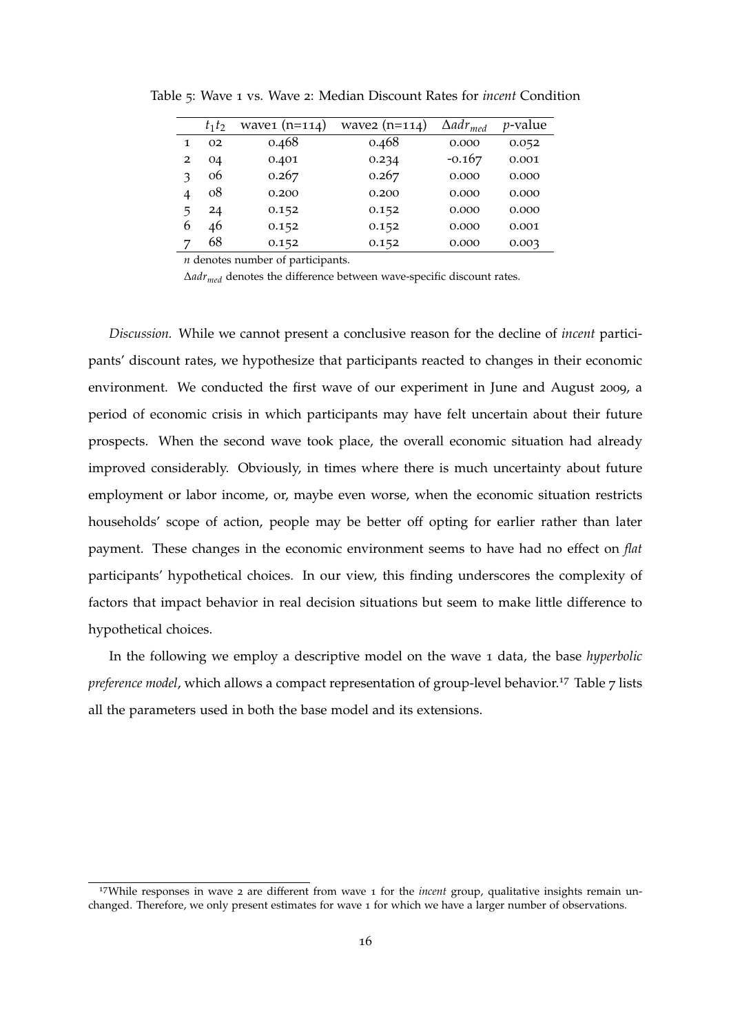Table 5: Wave 1 vs. Wave 2: Median Discount Rates for *incent* Condition

| | $t_1 t_2$ | wave1 (n=114) | wave2 (n=114) | $\Delta adr_{med}$ | $p$-value |
|---|---|---|---|---|---|
| 1 | 02 | 0.468 | 0.468 | 0.000 | 0.052 |
| 2 | 04 | 0.401 | 0.234 | -0.167 | 0.001 |
| 3 | 06 | 0.267 | 0.267 | 0.000 | 0.000 |
| 4 | 08 | 0.200 | 0.200 | 0.000 | 0.000 |
| 5 | 24 | 0.152 | 0.152 | 0.000 | 0.000 |
| 6 | 46 | 0.152 | 0.152 | 0.000 | 0.001 |
| 7 | 68 | 0.152 | 0.152 | 0.000 | 0.003 |

$n$ denotes number of participants.

$\Delta adr_{med}$ denotes the difference between wave-specific discount rates.

*Discussion.* While we cannot present a conclusive reason for the decline of *incent* participants' discount rates, we hypothesize that participants reacted to changes in their economic environment. We conducted the first wave of our experiment in June and August 2009, a period of economic crisis in which participants may have felt uncertain about their future prospects. When the second wave took place, the overall economic situation had already improved considerably. Obviously, in times where there is much uncertainty about future employment or labor income, or, maybe even worse, when the economic situation restricts households' scope of action, people may be better off opting for earlier rather than later payment. These changes in the economic environment seems to have had no effect on *flat* participants' hypothetical choices. In our view, this finding underscores the complexity of factors that impact behavior in real decision situations but seem to make little difference to hypothetical choices.

In the following we employ a descriptive model on the wave 1 data, the base *hyperbolic preference model*, which allows a compact representation of group-level behavior.[17] Table 7 lists all the parameters used in both the base model and its extensions.

[17] While responses in wave 2 are different from wave 1 for the *incent* group, qualitative insights remain unchanged. Therefore, we only present estimates for wave 1 for which we have a larger number of observations.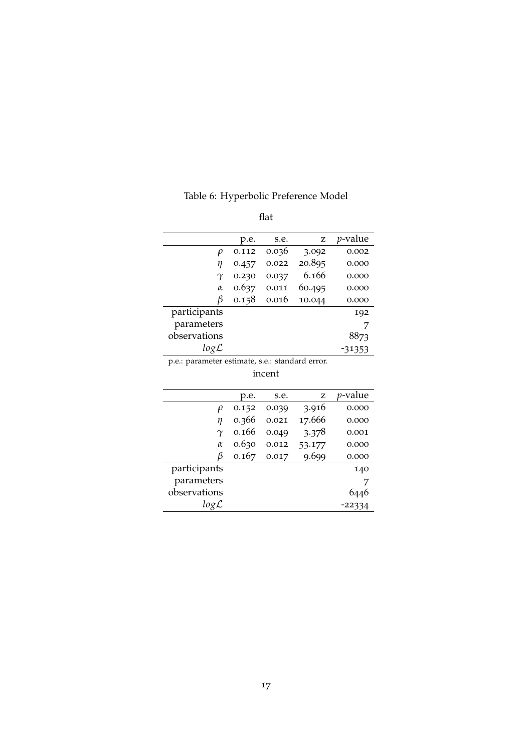Table 6: Hyperbolic Preference Model

flat

| | p.e. | s.e. | z | $p$-value |
|---|---|---|---|---|
| $\rho$ | 0.112 | 0.036 | 3.092 | 0.002 |
| $\eta$ | 0.457 | 0.022 | 20.895 | 0.000 |
| $\gamma$ | 0.230 | 0.037 | 6.166 | 0.000 |
| $\alpha$ | 0.637 | 0.011 | 60.495 | 0.000 |
| $\beta$ | 0.158 | 0.016 | 10.044 | 0.000 |
| participants | | | | 192 |
| parameters | | | | 7 |
| observations | | | | 8873 |
| $log\mathcal{L}$ | | | | -31353 |

p.e.: parameter estimate, s.e.: standard error.

incent

| | p.e. | s.e. | z | $p$-value |
|---|---|---|---|---|
| $\rho$ | 0.152 | 0.039 | 3.916 | 0.000 |
| $\eta$ | 0.366 | 0.021 | 17.666 | 0.000 |
| $\gamma$ | 0.166 | 0.049 | 3.378 | 0.001 |
| $\alpha$ | 0.630 | 0.012 | 53.177 | 0.000 |
| $\beta$ | 0.167 | 0.017 | 9.699 | 0.000 |
| participants | | | | 140 |
| parameters | | | | 7 |
| observations | | | | 6446 |
| $log\mathcal{L}$ | | | | -22334 |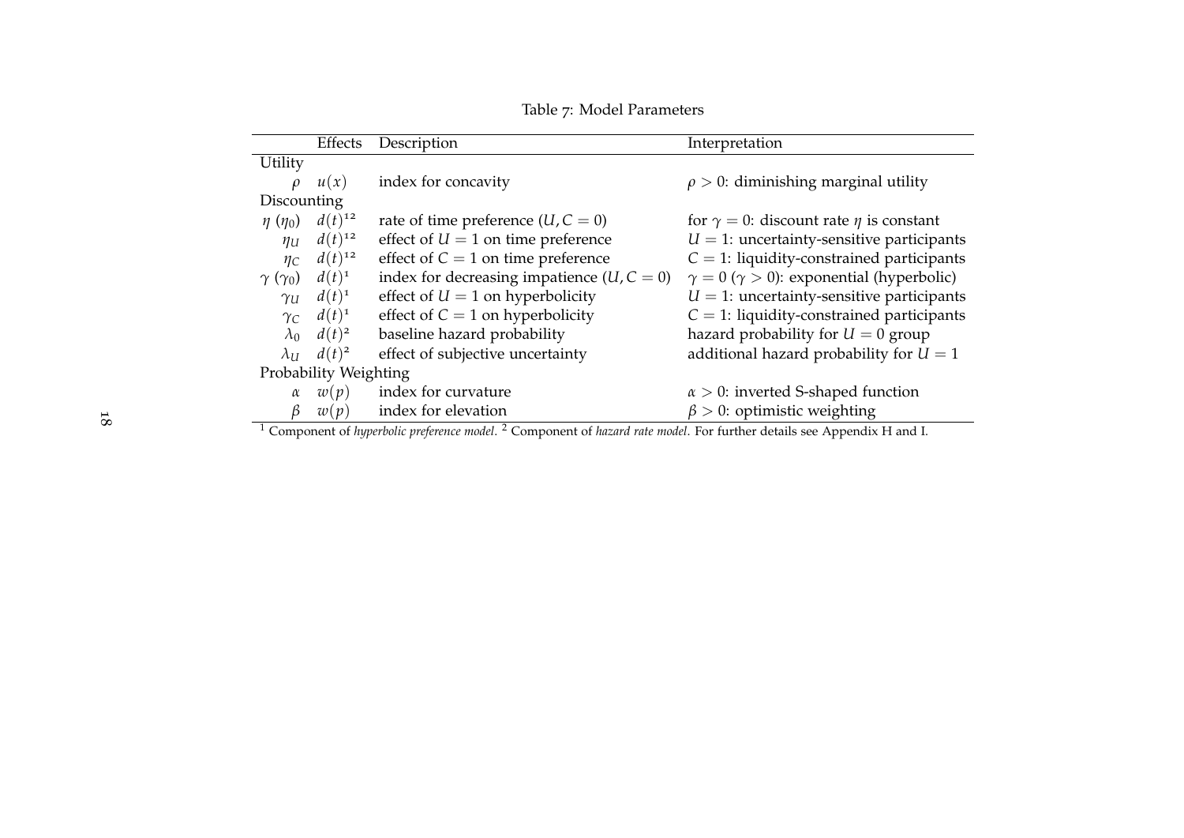Table 7: Model Parameters

| | Effects | Description | Interpretation |
|---|---|---|---|
| Utility | | | |
| $\rho$ | $u(x)$ | index for concavity | $\rho > 0$: diminishing marginal utility |
| Discounting | | | |
| $\eta$ ($\eta_0$) | $d(t)^{12}$ | rate of time preference ($U, C = 0$) | for $\gamma = 0$: discount rate $\eta$ is constant |
| $\eta_U$ | $d(t)^{12}$ | effect of $U = 1$ on time preference | $U = 1$: uncertainty-sensitive participants |
| $\eta_C$ | $d(t)^{12}$ | effect of $C = 1$ on time preference | $C = 1$: liquidity-constrained participants |
| $\gamma$ ($\gamma_0$) | $d(t)^{1}$ | index for decreasing impatience ($U, C = 0$) | $\gamma = 0$ ($\gamma > 0$): exponential (hyperbolic) |
| $\gamma_U$ | $d(t)^{1}$ | effect of $U = 1$ on hyperbolicity | $U = 1$: uncertainty-sensitive participants |
| $\gamma_C$ | $d(t)^{1}$ | effect of $C = 1$ on hyperbolicity | $C = 1$: liquidity-constrained participants |
| $\lambda_0$ | $d(t)^{2}$ | baseline hazard probability | hazard probability for $U = 0$ group |
| $\lambda_U$ | $d(t)^{2}$ | effect of subjective uncertainty | additional hazard probability for $U = 1$ |
| Probability Weighting | | | |
| $\alpha$ | $w(p)$ | index for curvature | $\alpha > 0$: inverted S-shaped function |
| $\beta$ | $w(p)$ | index for elevation | $\beta > 0$: optimistic weighting |

[1] Component of *hyperbolic preference model*. [2] Component of *hazard rate model*. For further details see Appendix H and I.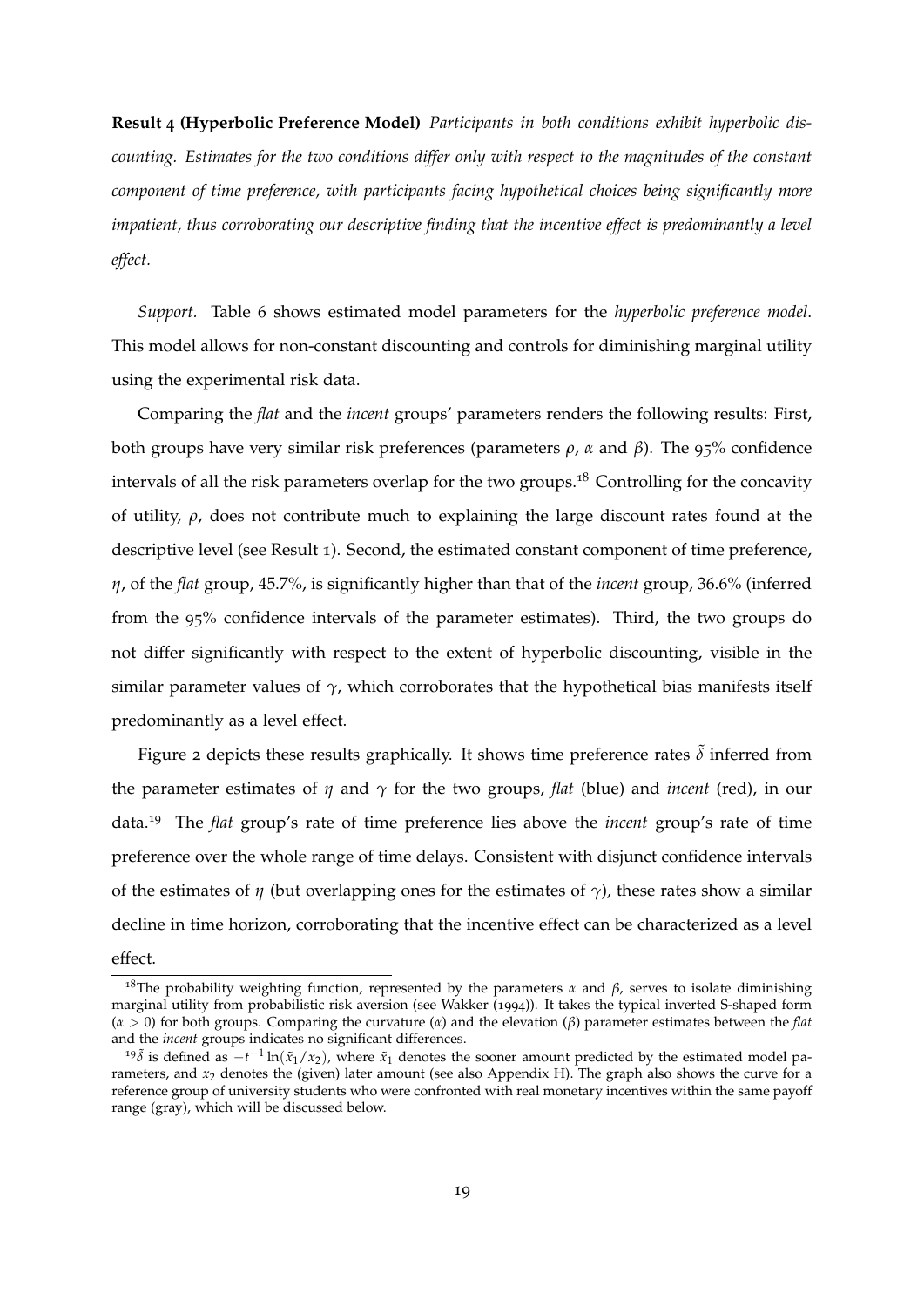**Result 4 (Hyperbolic Preference Model)** *Participants in both conditions exhibit hyperbolic discounting. Estimates for the two conditions differ only with respect to the magnitudes of the constant component of time preference, with participants facing hypothetical choices being significantly more impatient, thus corroborating our descriptive finding that the incentive effect is predominantly a level effect.*

*Support.* Table 6 shows estimated model parameters for the *hyperbolic preference model*. This model allows for non-constant discounting and controls for diminishing marginal utility using the experimental risk data.

Comparing the *flat* and the *incent* groups' parameters renders the following results: First, both groups have very similar risk preferences (parameters $\rho$, $\alpha$ and $\beta$). The 95% confidence intervals of all the risk parameters overlap for the two groups.[18] Controlling for the concavity of utility, $\rho$, does not contribute much to explaining the large discount rates found at the descriptive level (see Result 1). Second, the estimated constant component of time preference, $\eta$, of the *flat* group, 45.7%, is significantly higher than that of the *incent* group, 36.6% (inferred from the 95% confidence intervals of the parameter estimates). Third, the two groups do not differ significantly with respect to the extent of hyperbolic discounting, visible in the similar parameter values of $\gamma$, which corroborates that the hypothetical bias manifests itself predominantly as a level effect.

Figure 2 depicts these results graphically. It shows time preference rates $\tilde{\delta}$ inferred from the parameter estimates of $\eta$ and $\gamma$ for the two groups, *flat* (blue) and *incent* (red), in our data.[19] The *flat* group's rate of time preference lies above the *incent* group's rate of time preference over the whole range of time delays. Consistent with disjunct confidence intervals of the estimates of $\eta$ (but overlapping ones for the estimates of $\gamma$), these rates show a similar decline in time horizon, corroborating that the incentive effect can be characterized as a level effect.

[18] The probability weighting function, represented by the parameters $\alpha$ and $\beta$, serves to isolate diminishing marginal utility from probabilistic risk aversion (see Wakker (1994)). It takes the typical inverted S-shaped form ($\alpha > 0$) for both groups. Comparing the curvature ($\alpha$) and the elevation ($\beta$) parameter estimates between the *flat* and the *incent* groups indicates no significant differences.

[19] $\tilde{\delta}$ is defined as $-t^{-1}\ln(\tilde{x}_1/x_2)$, where $\tilde{x}_1$ denotes the sooner amount predicted by the estimated model parameters, and $x_2$ denotes the (given) later amount (see also Appendix H). The graph also shows the curve for a reference group of university students who were confronted with real monetary incentives within the same payoff range (gray), which will be discussed below.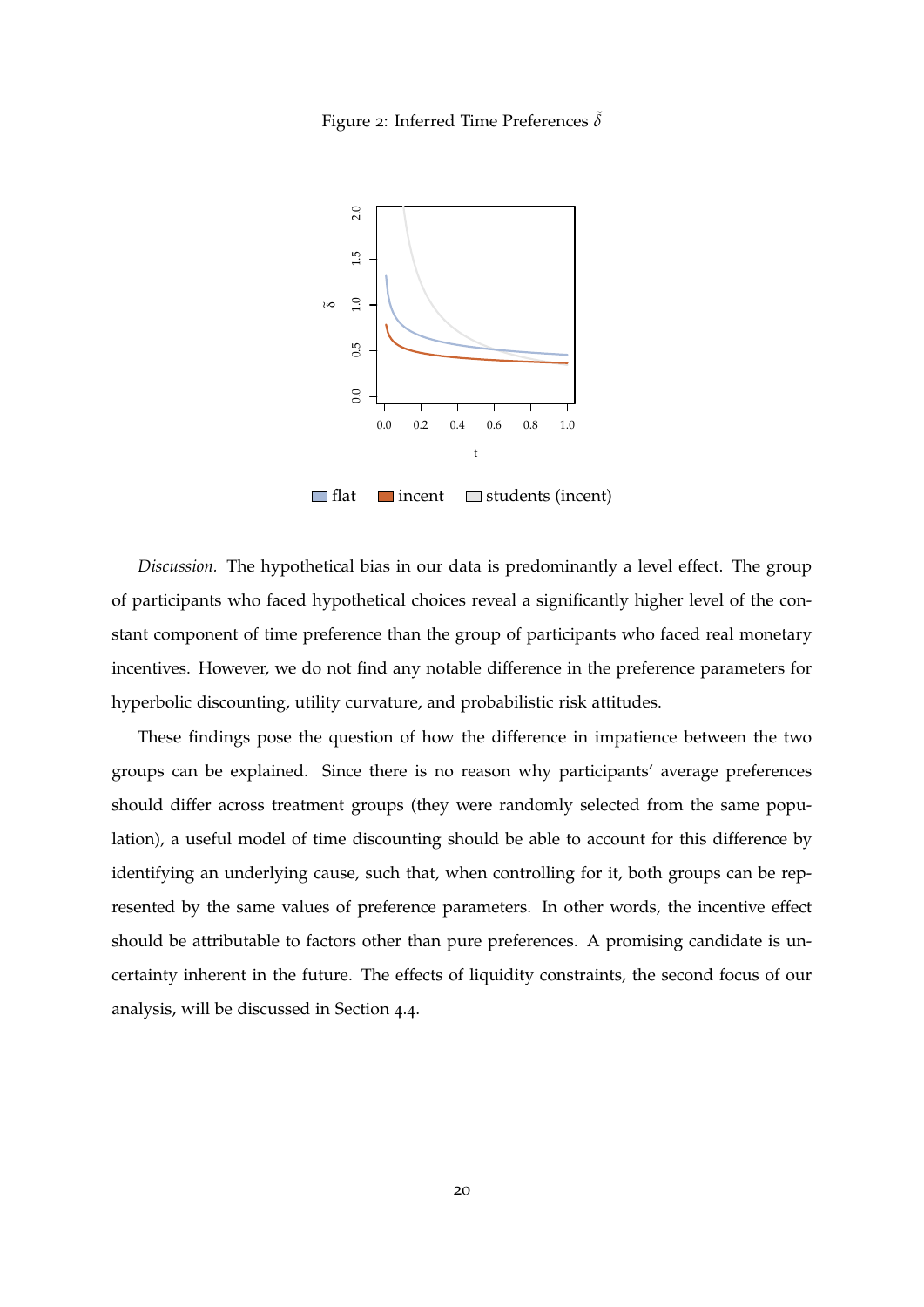Figure 2: Inferred Time Preferences $\tilde{\delta}$

flat   incent   students (incent)

*Discussion.* The hypothetical bias in our data is predominantly a level effect. The group of participants who faced hypothetical choices reveal a significantly higher level of the constant component of time preference than the group of participants who faced real monetary incentives. However, we do not find any notable difference in the preference parameters for hyperbolic discounting, utility curvature, and probabilistic risk attitudes.

These findings pose the question of how the difference in impatience between the two groups can be explained. Since there is no reason why participants' average preferences should differ across treatment groups (they were randomly selected from the same population), a useful model of time discounting should be able to account for this difference by identifying an underlying cause, such that, when controlling for it, both groups can be represented by the same values of preference parameters. In other words, the incentive effect should be attributable to factors other than pure preferences. A promising candidate is uncertainty inherent in the future. The effects of liquidity constraints, the second focus of our analysis, will be discussed in Section 4.4.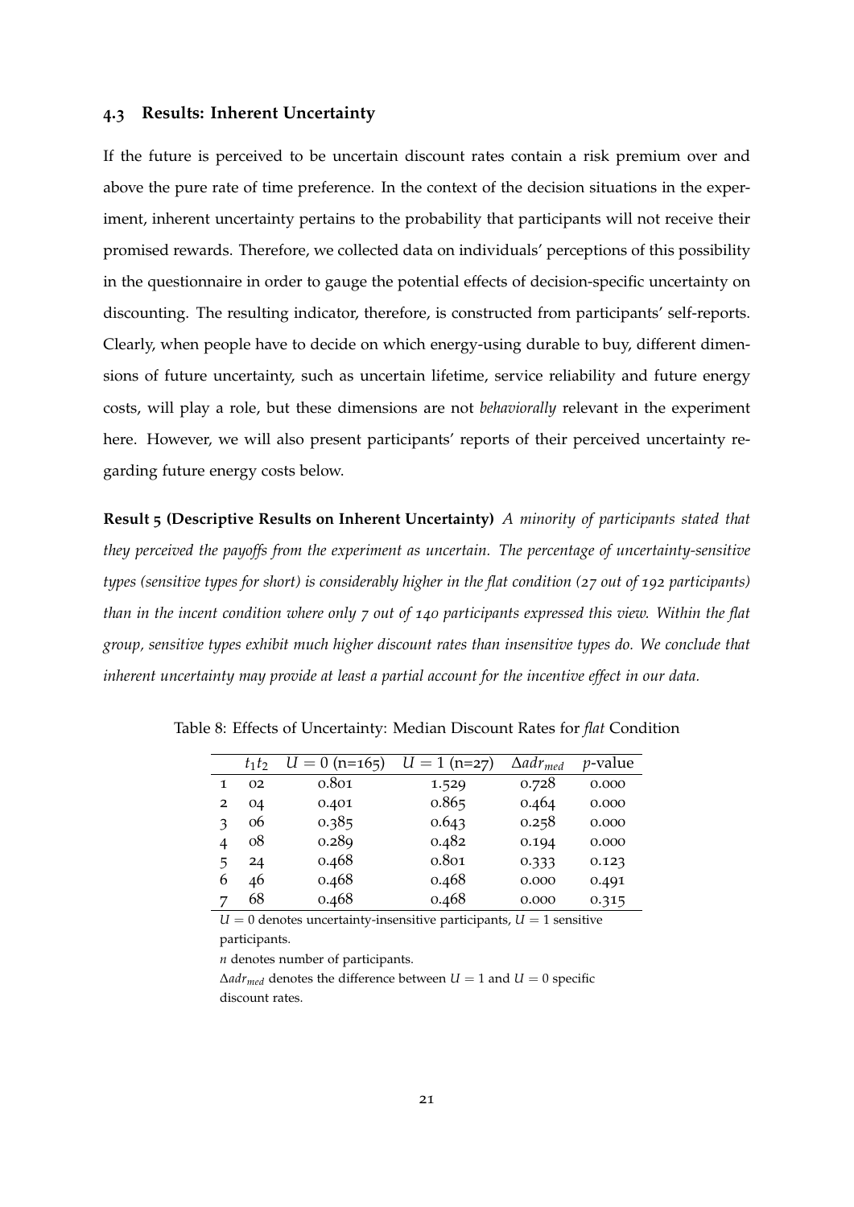### 4.3 Results: Inherent Uncertainty

If the future is perceived to be uncertain discount rates contain a risk premium over and above the pure rate of time preference. In the context of the decision situations in the experiment, inherent uncertainty pertains to the probability that participants will not receive their promised rewards. Therefore, we collected data on individuals' perceptions of this possibility in the questionnaire in order to gauge the potential effects of decision-specific uncertainty on discounting. The resulting indicator, therefore, is constructed from participants' self-reports. Clearly, when people have to decide on which energy-using durable to buy, different dimensions of future uncertainty, such as uncertain lifetime, service reliability and future energy costs, will play a role, but these dimensions are not *behaviorally* relevant in the experiment here. However, we will also present participants' reports of their perceived uncertainty regarding future energy costs below.

**Result 5 (Descriptive Results on Inherent Uncertainty)** *A minority of participants stated that they perceived the payoffs from the experiment as uncertain. The percentage of uncertainty-sensitive types (sensitive types for short) is considerably higher in the flat condition (27 out of 192 participants) than in the incent condition where only 7 out of 140 participants expressed this view. Within the flat group, sensitive types exhibit much higher discount rates than insensitive types do. We conclude that inherent uncertainty may provide at least a partial account for the incentive effect in our data.*

Table 8: Effects of Uncertainty: Median Discount Rates for *flat* Condition

| | $t_1t_2$ | $U = 0$ (n=165) | $U = 1$ (n=27) | $\Delta adr_{med}$ | $p$-value |
|---|---|---|---|---|---|
| 1 | 02 | 0.801 | 1.529 | 0.728 | 0.000 |
| 2 | 04 | 0.401 | 0.865 | 0.464 | 0.000 |
| 3 | 06 | 0.385 | 0.643 | 0.258 | 0.000 |
| 4 | 08 | 0.289 | 0.482 | 0.194 | 0.000 |
| 5 | 24 | 0.468 | 0.801 | 0.333 | 0.123 |
| 6 | 46 | 0.468 | 0.468 | 0.000 | 0.491 |
| 7 | 68 | 0.468 | 0.468 | 0.000 | 0.315 |

$U = 0$ denotes uncertainty-insensitive participants, $U = 1$ sensitive participants.

$n$ denotes number of participants.

$\Delta adr_{med}$ denotes the difference between $U = 1$ and $U = 0$ specific discount rates.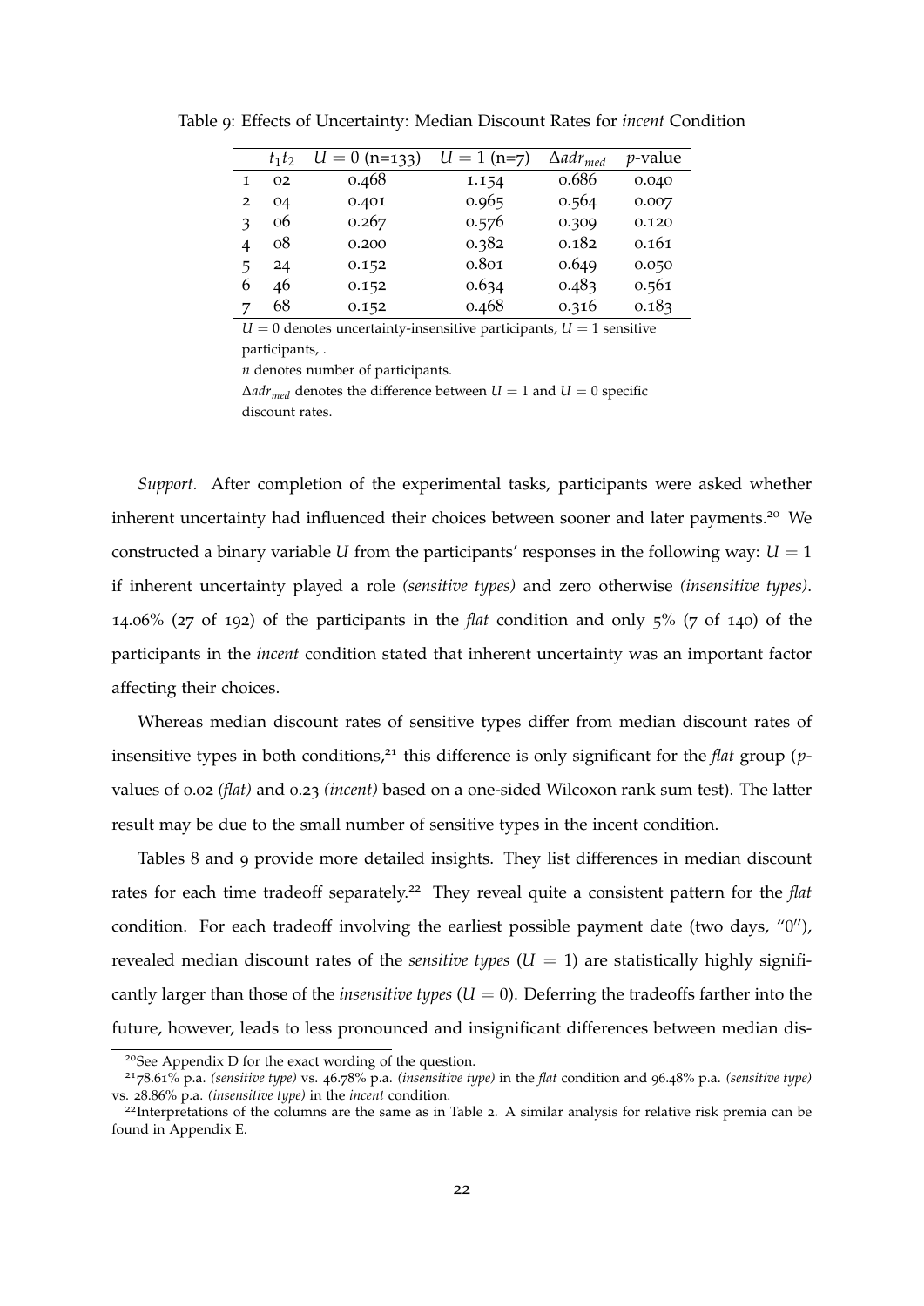Table 9: Effects of Uncertainty: Median Discount Rates for *incent* Condition

| | $t_1t_2$ | $U = 0$ (n=133) | $U = 1$ (n=7) | $\Delta adr_{med}$ | $p$-value |
|---|---|---|---|---|---|
| 1 | 02 | 0.468 | 1.154 | 0.686 | 0.040 |
| 2 | 04 | 0.401 | 0.965 | 0.564 | 0.007 |
| 3 | 06 | 0.267 | 0.576 | 0.309 | 0.120 |
| 4 | 08 | 0.200 | 0.382 | 0.182 | 0.161 |
| 5 | 24 | 0.152 | 0.801 | 0.649 | 0.050 |
| 6 | 46 | 0.152 | 0.634 | 0.483 | 0.561 |
| 7 | 68 | 0.152 | 0.468 | 0.316 | 0.183 |

$U = 0$ denotes uncertainty-insensitive participants, $U = 1$ sensitive participants, .

$n$ denotes number of participants.

$\Delta adr_{med}$ denotes the difference between $U = 1$ and $U = 0$ specific discount rates.

*Support.* After completion of the experimental tasks, participants were asked whether inherent uncertainty had influenced their choices between sooner and later payments.[20] We constructed a binary variable $U$ from the participants' responses in the following way: $U = 1$ if inherent uncertainty played a role *(sensitive types)* and zero otherwise *(insensitive types)*. 14.06% (27 of 192) of the participants in the *flat* condition and only 5% (7 of 140) of the participants in the *incent* condition stated that inherent uncertainty was an important factor affecting their choices.

Whereas median discount rates of sensitive types differ from median discount rates of insensitive types in both conditions,[21] this difference is only significant for the *flat* group ($p$-values of 0.02 *(flat)* and 0.23 *(incent)* based on a one-sided Wilcoxon rank sum test). The latter result may be due to the small number of sensitive types in the incent condition.

Tables 8 and 9 provide more detailed insights. They list differences in median discount rates for each time tradeoff separately.[22] They reveal quite a consistent pattern for the *flat* condition. For each tradeoff involving the earliest possible payment date (two days, "0"), revealed median discount rates of the *sensitive types* ($U = 1$) are statistically highly significantly larger than those of the *insensitive types* ($U = 0$). Deferring the tradeoffs farther into the future, however, leads to less pronounced and insignificant differences between median dis-

[20] See Appendix D for the exact wording of the question.

[21] 78.61% p.a. *(sensitive type)* vs. 46.78% p.a. *(insensitive type)* in the *flat* condition and 96.48% p.a. *(sensitive type)* vs. 28.86% p.a. *(insensitive type)* in the *incent* condition.

[22] Interpretations of the columns are the same as in Table 2. A similar analysis for relative risk premia can be found in Appendix E.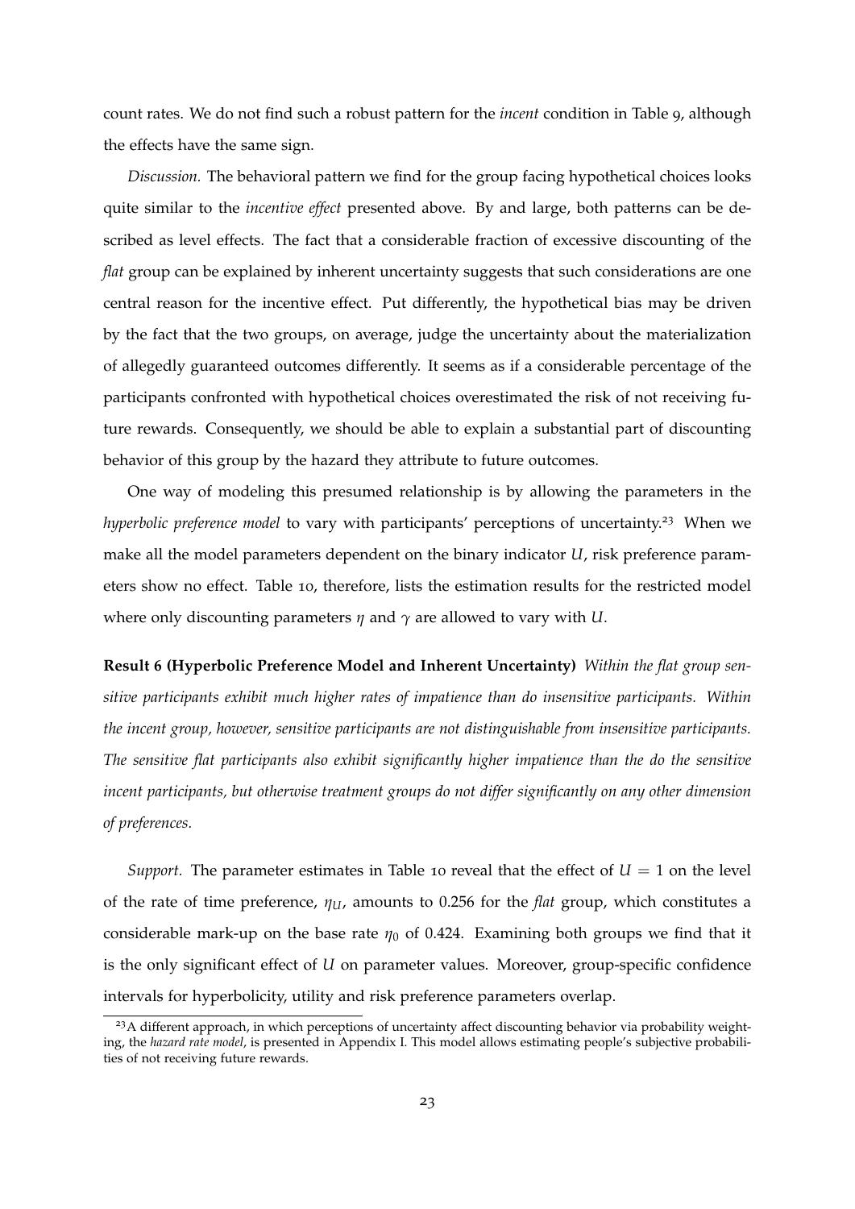count rates. We do not find such a robust pattern for the *incent* condition in Table 9, although the effects have the same sign.

*Discussion.* The behavioral pattern we find for the group facing hypothetical choices looks quite similar to the *incentive effect* presented above. By and large, both patterns can be described as level effects. The fact that a considerable fraction of excessive discounting of the *flat* group can be explained by inherent uncertainty suggests that such considerations are one central reason for the incentive effect. Put differently, the hypothetical bias may be driven by the fact that the two groups, on average, judge the uncertainty about the materialization of allegedly guaranteed outcomes differently. It seems as if a considerable percentage of the participants confronted with hypothetical choices overestimated the risk of not receiving future rewards. Consequently, we should be able to explain a substantial part of discounting behavior of this group by the hazard they attribute to future outcomes.

One way of modeling this presumed relationship is by allowing the parameters in the *hyperbolic preference model* to vary with participants' perceptions of uncertainty.[23] When we make all the model parameters dependent on the binary indicator $U$, risk preference parameters show no effect. Table 10, therefore, lists the estimation results for the restricted model where only discounting parameters $\eta$ and $\gamma$ are allowed to vary with $U$.

**Result 6 (Hyperbolic Preference Model and Inherent Uncertainty)** *Within the flat group sensitive participants exhibit much higher rates of impatience than do insensitive participants. Within the incent group, however, sensitive participants are not distinguishable from insensitive participants. The sensitive flat participants also exhibit significantly higher impatience than the do the sensitive incent participants, but otherwise treatment groups do not differ significantly on any other dimension of preferences.*

*Support.* The parameter estimates in Table 10 reveal that the effect of $U = 1$ on the level of the rate of time preference, $\eta_U$, amounts to 0.256 for the *flat* group, which constitutes a considerable mark-up on the base rate $\eta_0$ of 0.424. Examining both groups we find that it is the only significant effect of $U$ on parameter values. Moreover, group-specific confidence intervals for hyperbolicity, utility and risk preference parameters overlap.

[23] A different approach, in which perceptions of uncertainty affect discounting behavior via probability weighting, the *hazard rate model*, is presented in Appendix I. This model allows estimating people's subjective probabilities of not receiving future rewards.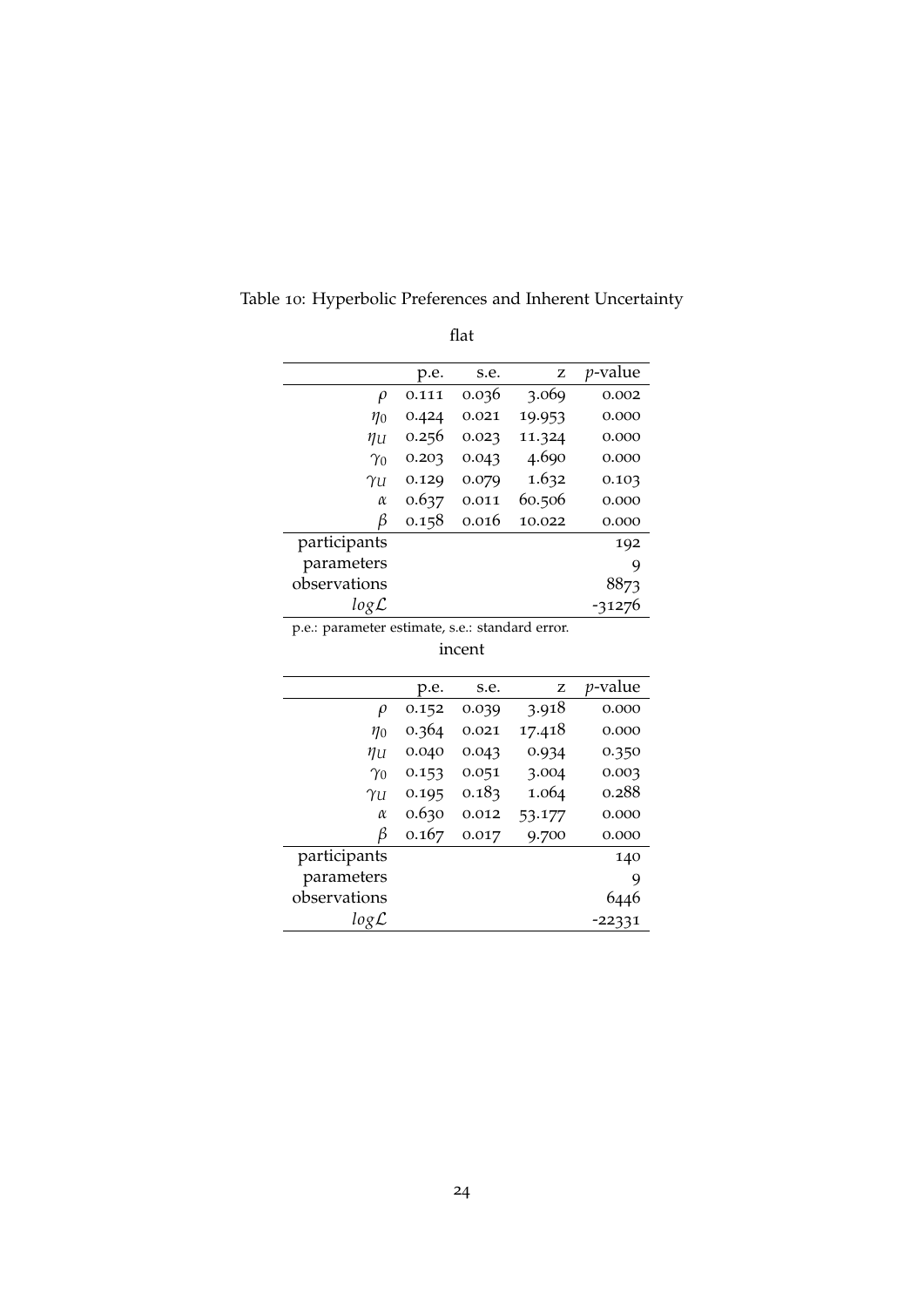Table 10: Hyperbolic Preferences and Inherent Uncertainty

flat

| | p.e. | s.e. | z | $p$-value |
|---|---|---|---|---|
| $\rho$ | 0.111 | 0.036 | 3.069 | 0.002 |
| $\eta_0$ | 0.424 | 0.021 | 19.953 | 0.000 |
| $\eta_U$ | 0.256 | 0.023 | 11.324 | 0.000 |
| $\gamma_0$ | 0.203 | 0.043 | 4.690 | 0.000 |
| $\gamma_U$ | 0.129 | 0.079 | 1.632 | 0.103 |
| $\alpha$ | 0.637 | 0.011 | 60.506 | 0.000 |
| $\beta$ | 0.158 | 0.016 | 10.022 | 0.000 |
| participants | | | | 192 |
| parameters | | | | 9 |
| observations | | | | 8873 |
| $log\mathcal{L}$ | | | | -31276 |

p.e.: parameter estimate, s.e.: standard error.

incent

| | p.e. | s.e. | z | $p$-value |
|---|---|---|---|---|
| $\rho$ | 0.152 | 0.039 | 3.918 | 0.000 |
| $\eta_0$ | 0.364 | 0.021 | 17.418 | 0.000 |
| $\eta_U$ | 0.040 | 0.043 | 0.934 | 0.350 |
| $\gamma_0$ | 0.153 | 0.051 | 3.004 | 0.003 |
| $\gamma_U$ | 0.195 | 0.183 | 1.064 | 0.288 |
| $\alpha$ | 0.630 | 0.012 | 53.177 | 0.000 |
| $\beta$ | 0.167 | 0.017 | 9.700 | 0.000 |
| participants | | | | 140 |
| parameters | | | | 9 |
| observations | | | | 6446 |
| $log\mathcal{L}$ | | | | -22331 |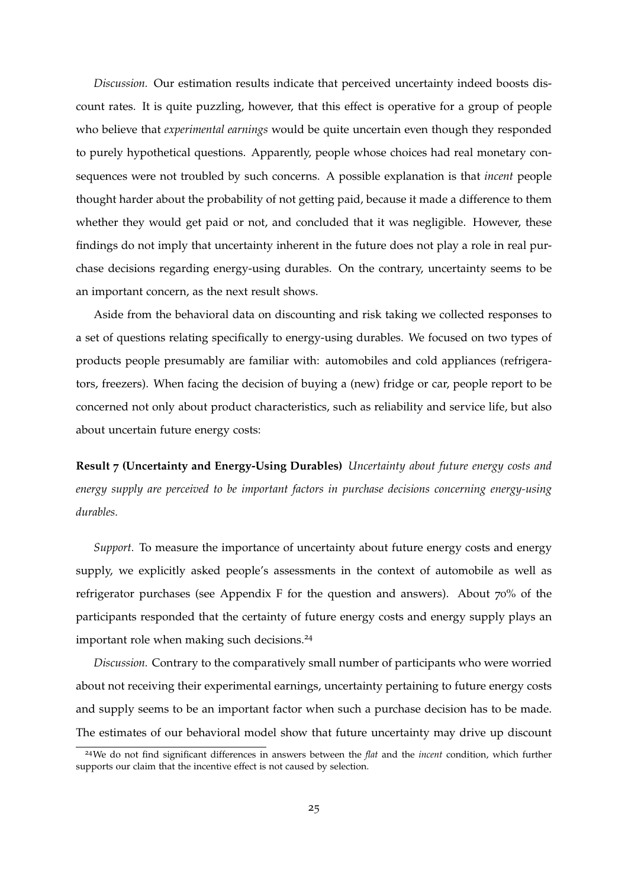*Discussion.* Our estimation results indicate that perceived uncertainty indeed boosts discount rates. It is quite puzzling, however, that this effect is operative for a group of people who believe that *experimental earnings* would be quite uncertain even though they responded to purely hypothetical questions. Apparently, people whose choices had real monetary consequences were not troubled by such concerns. A possible explanation is that *incent* people thought harder about the probability of not getting paid, because it made a difference to them whether they would get paid or not, and concluded that it was negligible. However, these findings do not imply that uncertainty inherent in the future does not play a role in real purchase decisions regarding energy-using durables. On the contrary, uncertainty seems to be an important concern, as the next result shows.

Aside from the behavioral data on discounting and risk taking we collected responses to a set of questions relating specifically to energy-using durables. We focused on two types of products people presumably are familiar with: automobiles and cold appliances (refrigerators, freezers). When facing the decision of buying a (new) fridge or car, people report to be concerned not only about product characteristics, such as reliability and service life, but also about uncertain future energy costs:

**Result 7 (Uncertainty and Energy-Using Durables)** *Uncertainty about future energy costs and energy supply are perceived to be important factors in purchase decisions concerning energy-using durables.*

*Support.* To measure the importance of uncertainty about future energy costs and energy supply, we explicitly asked people's assessments in the context of automobile as well as refrigerator purchases (see Appendix F for the question and answers). About 70% of the participants responded that the certainty of future energy costs and energy supply plays an important role when making such decisions.[24]

*Discussion.* Contrary to the comparatively small number of participants who were worried about not receiving their experimental earnings, uncertainty pertaining to future energy costs and supply seems to be an important factor when such a purchase decision has to be made. The estimates of our behavioral model show that future uncertainty may drive up discount

[24] We do not find significant differences in answers between the *flat* and the *incent* condition, which further supports our claim that the incentive effect is not caused by selection.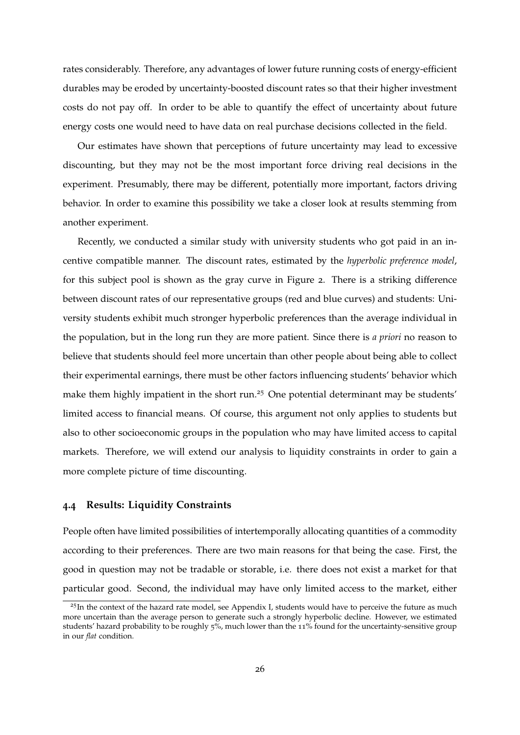rates considerably. Therefore, any advantages of lower future running costs of energy-efficient durables may be eroded by uncertainty-boosted discount rates so that their higher investment costs do not pay off. In order to be able to quantify the effect of uncertainty about future energy costs one would need to have data on real purchase decisions collected in the field.

Our estimates have shown that perceptions of future uncertainty may lead to excessive discounting, but they may not be the most important force driving real decisions in the experiment. Presumably, there may be different, potentially more important, factors driving behavior. In order to examine this possibility we take a closer look at results stemming from another experiment.

Recently, we conducted a similar study with university students who got paid in an incentive compatible manner. The discount rates, estimated by the *hyperbolic preference model*, for this subject pool is shown as the gray curve in Figure 2. There is a striking difference between discount rates of our representative groups (red and blue curves) and students: University students exhibit much stronger hyperbolic preferences than the average individual in the population, but in the long run they are more patient. Since there is *a priori* no reason to believe that students should feel more uncertain than other people about being able to collect their experimental earnings, there must be other factors influencing students' behavior which make them highly impatient in the short run.[25] One potential determinant may be students' limited access to financial means. Of course, this argument not only applies to students but also to other socioeconomic groups in the population who may have limited access to capital markets. Therefore, we will extend our analysis to liquidity constraints in order to gain a more complete picture of time discounting.

### 4.4 Results: Liquidity Constraints

People often have limited possibilities of intertemporally allocating quantities of a commodity according to their preferences. There are two main reasons for that being the case. First, the good in question may not be tradable or storable, i.e. there does not exist a market for that particular good. Second, the individual may have only limited access to the market, either

[25] In the context of the hazard rate model, see Appendix I, students would have to perceive the future as much more uncertain than the average person to generate such a strongly hyperbolic decline. However, we estimated students' hazard probability to be roughly 5%, much lower than the 11% found for the uncertainty-sensitive group in our *flat* condition.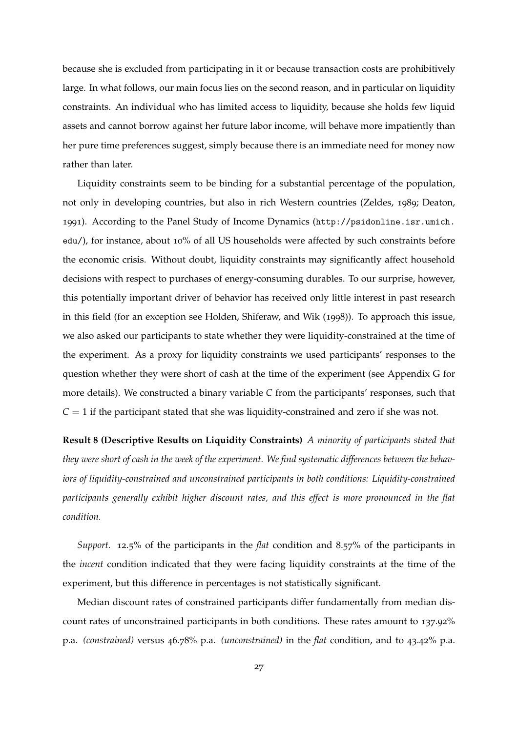because she is excluded from participating in it or because transaction costs are prohibitively large. In what follows, our main focus lies on the second reason, and in particular on liquidity constraints. An individual who has limited access to liquidity, because she holds few liquid assets and cannot borrow against her future labor income, will behave more impatiently than her pure time preferences suggest, simply because there is an immediate need for money now rather than later.

Liquidity constraints seem to be binding for a substantial percentage of the population, not only in developing countries, but also in rich Western countries (Zeldes, 1989; Deaton, 1991). According to the Panel Study of Income Dynamics (http://psidonline.isr.umich.edu/), for instance, about 10% of all US households were affected by such constraints before the economic crisis. Without doubt, liquidity constraints may significantly affect household decisions with respect to purchases of energy-consuming durables. To our surprise, however, this potentially important driver of behavior has received only little interest in past research in this field (for an exception see Holden, Shiferaw, and Wik (1998)). To approach this issue, we also asked our participants to state whether they were liquidity-constrained at the time of the experiment. As a proxy for liquidity constraints we used participants' responses to the question whether they were short of cash at the time of the experiment (see Appendix G for more details). We constructed a binary variable $C$ from the participants' responses, such that $C = 1$ if the participant stated that she was liquidity-constrained and zero if she was not.

**Result 8 (Descriptive Results on Liquidity Constraints)** *A minority of participants stated that they were short of cash in the week of the experiment. We find systematic differences between the behaviors of liquidity-constrained and unconstrained participants in both conditions: Liquidity-constrained participants generally exhibit higher discount rates, and this effect is more pronounced in the flat condition.*

*Support.* 12.5% of the participants in the *flat* condition and 8.57% of the participants in the *incent* condition indicated that they were facing liquidity constraints at the time of the experiment, but this difference in percentages is not statistically significant.

Median discount rates of constrained participants differ fundamentally from median discount rates of unconstrained participants in both conditions. These rates amount to 137.92% p.a. *(constrained)* versus 46.78% p.a. *(unconstrained)* in the *flat* condition, and to 43.42% p.a.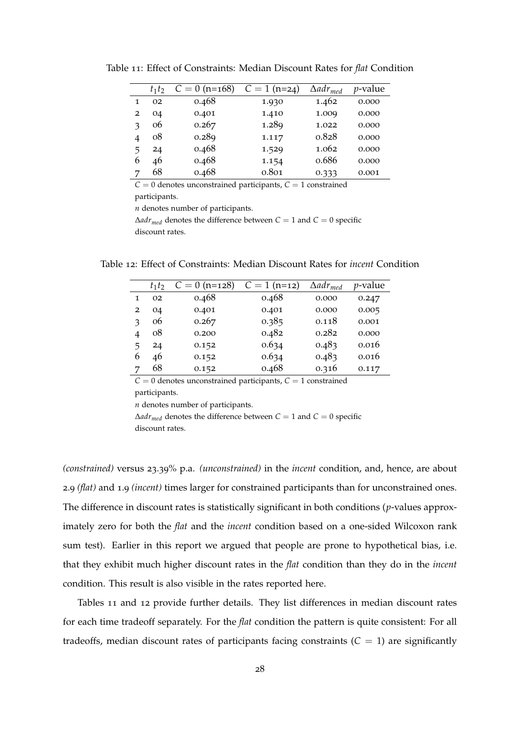Table 11: Effect of Constraints: Median Discount Rates for *flat* Condition

| | $t_1 t_2$ | $C = 0$ (n=168) | $C = 1$ (n=24) | $\Delta adr_{med}$ | $p$-value |
|---|---|---|---|---|---|
| 1 | 02 | 0.468 | 1.930 | 1.462 | 0.000 |
| 2 | 04 | 0.401 | 1.410 | 1.009 | 0.000 |
| 3 | 06 | 0.267 | 1.289 | 1.022 | 0.000 |
| 4 | 08 | 0.289 | 1.117 | 0.828 | 0.000 |
| 5 | 24 | 0.468 | 1.529 | 1.062 | 0.000 |
| 6 | 46 | 0.468 | 1.154 | 0.686 | 0.000 |
| 7 | 68 | 0.468 | 0.801 | 0.333 | 0.001 |

$C = 0$ denotes unconstrained participants, $C = 1$ constrained participants.

$n$ denotes number of participants.

$\Delta adr_{med}$ denotes the difference between $C = 1$ and $C = 0$ specific discount rates.

Table 12: Effect of Constraints: Median Discount Rates for *incent* Condition

| | $t_1 t_2$ | $C = 0$ (n=128) | $C = 1$ (n=12) | $\Delta adr_{med}$ | $p$-value |
|---|---|---|---|---|---|
| 1 | 02 | 0.468 | 0.468 | 0.000 | 0.247 |
| 2 | 04 | 0.401 | 0.401 | 0.000 | 0.005 |
| 3 | 06 | 0.267 | 0.385 | 0.118 | 0.001 |
| 4 | 08 | 0.200 | 0.482 | 0.282 | 0.000 |
| 5 | 24 | 0.152 | 0.634 | 0.483 | 0.016 |
| 6 | 46 | 0.152 | 0.634 | 0.483 | 0.016 |
| 7 | 68 | 0.152 | 0.468 | 0.316 | 0.117 |

$C = 0$ denotes unconstrained participants, $C = 1$ constrained participants.

$n$ denotes number of participants.

$\Delta adr_{med}$ denotes the difference between $C = 1$ and $C = 0$ specific discount rates.

*(constrained)* versus 23.39% p.a. *(unconstrained)* in the *incent* condition, and, hence, are about 2.9 *(flat)* and 1.9 *(incent)* times larger for constrained participants than for unconstrained ones. The difference in discount rates is statistically significant in both conditions ($p$-values approximately zero for both the *flat* and the *incent* condition based on a one-sided Wilcoxon rank sum test). Earlier in this report we argued that people are prone to hypothetical bias, i.e. that they exhibit much higher discount rates in the *flat* condition than they do in the *incent* condition. This result is also visible in the rates reported here.

Tables 11 and 12 provide further details. They list differences in median discount rates for each time tradeoff separately. For the *flat* condition the pattern is quite consistent: For all tradeoffs, median discount rates of participants facing constraints ($C = 1$) are significantly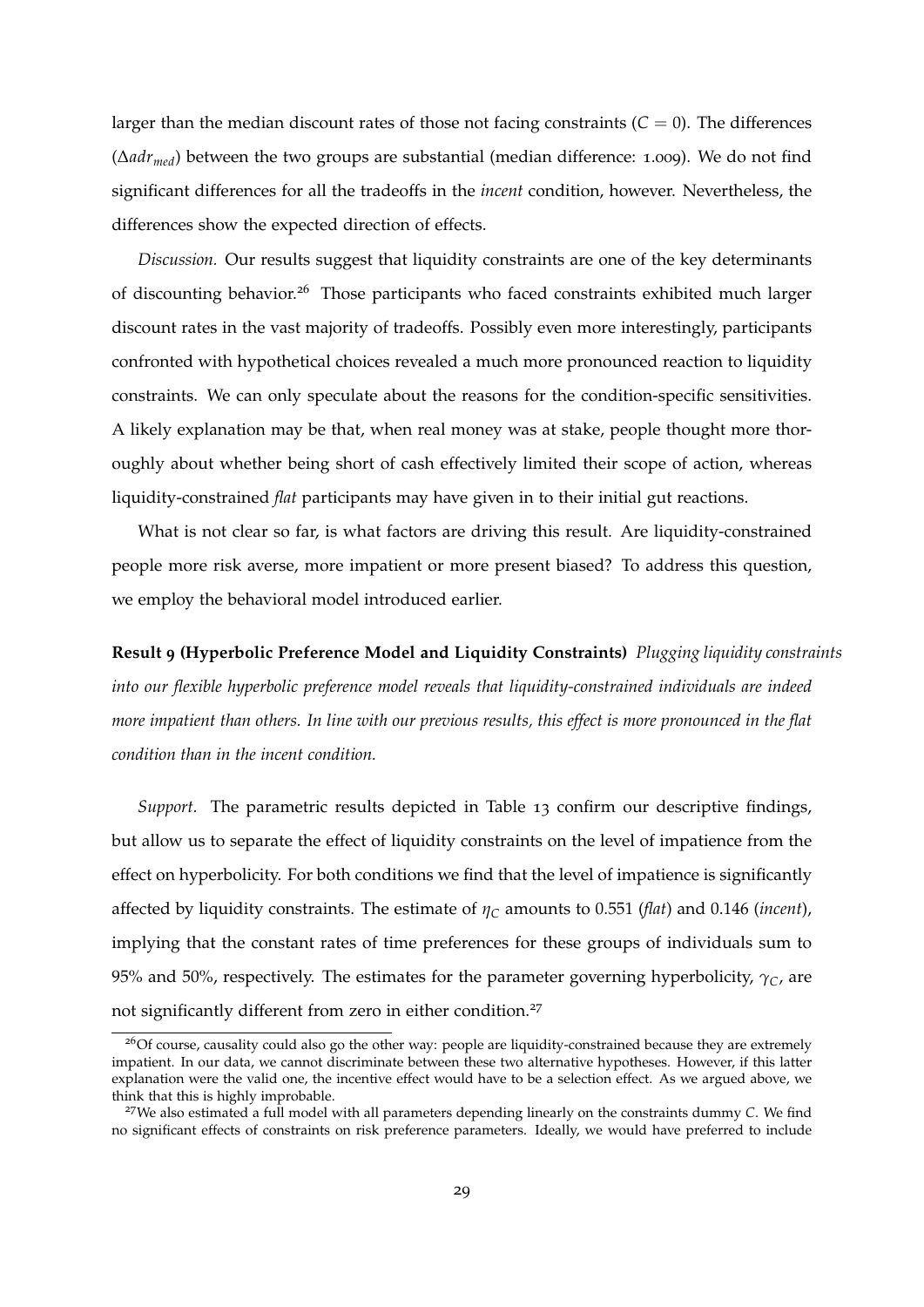larger than the median discount rates of those not facing constraints ($C = 0$). The differences ($\Delta adr_{med}$) between the two groups are substantial (median difference: 1.009). We do not find significant differences for all the tradeoffs in the *incent* condition, however. Nevertheless, the differences show the expected direction of effects.

*Discussion.* Our results suggest that liquidity constraints are one of the key determinants of discounting behavior.[26] Those participants who faced constraints exhibited much larger discount rates in the vast majority of tradeoffs. Possibly even more interestingly, participants confronted with hypothetical choices revealed a much more pronounced reaction to liquidity constraints. We can only speculate about the reasons for the condition-specific sensitivities. A likely explanation may be that, when real money was at stake, people thought more thoroughly about whether being short of cash effectively limited their scope of action, whereas liquidity-constrained *flat* participants may have given in to their initial gut reactions.

What is not clear so far, is what factors are driving this result. Are liquidity-constrained people more risk averse, more impatient or more present biased? To address this question, we employ the behavioral model introduced earlier.

**Result 9 (Hyperbolic Preference Model and Liquidity Constraints)** *Plugging liquidity constraints into our flexible hyperbolic preference model reveals that liquidity-constrained individuals are indeed more impatient than others. In line with our previous results, this effect is more pronounced in the flat condition than in the incent condition.*

*Support.* The parametric results depicted in Table 13 confirm our descriptive findings, but allow us to separate the effect of liquidity constraints on the level of impatience from the effect on hyperbolicity. For both conditions we find that the level of impatience is significantly affected by liquidity constraints. The estimate of $\eta_C$ amounts to 0.551 (*flat*) and 0.146 (*incent*), implying that the constant rates of time preferences for these groups of individuals sum to 95% and 50%, respectively. The estimates for the parameter governing hyperbolicity, $\gamma_C$, are not significantly different from zero in either condition.[27]

[26] Of course, causality could also go the other way: people are liquidity-constrained because they are extremely impatient. In our data, we cannot discriminate between these two alternative hypotheses. However, if this latter explanation were the valid one, the incentive effect would have to be a selection effect. As we argued above, we think that this is highly improbable.

[27] We also estimated a full model with all parameters depending linearly on the constraints dummy $C$. We find no significant effects of constraints on risk preference parameters. Ideally, we would have preferred to include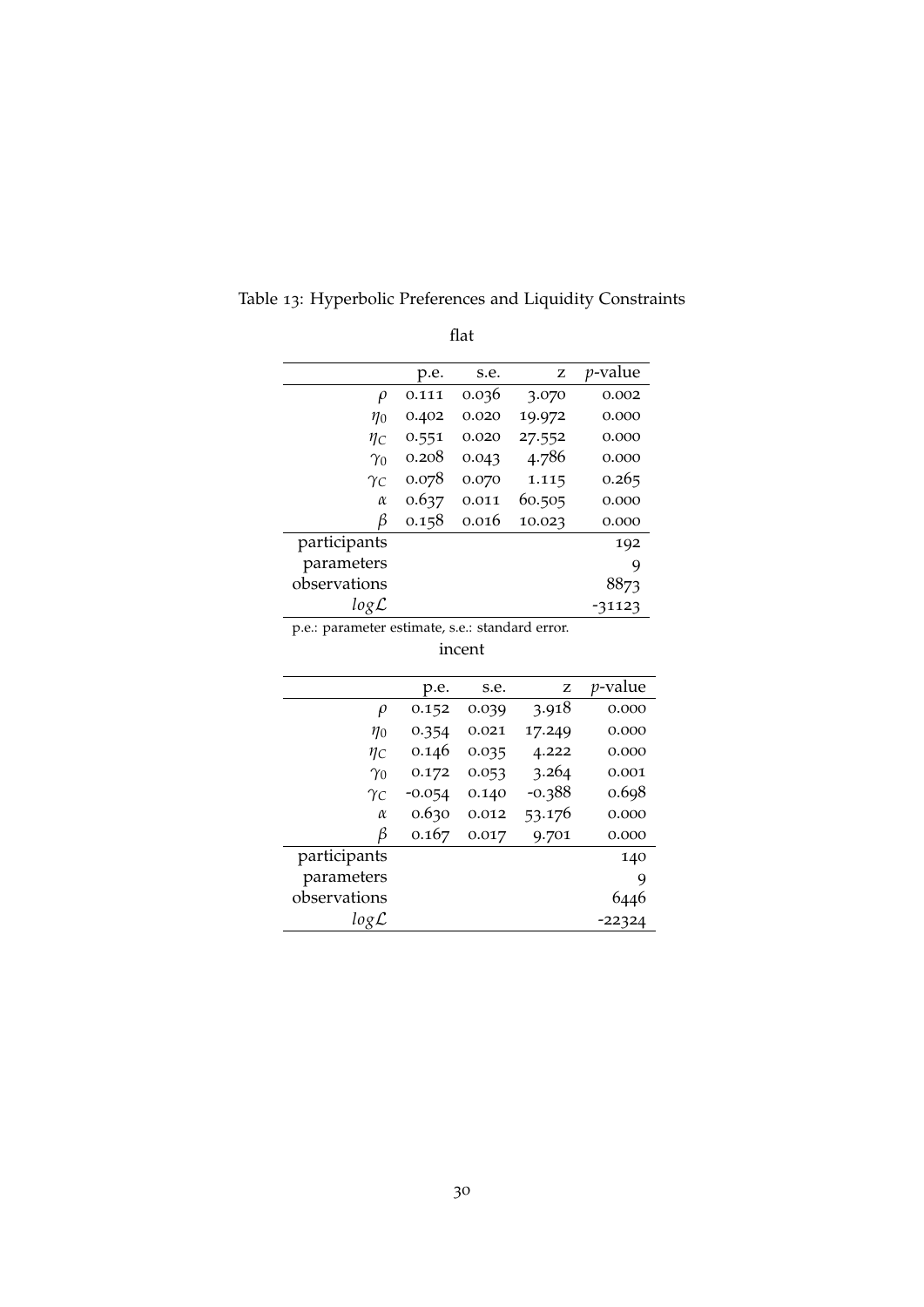Table 13: Hyperbolic Preferences and Liquidity Constraints

flat

| | p.e. | s.e. | z | $p$-value |
|---|---|---|---|---|
| $\rho$ | 0.111 | 0.036 | 3.070 | 0.002 |
| $\eta_0$ | 0.402 | 0.020 | 19.972 | 0.000 |
| $\eta_C$ | 0.551 | 0.020 | 27.552 | 0.000 |
| $\gamma_0$ | 0.208 | 0.043 | 4.786 | 0.000 |
| $\gamma_C$ | 0.078 | 0.070 | 1.115 | 0.265 |
| $\alpha$ | 0.637 | 0.011 | 60.505 | 0.000 |
| $\beta$ | 0.158 | 0.016 | 10.023 | 0.000 |
| participants | | | | 192 |
| parameters | | | | 9 |
| observations | | | | 8873 |
| $log\mathcal{L}$ | | | | -31123 |

p.e.: parameter estimate, s.e.: standard error.

incent

| | p.e. | s.e. | z | $p$-value |
|---|---|---|---|---|
| $\rho$ | 0.152 | 0.039 | 3.918 | 0.000 |
| $\eta_0$ | 0.354 | 0.021 | 17.249 | 0.000 |
| $\eta_C$ | 0.146 | 0.035 | 4.222 | 0.000 |
| $\gamma_0$ | 0.172 | 0.053 | 3.264 | 0.001 |
| $\gamma_C$ | -0.054 | 0.140 | -0.388 | 0.698 |
| $\alpha$ | 0.630 | 0.012 | 53.176 | 0.000 |
| $\beta$ | 0.167 | 0.017 | 9.701 | 0.000 |
| participants | | | | 140 |
| parameters | | | | 9 |
| observations | | | | 6446 |
| $log\mathcal{L}$ | | | | -22324 |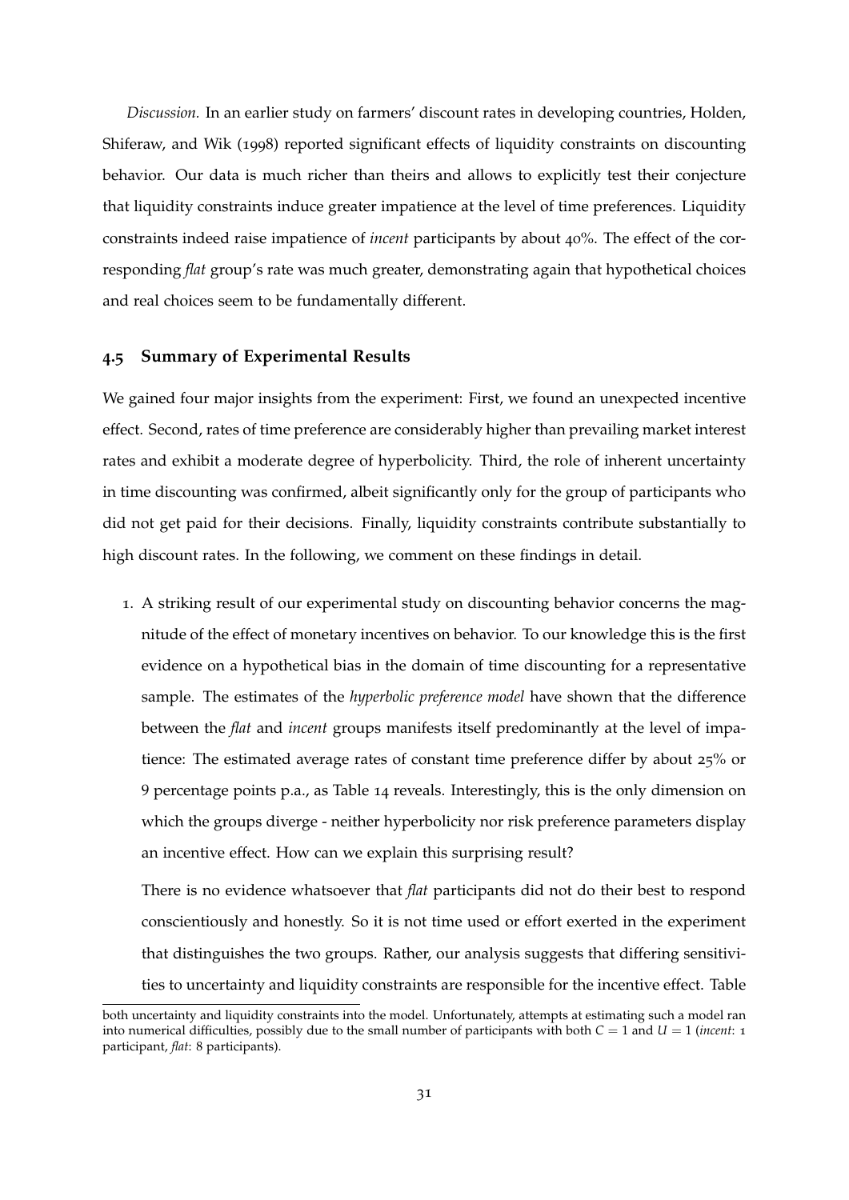*Discussion.* In an earlier study on farmers' discount rates in developing countries, Holden, Shiferaw, and Wik (1998) reported significant effects of liquidity constraints on discounting behavior. Our data is much richer than theirs and allows to explicitly test their conjecture that liquidity constraints induce greater impatience at the level of time preferences. Liquidity constraints indeed raise impatience of *incent* participants by about 40%. The effect of the corresponding *flat* group's rate was much greater, demonstrating again that hypothetical choices and real choices seem to be fundamentally different.

### 4.5 Summary of Experimental Results

We gained four major insights from the experiment: First, we found an unexpected incentive effect. Second, rates of time preference are considerably higher than prevailing market interest rates and exhibit a moderate degree of hyperbolicity. Third, the role of inherent uncertainty in time discounting was confirmed, albeit significantly only for the group of participants who did not get paid for their decisions. Finally, liquidity constraints contribute substantially to high discount rates. In the following, we comment on these findings in detail.

1. A striking result of our experimental study on discounting behavior concerns the magnitude of the effect of monetary incentives on behavior. To our knowledge this is the first evidence on a hypothetical bias in the domain of time discounting for a representative sample. The estimates of the *hyperbolic preference model* have shown that the difference between the *flat* and *incent* groups manifests itself predominantly at the level of impatience: The estimated average rates of constant time preference differ by about 25% or 9 percentage points p.a., as Table 14 reveals. Interestingly, this is the only dimension on which the groups diverge - neither hyperbolicity nor risk preference parameters display an incentive effect. How can we explain this surprising result?

   There is no evidence whatsoever that *flat* participants did not do their best to respond conscientiously and honestly. So it is not time used or effort exerted in the experiment that distinguishes the two groups. Rather, our analysis suggests that differing sensitivities to uncertainty and liquidity constraints are responsible for the incentive effect. Table

both uncertainty and liquidity constraints into the model. Unfortunately, attempts at estimating such a model ran into numerical difficulties, possibly due to the small number of participants with both $C = 1$ and $U = 1$ (*incent*: 1 participant, *flat*: 8 participants).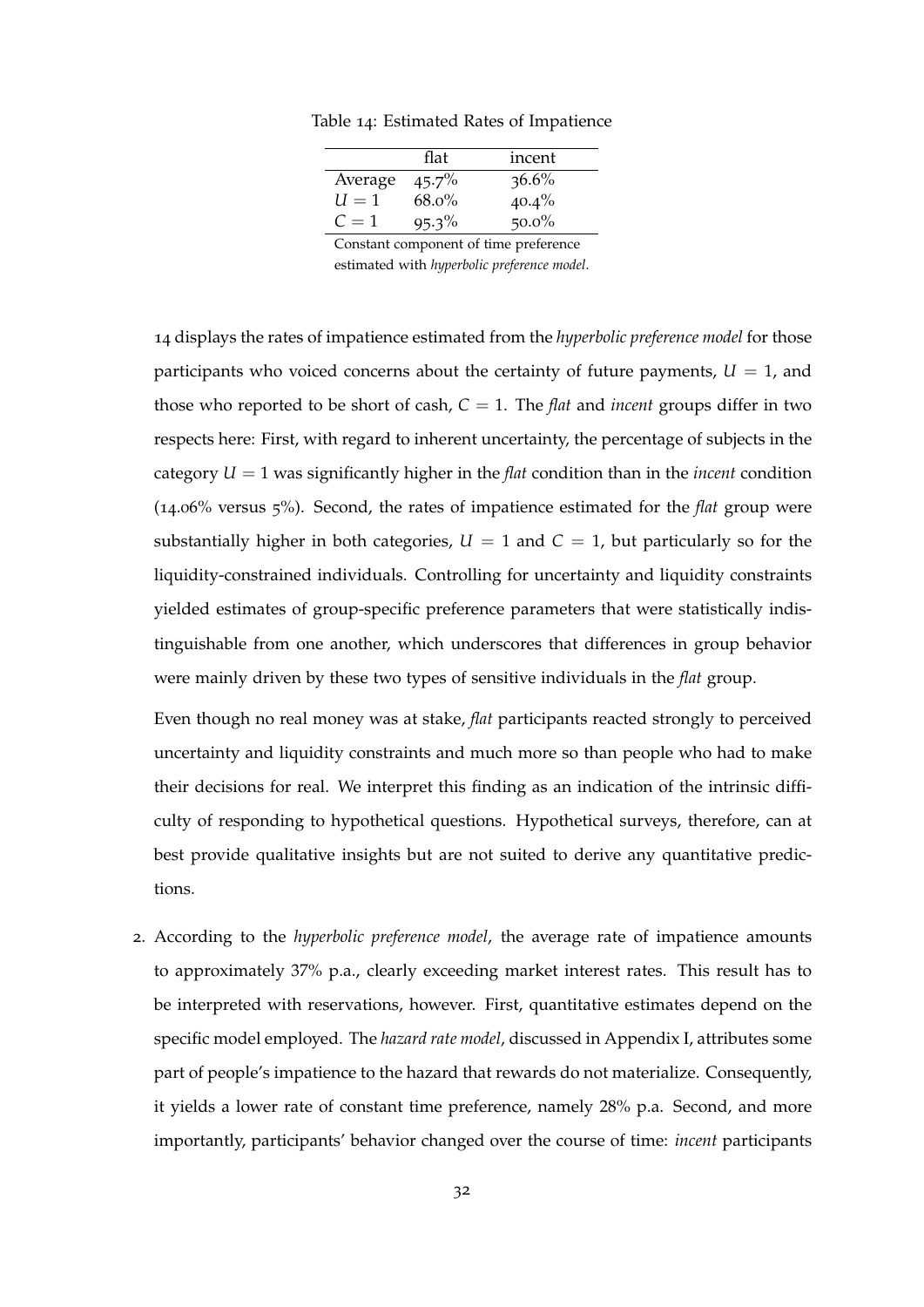Table 14: Estimated Rates of Impatience

| | flat | incent |
|---|---|---|
| Average | 45.7% | 36.6% |
| $U = 1$ | 68.0% | 40.4% |
| $C = 1$ | 95.3% | 50.0% |

Constant component of time preference estimated with *hyperbolic preference model*.

14 displays the rates of impatience estimated from the *hyperbolic preference model* for those participants who voiced concerns about the certainty of future payments, $U = 1$, and those who reported to be short of cash, $C = 1$. The *flat* and *incent* groups differ in two respects here: First, with regard to inherent uncertainty, the percentage of subjects in the category $U = 1$ was significantly higher in the *flat* condition than in the *incent* condition (14.06% versus 5%). Second, the rates of impatience estimated for the *flat* group were substantially higher in both categories, $U = 1$ and $C = 1$, but particularly so for the liquidity-constrained individuals. Controlling for uncertainty and liquidity constraints yielded estimates of group-specific preference parameters that were statistically indistinguishable from one another, which underscores that differences in group behavior were mainly driven by these two types of sensitive individuals in the *flat* group.

Even though no real money was at stake, *flat* participants reacted strongly to perceived uncertainty and liquidity constraints and much more so than people who had to make their decisions for real. We interpret this finding as an indication of the intrinsic difficulty of responding to hypothetical questions. Hypothetical surveys, therefore, can at best provide qualitative insights but are not suited to derive any quantitative predictions.

2. According to the *hyperbolic preference model*, the average rate of impatience amounts to approximately 37% p.a., clearly exceeding market interest rates. This result has to be interpreted with reservations, however. First, quantitative estimates depend on the specific model employed. The *hazard rate model*, discussed in Appendix I, attributes some part of people's impatience to the hazard that rewards do not materialize. Consequently, it yields a lower rate of constant time preference, namely 28% p.a. Second, and more importantly, participants' behavior changed over the course of time: *incent* participants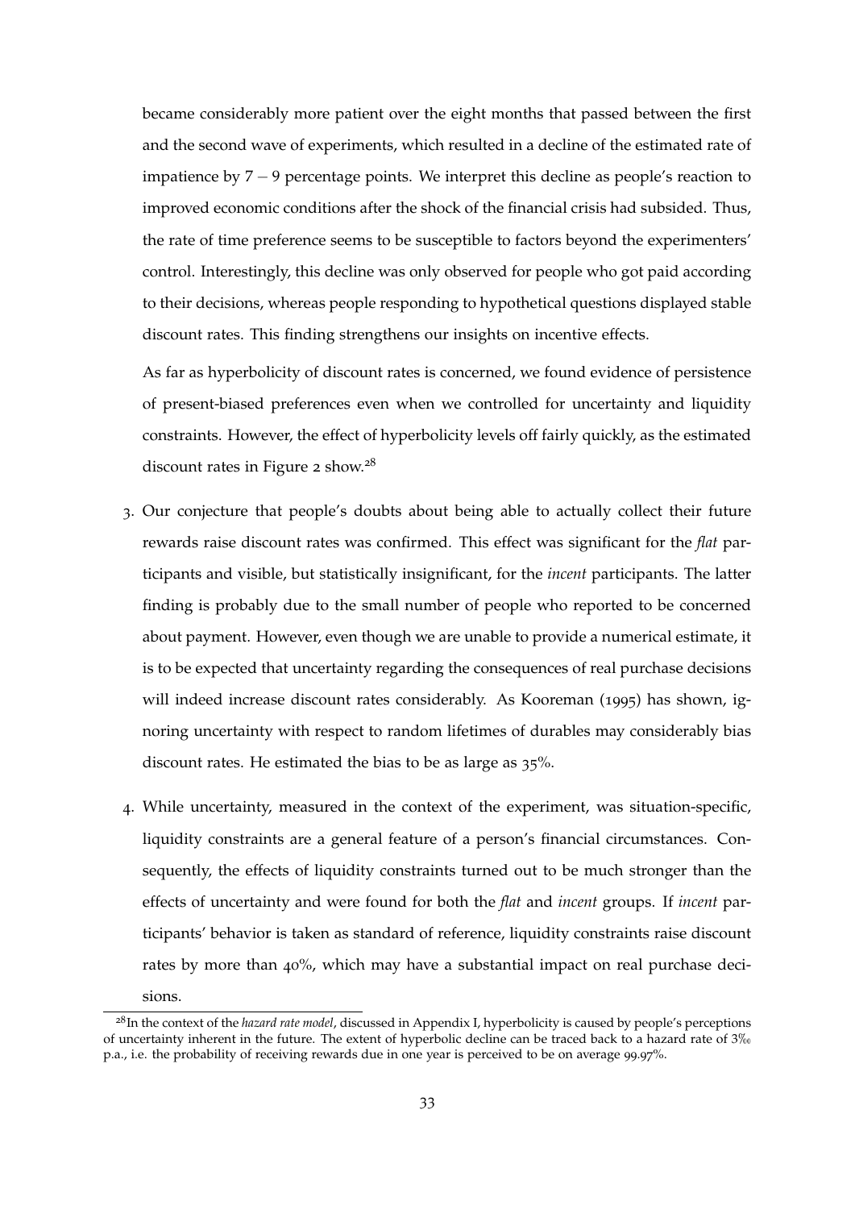became considerably more patient over the eight months that passed between the first and the second wave of experiments, which resulted in a decline of the estimated rate of impatience by $7 - 9$ percentage points. We interpret this decline as people's reaction to improved economic conditions after the shock of the financial crisis had subsided. Thus, the rate of time preference seems to be susceptible to factors beyond the experimenters' control. Interestingly, this decline was only observed for people who got paid according to their decisions, whereas people responding to hypothetical questions displayed stable discount rates. This finding strengthens our insights on incentive effects.

As far as hyperbolicity of discount rates is concerned, we found evidence of persistence of present-biased preferences even when we controlled for uncertainty and liquidity constraints. However, the effect of hyperbolicity levels off fairly quickly, as the estimated discount rates in Figure 2 show.[28]

3. Our conjecture that people's doubts about being able to actually collect their future rewards raise discount rates was confirmed. This effect was significant for the *flat* participants and visible, but statistically insignificant, for the *incent* participants. The latter finding is probably due to the small number of people who reported to be concerned about payment. However, even though we are unable to provide a numerical estimate, it is to be expected that uncertainty regarding the consequences of real purchase decisions will indeed increase discount rates considerably. As Kooreman (1995) has shown, ignoring uncertainty with respect to random lifetimes of durables may considerably bias discount rates. He estimated the bias to be as large as 35%.

4. While uncertainty, measured in the context of the experiment, was situation-specific, liquidity constraints are a general feature of a person's financial circumstances. Consequently, the effects of liquidity constraints turned out to be much stronger than the effects of uncertainty and were found for both the *flat* and *incent* groups. If *incent* participants' behavior is taken as standard of reference, liquidity constraints raise discount rates by more than 40%, which may have a substantial impact on real purchase decisions.

[28] In the context of the *hazard rate model*, discussed in Appendix I, hyperbolicity is caused by people's perceptions of uncertainty inherent in the future. The extent of hyperbolic decline can be traced back to a hazard rate of 3‰ p.a., i.e. the probability of receiving rewards due in one year is perceived to be on average 99.97%.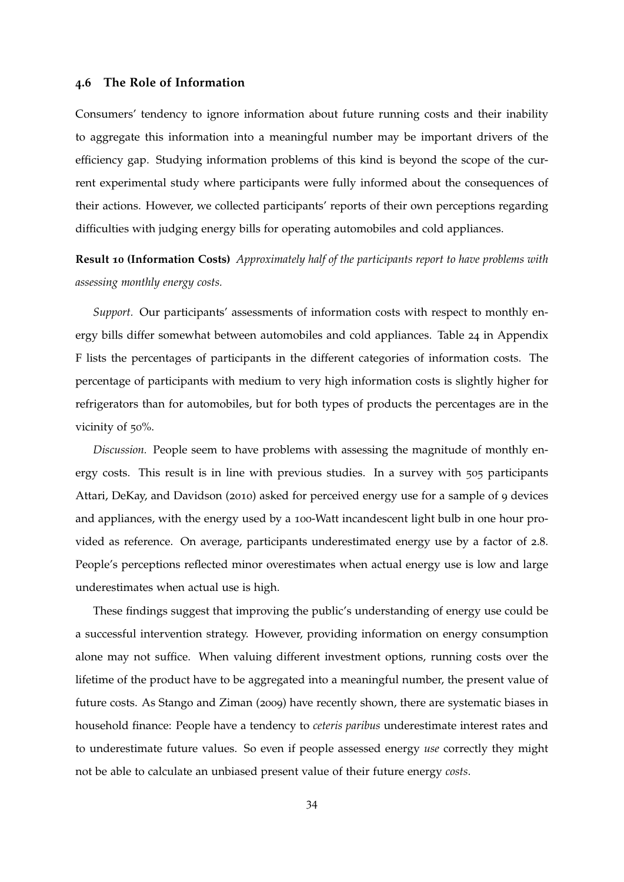### 4.6 The Role of Information

Consumers' tendency to ignore information about future running costs and their inability to aggregate this information into a meaningful number may be important drivers of the efficiency gap. Studying information problems of this kind is beyond the scope of the current experimental study where participants were fully informed about the consequences of their actions. However, we collected participants' reports of their own perceptions regarding difficulties with judging energy bills for operating automobiles and cold appliances.

**Result 10 (Information Costs)** *Approximately half of the participants report to have problems with assessing monthly energy costs.*

*Support.* Our participants' assessments of information costs with respect to monthly energy bills differ somewhat between automobiles and cold appliances. Table 24 in Appendix F lists the percentages of participants in the different categories of information costs. The percentage of participants with medium to very high information costs is slightly higher for refrigerators than for automobiles, but for both types of products the percentages are in the vicinity of 50%.

*Discussion.* People seem to have problems with assessing the magnitude of monthly energy costs. This result is in line with previous studies. In a survey with 505 participants Attari, DeKay, and Davidson (2010) asked for perceived energy use for a sample of 9 devices and appliances, with the energy used by a 100-Watt incandescent light bulb in one hour provided as reference. On average, participants underestimated energy use by a factor of 2.8. People's perceptions reflected minor overestimates when actual energy use is low and large underestimates when actual use is high.

These findings suggest that improving the public's understanding of energy use could be a successful intervention strategy. However, providing information on energy consumption alone may not suffice. When valuing different investment options, running costs over the lifetime of the product have to be aggregated into a meaningful number, the present value of future costs. As Stango and Ziman (2009) have recently shown, there are systematic biases in household finance: People have a tendency to *ceteris paribus* underestimate interest rates and to underestimate future values. So even if people assessed energy *use* correctly they might not be able to calculate an unbiased present value of their future energy *costs*.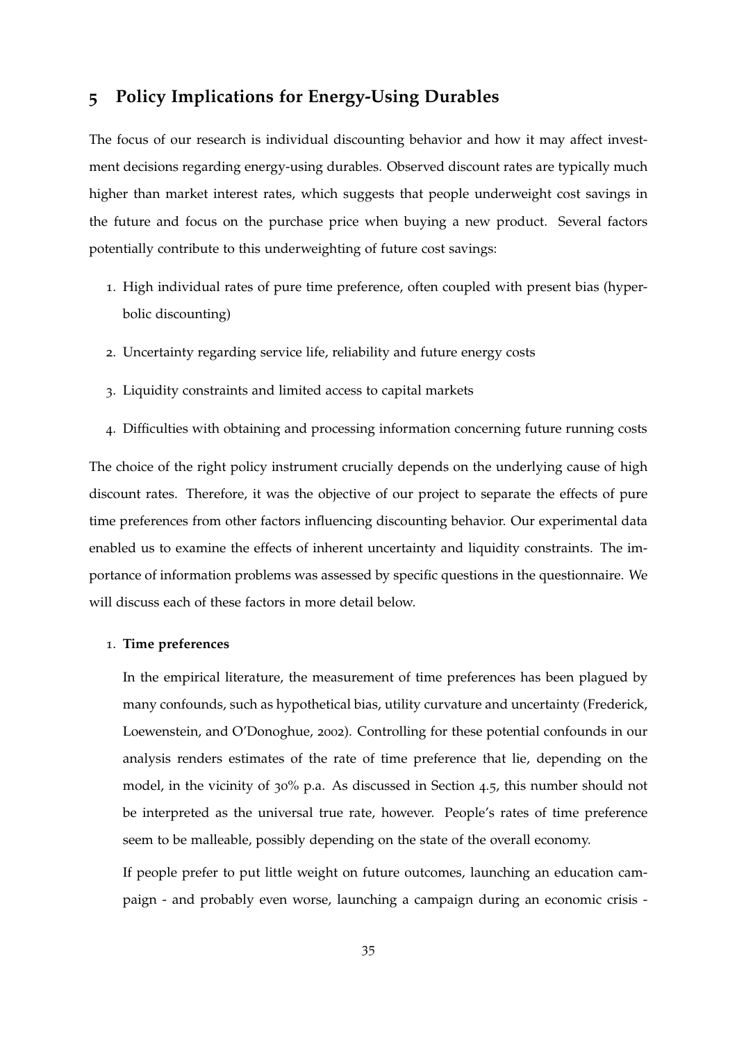## 5 Policy Implications for Energy-Using Durables

The focus of our research is individual discounting behavior and how it may affect investment decisions regarding energy-using durables. Observed discount rates are typically much higher than market interest rates, which suggests that people underweight cost savings in the future and focus on the purchase price when buying a new product. Several factors potentially contribute to this underweighting of future cost savings:

1. High individual rates of pure time preference, often coupled with present bias (hyperbolic discounting)
2. Uncertainty regarding service life, reliability and future energy costs
3. Liquidity constraints and limited access to capital markets
4. Difficulties with obtaining and processing information concerning future running costs

The choice of the right policy instrument crucially depends on the underlying cause of high discount rates. Therefore, it was the objective of our project to separate the effects of pure time preferences from other factors influencing discounting behavior. Our experimental data enabled us to examine the effects of inherent uncertainty and liquidity constraints. The importance of information problems was assessed by specific questions in the questionnaire. We will discuss each of these factors in more detail below.

1. **Time preferences**

   In the empirical literature, the measurement of time preferences has been plagued by many confounds, such as hypothetical bias, utility curvature and uncertainty (Frederick, Loewenstein, and O'Donoghue, 2002). Controlling for these potential confounds in our analysis renders estimates of the rate of time preference that lie, depending on the model, in the vicinity of 30% p.a. As discussed in Section 4.5, this number should not be interpreted as the universal true rate, however. People's rates of time preference seem to be malleable, possibly depending on the state of the overall economy.

   If people prefer to put little weight on future outcomes, launching an education campaign - and probably even worse, launching a campaign during an economic crisis -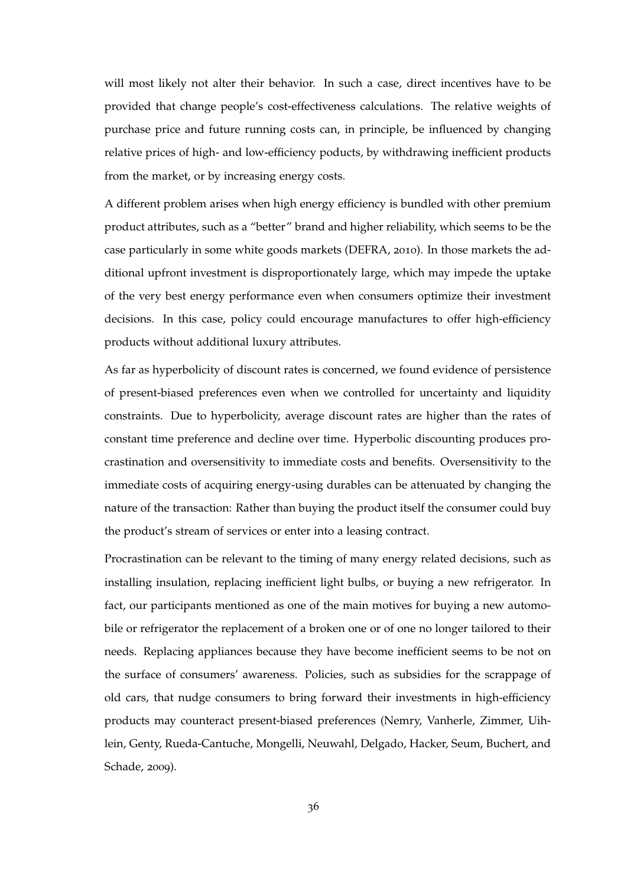will most likely not alter their behavior. In such a case, direct incentives have to be provided that change people's cost-effectiveness calculations. The relative weights of purchase price and future running costs can, in principle, be influenced by changing relative prices of high- and low-efficiency poducts, by withdrawing inefficient products from the market, or by increasing energy costs.

A different problem arises when high energy efficiency is bundled with other premium product attributes, such as a "better" brand and higher reliability, which seems to be the case particularly in some white goods markets (DEFRA, 2010). In those markets the additional upfront investment is disproportionately large, which may impede the uptake of the very best energy performance even when consumers optimize their investment decisions. In this case, policy could encourage manufactures to offer high-efficiency products without additional luxury attributes.

As far as hyperbolicity of discount rates is concerned, we found evidence of persistence of present-biased preferences even when we controlled for uncertainty and liquidity constraints. Due to hyperbolicity, average discount rates are higher than the rates of constant time preference and decline over time. Hyperbolic discounting produces procrastination and oversensitivity to immediate costs and benefits. Oversensitivity to the immediate costs of acquiring energy-using durables can be attenuated by changing the nature of the transaction: Rather than buying the product itself the consumer could buy the product's stream of services or enter into a leasing contract.

Procrastination can be relevant to the timing of many energy related decisions, such as installing insulation, replacing inefficient light bulbs, or buying a new refrigerator. In fact, our participants mentioned as one of the main motives for buying a new automobile or refrigerator the replacement of a broken one or of one no longer tailored to their needs. Replacing appliances because they have become inefficient seems to be not on the surface of consumers' awareness. Policies, such as subsidies for the scrappage of old cars, that nudge consumers to bring forward their investments in high-efficiency products may counteract present-biased preferences (Nemry, Vanherle, Zimmer, Uihlein, Genty, Rueda-Cantuche, Mongelli, Neuwahl, Delgado, Hacker, Seum, Buchert, and Schade, 2009).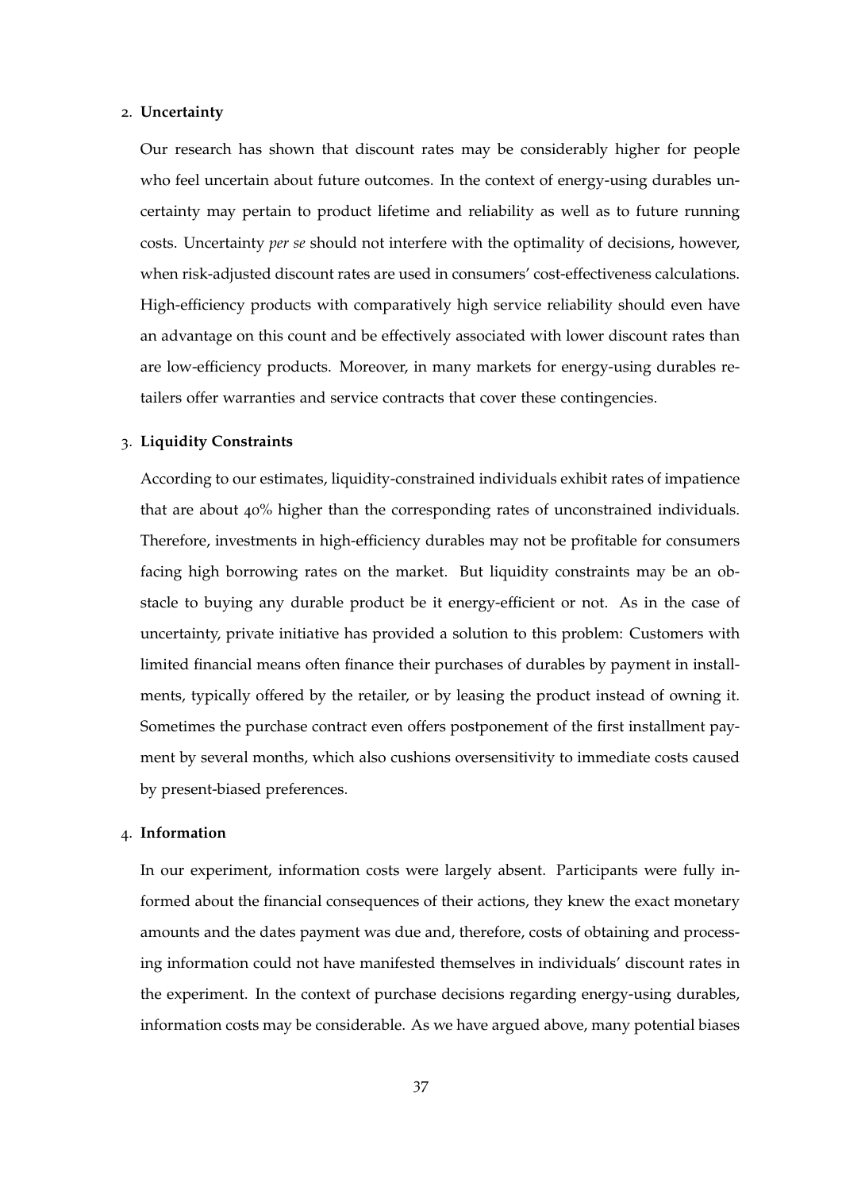2. **Uncertainty**

   Our research has shown that discount rates may be considerably higher for people who feel uncertain about future outcomes. In the context of energy-using durables uncertainty may pertain to product lifetime and reliability as well as to future running costs. Uncertainty *per se* should not interfere with the optimality of decisions, however, when risk-adjusted discount rates are used in consumers' cost-effectiveness calculations. High-efficiency products with comparatively high service reliability should even have an advantage on this count and be effectively associated with lower discount rates than are low-efficiency products. Moreover, in many markets for energy-using durables retailers offer warranties and service contracts that cover these contingencies.

3. **Liquidity Constraints**

   According to our estimates, liquidity-constrained individuals exhibit rates of impatience that are about 40% higher than the corresponding rates of unconstrained individuals. Therefore, investments in high-efficiency durables may not be profitable for consumers facing high borrowing rates on the market. But liquidity constraints may be an obstacle to buying any durable product be it energy-efficient or not. As in the case of uncertainty, private initiative has provided a solution to this problem: Customers with limited financial means often finance their purchases of durables by payment in installments, typically offered by the retailer, or by leasing the product instead of owning it. Sometimes the purchase contract even offers postponement of the first installment payment by several months, which also cushions oversensitivity to immediate costs caused by present-biased preferences.

4. **Information**

   In our experiment, information costs were largely absent. Participants were fully informed about the financial consequences of their actions, they knew the exact monetary amounts and the dates payment was due and, therefore, costs of obtaining and processing information could not have manifested themselves in individuals' discount rates in the experiment. In the context of purchase decisions regarding energy-using durables, information costs may be considerable. As we have argued above, many potential biases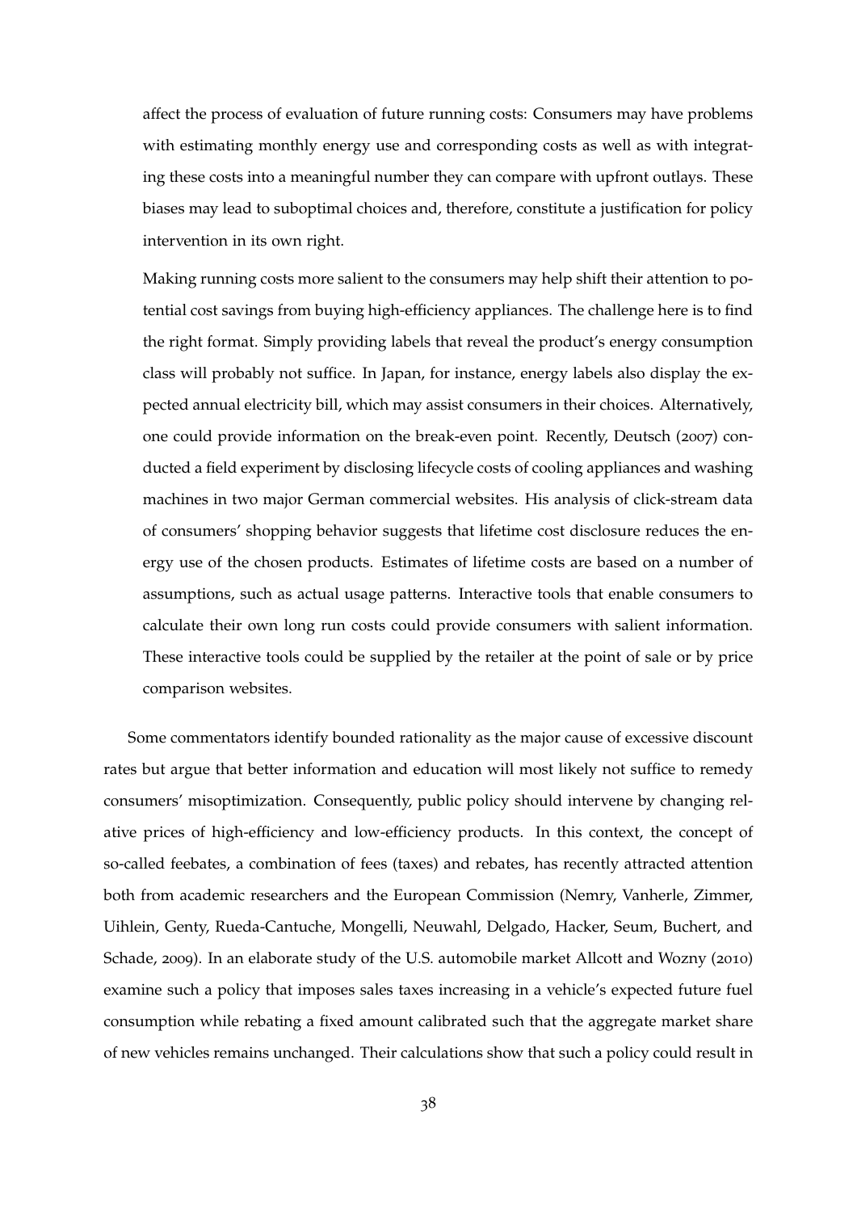affect the process of evaluation of future running costs: Consumers may have problems with estimating monthly energy use and corresponding costs as well as with integrating these costs into a meaningful number they can compare with upfront outlays. These biases may lead to suboptimal choices and, therefore, constitute a justification for policy intervention in its own right.

Making running costs more salient to the consumers may help shift their attention to potential cost savings from buying high-efficiency appliances. The challenge here is to find the right format. Simply providing labels that reveal the product's energy consumption class will probably not suffice. In Japan, for instance, energy labels also display the expected annual electricity bill, which may assist consumers in their choices. Alternatively, one could provide information on the break-even point. Recently, Deutsch (2007) conducted a field experiment by disclosing lifecycle costs of cooling appliances and washing machines in two major German commercial websites. His analysis of click-stream data of consumers' shopping behavior suggests that lifetime cost disclosure reduces the energy use of the chosen products. Estimates of lifetime costs are based on a number of assumptions, such as actual usage patterns. Interactive tools that enable consumers to calculate their own long run costs could provide consumers with salient information. These interactive tools could be supplied by the retailer at the point of sale or by price comparison websites.

Some commentators identify bounded rationality as the major cause of excessive discount rates but argue that better information and education will most likely not suffice to remedy consumers' misoptimization. Consequently, public policy should intervene by changing relative prices of high-efficiency and low-efficiency products. In this context, the concept of so-called feebates, a combination of fees (taxes) and rebates, has recently attracted attention both from academic researchers and the European Commission (Nemry, Vanherle, Zimmer, Uihlein, Genty, Rueda-Cantuche, Mongelli, Neuwahl, Delgado, Hacker, Seum, Buchert, and Schade, 2009). In an elaborate study of the U.S. automobile market Allcott and Wozny (2010) examine such a policy that imposes sales taxes increasing in a vehicle's expected future fuel consumption while rebating a fixed amount calibrated such that the aggregate market share of new vehicles remains unchanged. Their calculations show that such a policy could result in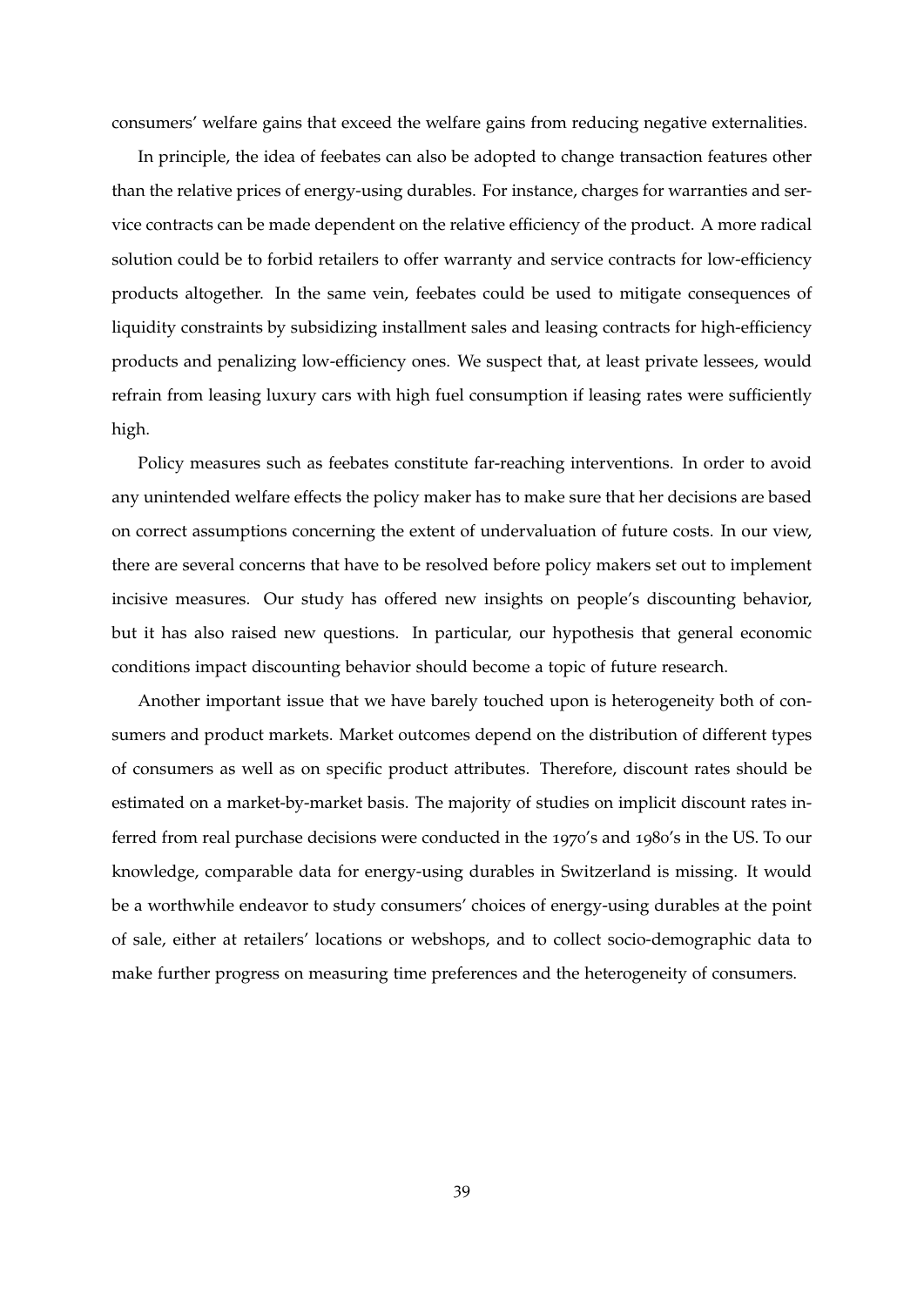consumers' welfare gains that exceed the welfare gains from reducing negative externalities.

In principle, the idea of feebates can also be adopted to change transaction features other than the relative prices of energy-using durables. For instance, charges for warranties and service contracts can be made dependent on the relative efficiency of the product. A more radical solution could be to forbid retailers to offer warranty and service contracts for low-efficiency products altogether. In the same vein, feebates could be used to mitigate consequences of liquidity constraints by subsidizing installment sales and leasing contracts for high-efficiency products and penalizing low-efficiency ones. We suspect that, at least private lessees, would refrain from leasing luxury cars with high fuel consumption if leasing rates were sufficiently high.

Policy measures such as feebates constitute far-reaching interventions. In order to avoid any unintended welfare effects the policy maker has to make sure that her decisions are based on correct assumptions concerning the extent of undervaluation of future costs. In our view, there are several concerns that have to be resolved before policy makers set out to implement incisive measures. Our study has offered new insights on people's discounting behavior, but it has also raised new questions. In particular, our hypothesis that general economic conditions impact discounting behavior should become a topic of future research.

Another important issue that we have barely touched upon is heterogeneity both of consumers and product markets. Market outcomes depend on the distribution of different types of consumers as well as on specific product attributes. Therefore, discount rates should be estimated on a market-by-market basis. The majority of studies on implicit discount rates inferred from real purchase decisions were conducted in the 1970's and 1980's in the US. To our knowledge, comparable data for energy-using durables in Switzerland is missing. It would be a worthwhile endeavor to study consumers' choices of energy-using durables at the point of sale, either at retailers' locations or webshops, and to collect socio-demographic data to make further progress on measuring time preferences and the heterogeneity of consumers.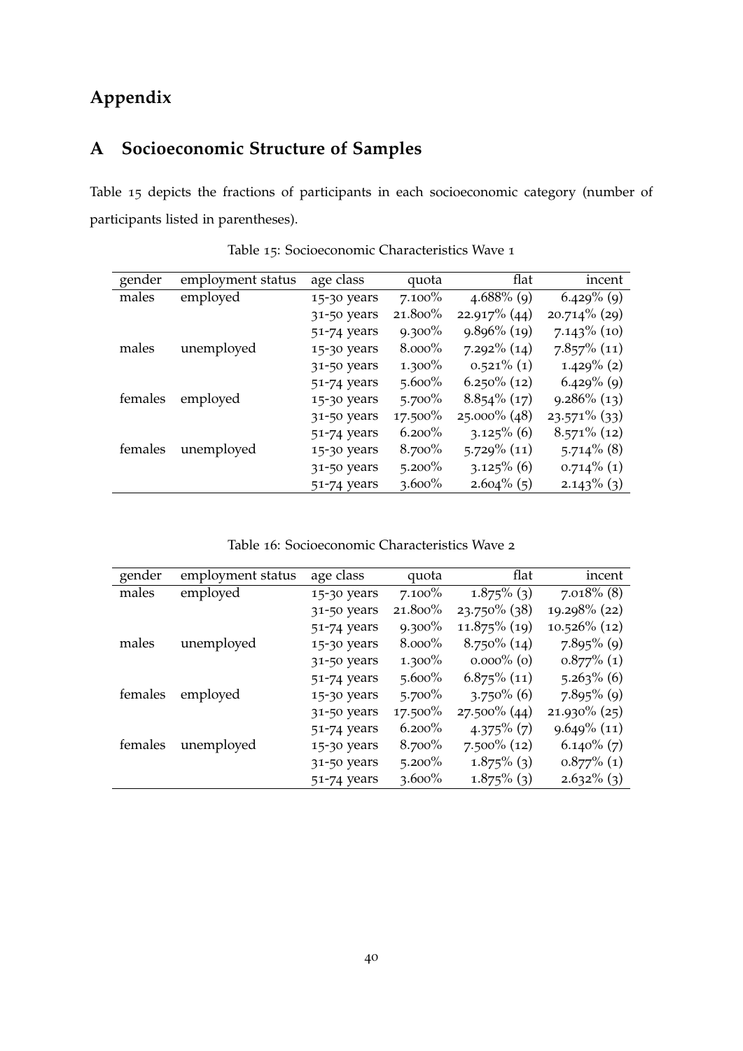# Appendix

## A Socioeconomic Structure of Samples

Table 15 depicts the fractions of participants in each socioeconomic category (number of participants listed in parentheses).

Table 15: Socioeconomic Characteristics Wave 1

| gender | employment status | age class | quota | flat | incent |
|---|---|---|---|---|---|
| males | employed | 15-30 years | 7.100% | 4.688% (9) | 6.429% (9) |
| | | 31-50 years | 21.800% | 22.917% (44) | 20.714% (29) |
| | | 51-74 years | 9.300% | 9.896% (19) | 7.143% (10) |
| males | unemployed | 15-30 years | 8.000% | 7.292% (14) | 7.857% (11) |
| | | 31-50 years | 1.300% | 0.521% (1) | 1.429% (2) |
| | | 51-74 years | 5.600% | 6.250% (12) | 6.429% (9) |
| females | employed | 15-30 years | 5.700% | 8.854% (17) | 9.286% (13) |
| | | 31-50 years | 17.500% | 25.000% (48) | 23.571% (33) |
| | | 51-74 years | 6.200% | 3.125% (6) | 8.571% (12) |
| females | unemployed | 15-30 years | 8.700% | 5.729% (11) | 5.714% (8) |
| | | 31-50 years | 5.200% | 3.125% (6) | 0.714% (1) |
| | | 51-74 years | 3.600% | 2.604% (5) | 2.143% (3) |

Table 16: Socioeconomic Characteristics Wave 2

| gender | employment status | age class | quota | flat | incent |
|---|---|---|---|---|---|
| males | employed | 15-30 years | 7.100% | 1.875% (3) | 7.018% (8) |
| | | 31-50 years | 21.800% | 23.750% (38) | 19.298% (22) |
| | | 51-74 years | 9.300% | 11.875% (19) | 10.526% (12) |
| males | unemployed | 15-30 years | 8.000% | 8.750% (14) | 7.895% (9) |
| | | 31-50 years | 1.300% | 0.000% (0) | 0.877% (1) |
| | | 51-74 years | 5.600% | 6.875% (11) | 5.263% (6) |
| females | employed | 15-30 years | 5.700% | 3.750% (6) | 7.895% (9) |
| | | 31-50 years | 17.500% | 27.500% (44) | 21.930% (25) |
| | | 51-74 years | 6.200% | 4.375% (7) | 9.649% (11) |
| females | unemployed | 15-30 years | 8.700% | 7.500% (12) | 6.140% (7) |
| | | 31-50 years | 5.200% | 1.875% (3) | 0.877% (1) |
| | | 51-74 years | 3.600% | 1.875% (3) | 2.632% (3) |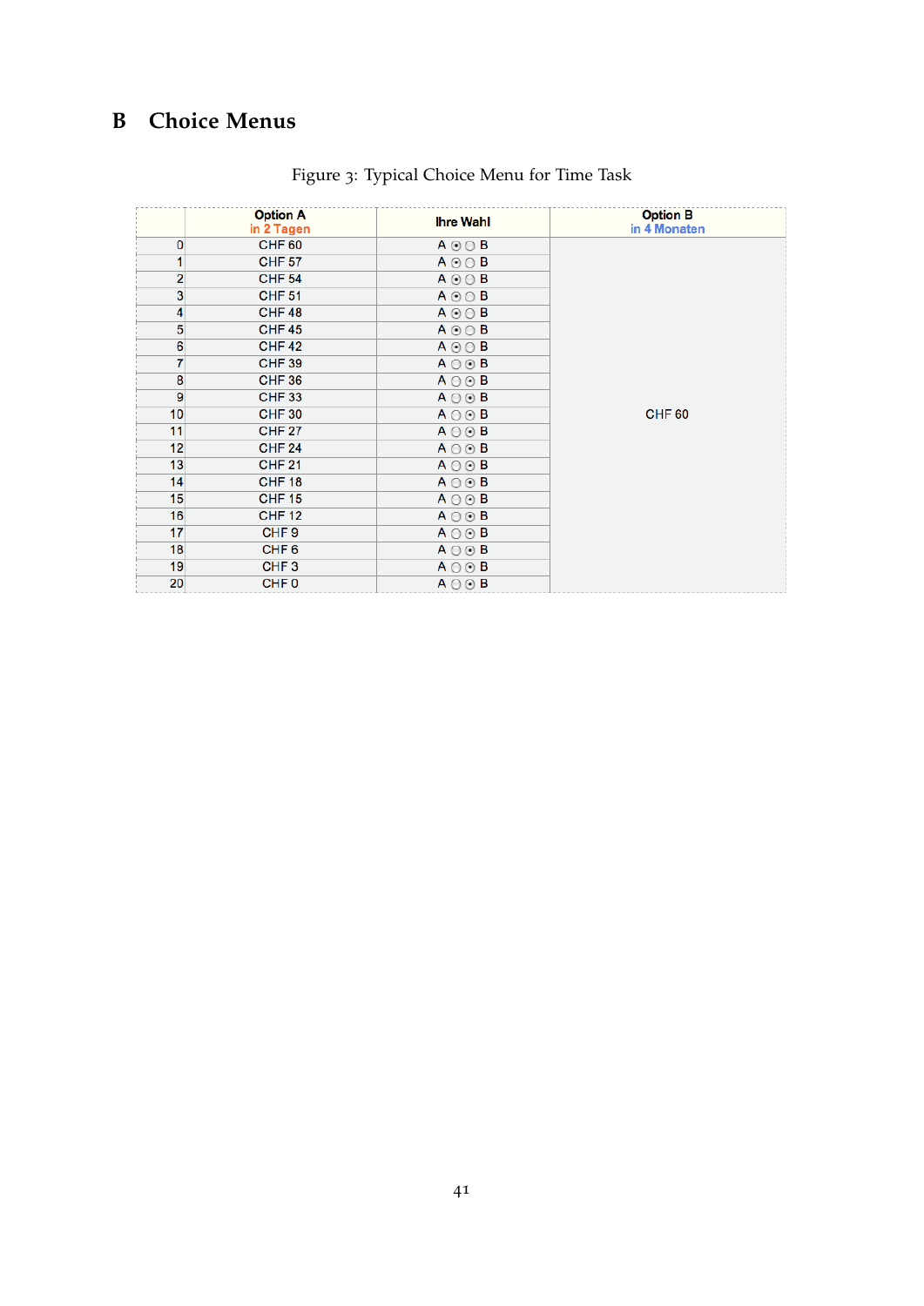# B Choice Menus

Figure 3: Typical Choice Menu for Time Task

| | Option A in 2 Tagen | Ihre Wahl | Option B in 4 Monaten |
|---|---|---|---|
| 0 | CHF 60 | A ⊙ ○ B | CHF 60 |
| 1 | CHF 57 | A ⊙ ○ B | |
| 2 | CHF 54 | A ⊙ ○ B | |
| 3 | CHF 51 | A ⊙ ○ B | |
| 4 | CHF 48 | A ⊙ ○ B | |
| 5 | CHF 45 | A ⊙ ○ B | |
| 6 | CHF 42 | A ⊙ ○ B | |
| 7 | CHF 39 | A ○ ⊙ B | |
| 8 | CHF 36 | A ○ ⊙ B | |
| 9 | CHF 33 | A ○ ⊙ B | |
| 10 | CHF 30 | A ○ ⊙ B | |
| 11 | CHF 27 | A ○ ⊙ B | |
| 12 | CHF 24 | A ○ ⊙ B | |
| 13 | CHF 21 | A ○ ⊙ B | |
| 14 | CHF 18 | A ○ ⊙ B | |
| 15 | CHF 15 | A ○ ⊙ B | |
| 16 | CHF 12 | A ○ ⊙ B | |
| 17 | CHF 9 | A ○ ⊙ B | |
| 18 | CHF 6 | A ○ ⊙ B | |
| 19 | CHF 3 | A ○ ⊙ B | |
| 20 | CHF 0 | A ○ ⊙ B | |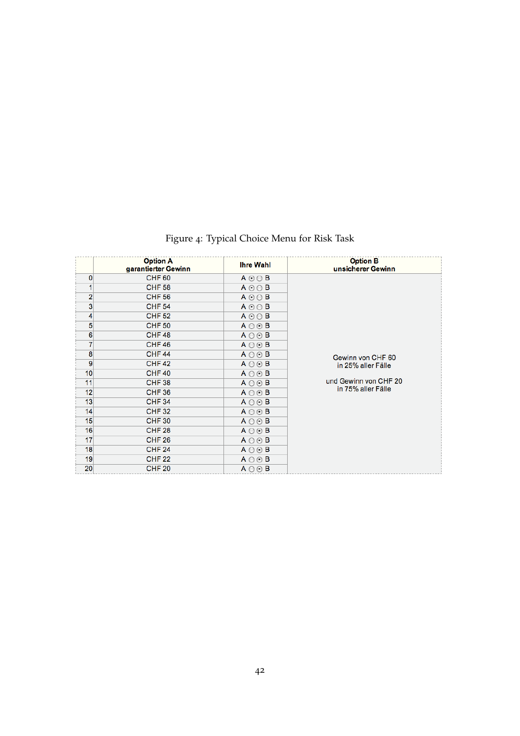Figure 4: Typical Choice Menu for Risk Task

| | Option A garantierter Gewinn | Ihre Wahl | Option B unsicherer Gewinn |
|---|---|---|---|
| 0 | CHF 60 | A ⦿ ○ B | Gewinn von CHF 60 in 25% aller Fälle und Gewinn von CHF 20 in 75% aller Fälle |
| 1 | CHF 58 | A ⦿ ○ B | |
| 2 | CHF 56 | A ⦿ ○ B | |
| 3 | CHF 54 | A ⦿ ○ B | |
| 4 | CHF 52 | A ⦿ ○ B | |
| 5 | CHF 50 | A ○ ⦿ B | |
| 6 | CHF 48 | A ○ ⦿ B | |
| 7 | CHF 46 | A ○ ⦿ B | |
| 8 | CHF 44 | A ○ ⦿ B | |
| 9 | CHF 42 | A ○ ⦿ B | |
| 10 | CHF 40 | A ○ ⦿ B | |
| 11 | CHF 38 | A ○ ⦿ B | |
| 12 | CHF 36 | A ○ ⦿ B | |
| 13 | CHF 34 | A ○ ⦿ B | |
| 14 | CHF 32 | A ○ ⦿ B | |
| 15 | CHF 30 | A ○ ⦿ B | |
| 16 | CHF 28 | A ○ ⦿ B | |
| 17 | CHF 26 | A ○ ⦿ B | |
| 18 | CHF 24 | A ○ ⦿ B | |
| 19 | CHF 22 | A ○ ⦿ B | |
| 20 | CHF 20 | A ○ ⦿ B | |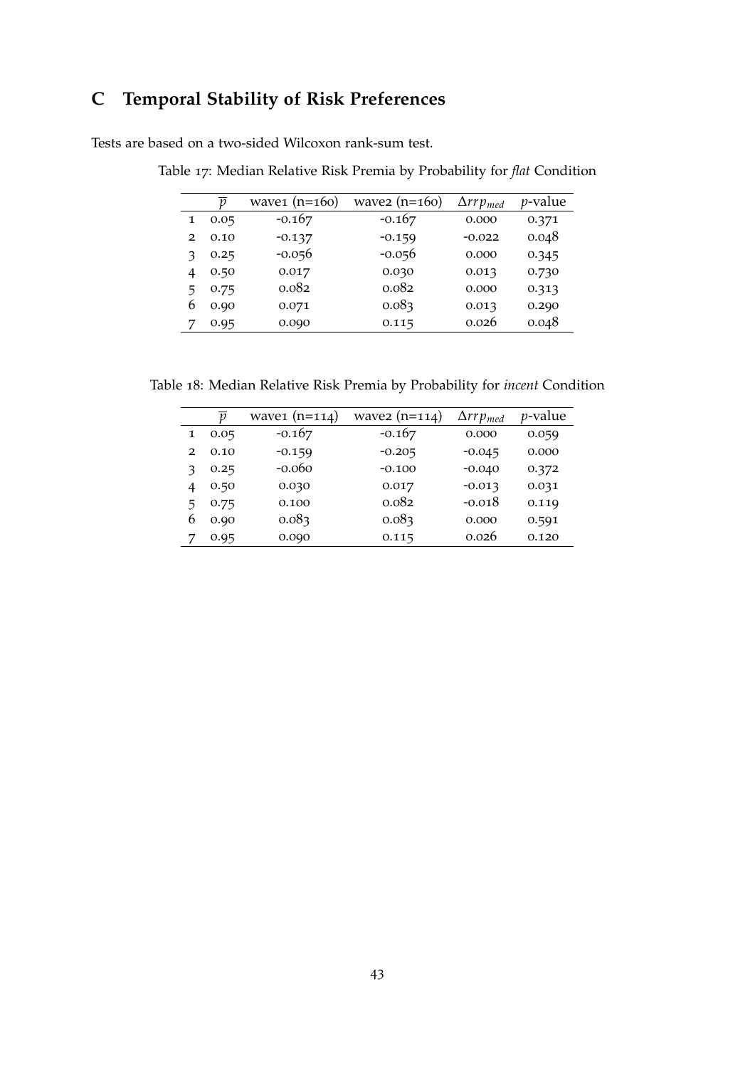# C Temporal Stability of Risk Preferences

Tests are based on a two-sided Wilcoxon rank-sum test.

Table 17: Median Relative Risk Premia by Probability for *flat* Condition

| | $\overline{p}$ | wave1 (n=160) | wave2 (n=160) | $\Delta rrp_{med}$ | $p$-value |
|---|---|---|---|---|---|
| 1 | 0.05 | -0.167 | -0.167 | 0.000 | 0.371 |
| 2 | 0.10 | -0.137 | -0.159 | -0.022 | 0.048 |
| 3 | 0.25 | -0.056 | -0.056 | 0.000 | 0.345 |
| 4 | 0.50 | 0.017 | 0.030 | 0.013 | 0.730 |
| 5 | 0.75 | 0.082 | 0.082 | 0.000 | 0.313 |
| 6 | 0.90 | 0.071 | 0.083 | 0.013 | 0.290 |
| 7 | 0.95 | 0.090 | 0.115 | 0.026 | 0.048 |

Table 18: Median Relative Risk Premia by Probability for *incent* Condition

| | $\overline{p}$ | wave1 (n=114) | wave2 (n=114) | $\Delta rrp_{med}$ | $p$-value |
|---|---|---|---|---|---|
| 1 | 0.05 | -0.167 | -0.167 | 0.000 | 0.059 |
| 2 | 0.10 | -0.159 | -0.205 | -0.045 | 0.000 |
| 3 | 0.25 | -0.060 | -0.100 | -0.040 | 0.372 |
| 4 | 0.50 | 0.030 | 0.017 | -0.013 | 0.031 |
| 5 | 0.75 | 0.100 | 0.082 | -0.018 | 0.119 |
| 6 | 0.90 | 0.083 | 0.083 | 0.000 | 0.591 |
| 7 | 0.95 | 0.090 | 0.115 | 0.026 | 0.120 |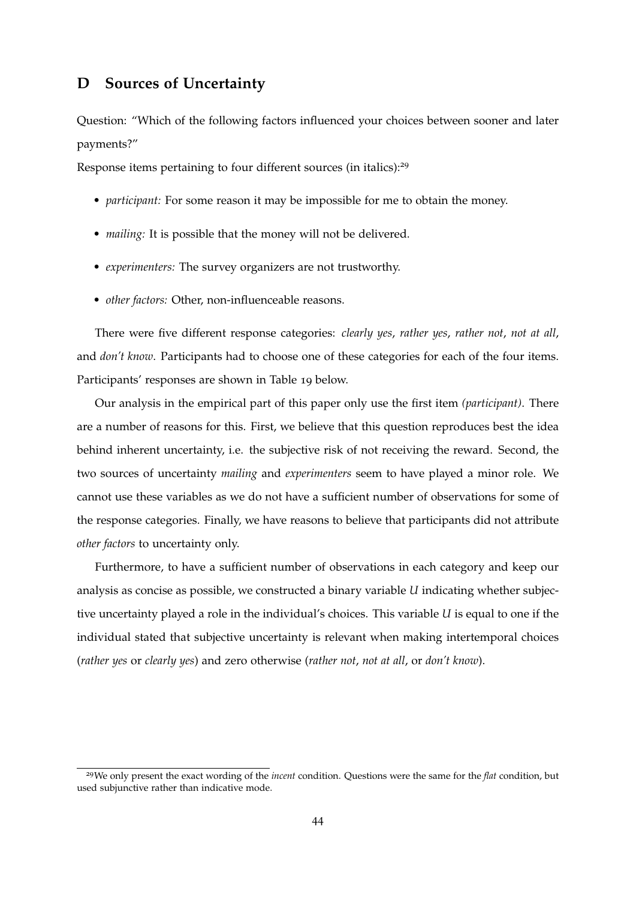## D Sources of Uncertainty

Question: "Which of the following factors influenced your choices between sooner and later payments?"

Response items pertaining to four different sources (in italics):[29]

- *participant:* For some reason it may be impossible for me to obtain the money.
- *mailing:* It is possible that the money will not be delivered.
- *experimenters:* The survey organizers are not trustworthy.
- *other factors:* Other, non-influenceable reasons.

There were five different response categories: *clearly yes*, *rather yes*, *rather not*, *not at all*, and *don't know*. Participants had to choose one of these categories for each of the four items. Participants' responses are shown in Table 19 below.

Our analysis in the empirical part of this paper only use the first item *(participant)*. There are a number of reasons for this. First, we believe that this question reproduces best the idea behind inherent uncertainty, i.e. the subjective risk of not receiving the reward. Second, the two sources of uncertainty *mailing* and *experimenters* seem to have played a minor role. We cannot use these variables as we do not have a sufficient number of observations for some of the response categories. Finally, we have reasons to believe that participants did not attribute *other factors* to uncertainty only.

Furthermore, to have a sufficient number of observations in each category and keep our analysis as concise as possible, we constructed a binary variable $U$ indicating whether subjective uncertainty played a role in the individual's choices. This variable $U$ is equal to one if the individual stated that subjective uncertainty is relevant when making intertemporal choices (*rather yes* or *clearly yes*) and zero otherwise (*rather not*, *not at all*, or *don't know*).

[29] We only present the exact wording of the *incent* condition. Questions were the same for the *flat* condition, but used subjunctive rather than indicative mode.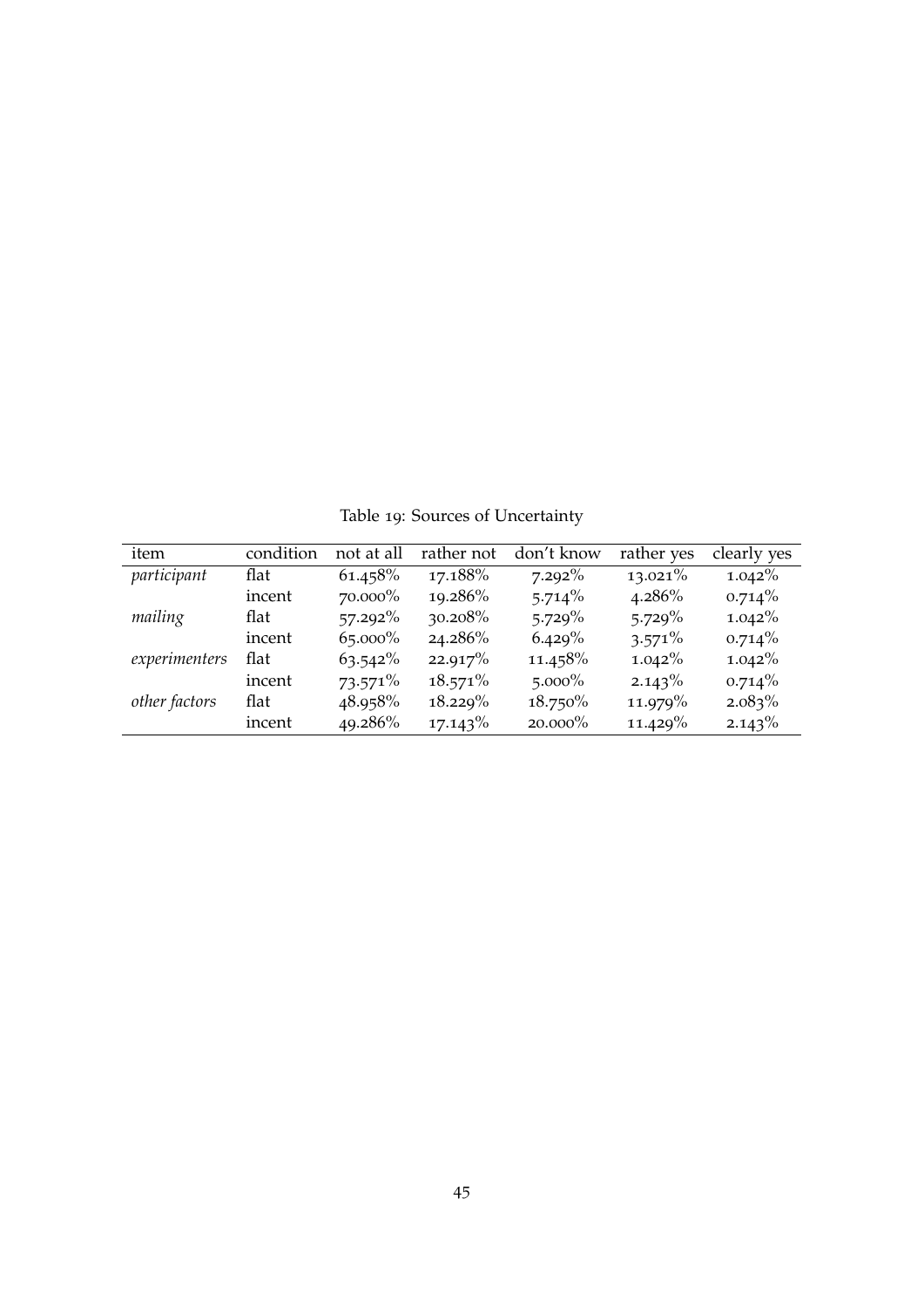Table 19: Sources of Uncertainty

| item | condition | not at all | rather not | don't know | rather yes | clearly yes |
|---|---|---|---|---|---|---|
| *participant* | flat | 61.458% | 17.188% | 7.292% | 13.021% | 1.042% |
| | incent | 70.000% | 19.286% | 5.714% | 4.286% | 0.714% |
| *mailing* | flat | 57.292% | 30.208% | 5.729% | 5.729% | 1.042% |
| | incent | 65.000% | 24.286% | 6.429% | 3.571% | 0.714% |
| *experimenters* | flat | 63.542% | 22.917% | 11.458% | 1.042% | 1.042% |
| | incent | 73.571% | 18.571% | 5.000% | 2.143% | 0.714% |
| *other factors* | flat | 48.958% | 18.229% | 18.750% | 11.979% | 2.083% |
| | incent | 49.286% | 17.143% | 20.000% | 11.429% | 2.143% |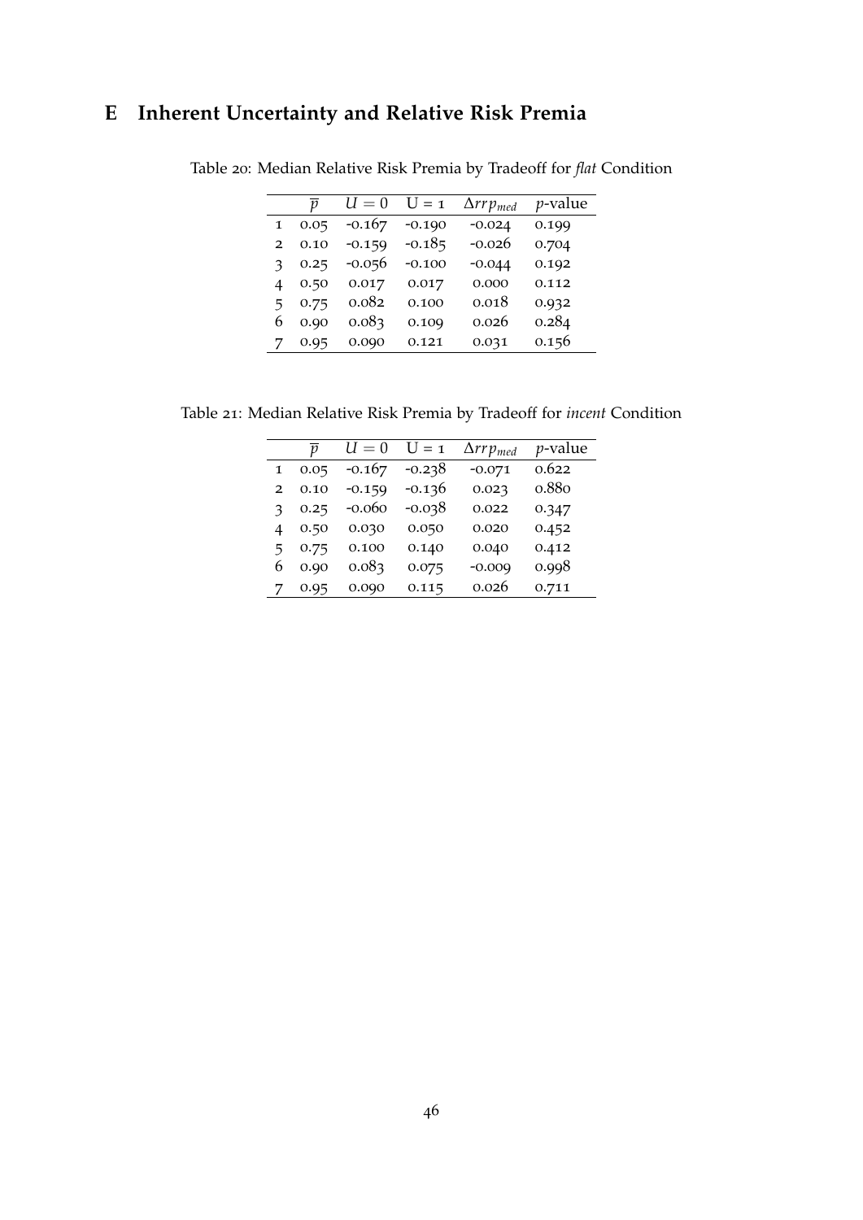# E Inherent Uncertainty and Relative Risk Premia

Table 20: Median Relative Risk Premia by Tradeoff for *flat* Condition

| | $\overline{p}$ | $U = 0$ | U = 1 | $\Delta rrp_{med}$ | $p$-value |
|---|---|---|---|---|---|
| 1 | 0.05 | -0.167 | -0.190 | -0.024 | 0.199 |
| 2 | 0.10 | -0.159 | -0.185 | -0.026 | 0.704 |
| 3 | 0.25 | -0.056 | -0.100 | -0.044 | 0.192 |
| 4 | 0.50 | 0.017 | 0.017 | 0.000 | 0.112 |
| 5 | 0.75 | 0.082 | 0.100 | 0.018 | 0.932 |
| 6 | 0.90 | 0.083 | 0.109 | 0.026 | 0.284 |
| 7 | 0.95 | 0.090 | 0.121 | 0.031 | 0.156 |

Table 21: Median Relative Risk Premia by Tradeoff for *incent* Condition

| | $\overline{p}$ | $U = 0$ | U = 1 | $\Delta rrp_{med}$ | $p$-value |
|---|---|---|---|---|---|
| 1 | 0.05 | -0.167 | -0.238 | -0.071 | 0.622 |
| 2 | 0.10 | -0.159 | -0.136 | 0.023 | 0.880 |
| 3 | 0.25 | -0.060 | -0.038 | 0.022 | 0.347 |
| 4 | 0.50 | 0.030 | 0.050 | 0.020 | 0.452 |
| 5 | 0.75 | 0.100 | 0.140 | 0.040 | 0.412 |
| 6 | 0.90 | 0.083 | 0.075 | -0.009 | 0.998 |
| 7 | 0.95 | 0.090 | 0.115 | 0.026 | 0.711 |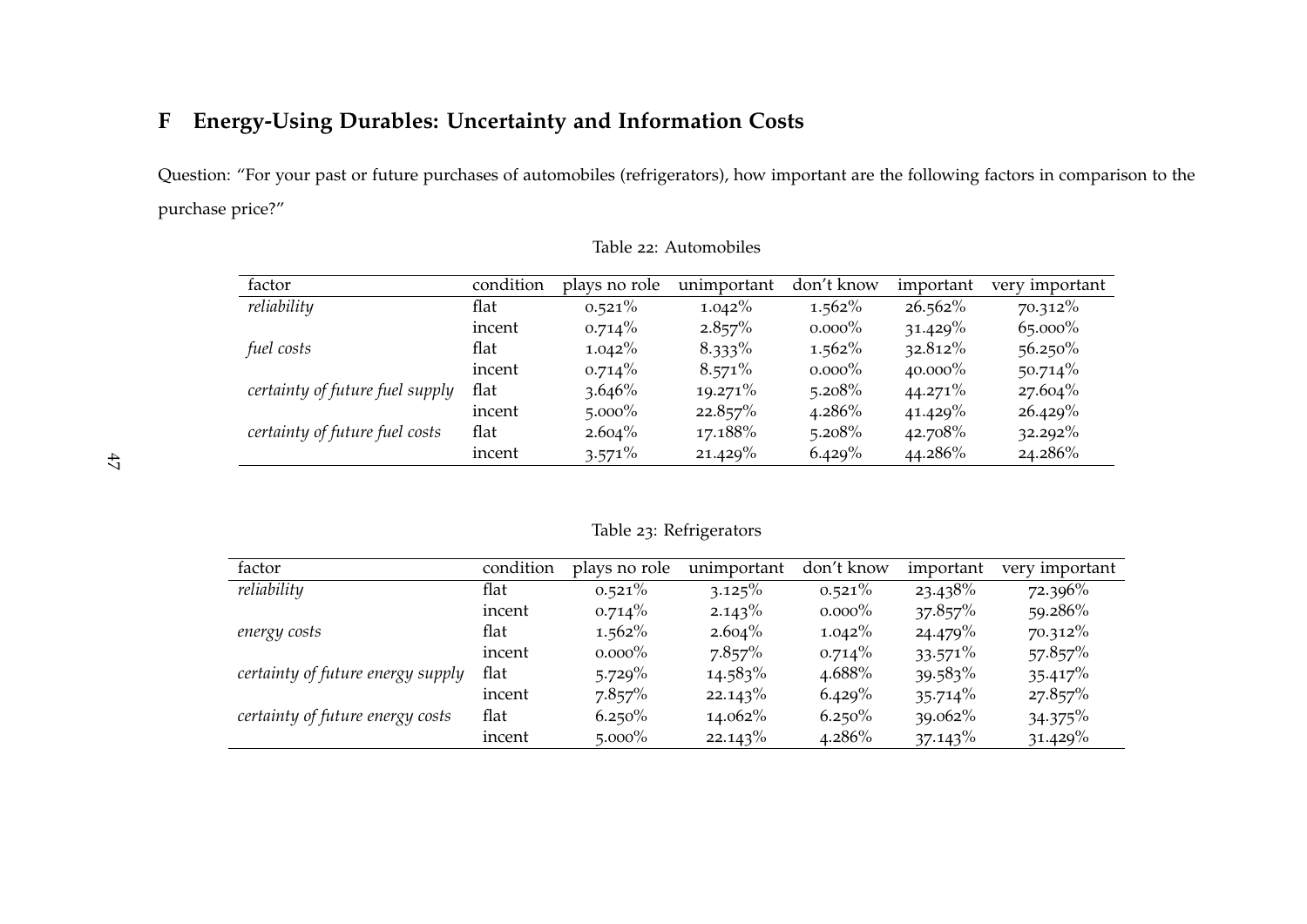# F Energy-Using Durables: Uncertainty and Information Costs

Question: "For your past or future purchases of automobiles (refrigerators), how important are the following factors in comparison to the purchase price?"

Table 22: Automobiles

| factor | condition | plays no role | unimportant | don't know | important | very important |
|---|---|---|---|---|---|---|
| *reliability* | flat | 0.521% | 1.042% | 1.562% | 26.562% | 70.312% |
| | incent | 0.714% | 2.857% | 0.000% | 31.429% | 65.000% |
| *fuel costs* | flat | 1.042% | 8.333% | 1.562% | 32.812% | 56.250% |
| | incent | 0.714% | 8.571% | 0.000% | 40.000% | 50.714% |
| *certainty of future fuel supply* | flat | 3.646% | 19.271% | 5.208% | 44.271% | 27.604% |
| | incent | 5.000% | 22.857% | 4.286% | 41.429% | 26.429% |
| *certainty of future fuel costs* | flat | 2.604% | 17.188% | 5.208% | 42.708% | 32.292% |
| | incent | 3.571% | 21.429% | 6.429% | 44.286% | 24.286% |

Table 23: Refrigerators

| factor | condition | plays no role | unimportant | don't know | important | very important |
|---|---|---|---|---|---|---|
| *reliability* | flat | 0.521% | 3.125% | 0.521% | 23.438% | 72.396% |
| | incent | 0.714% | 2.143% | 0.000% | 37.857% | 59.286% |
| *energy costs* | flat | 1.562% | 2.604% | 1.042% | 24.479% | 70.312% |
| | incent | 0.000% | 7.857% | 0.714% | 33.571% | 57.857% |
| *certainty of future energy supply* | flat | 5.729% | 14.583% | 4.688% | 39.583% | 35.417% |
| | incent | 7.857% | 22.143% | 6.429% | 35.714% | 27.857% |
| *certainty of future energy costs* | flat | 6.250% | 14.062% | 6.250% | 39.062% | 34.375% |
| | incent | 5.000% | 22.143% | 4.286% | 37.143% | 31.429% |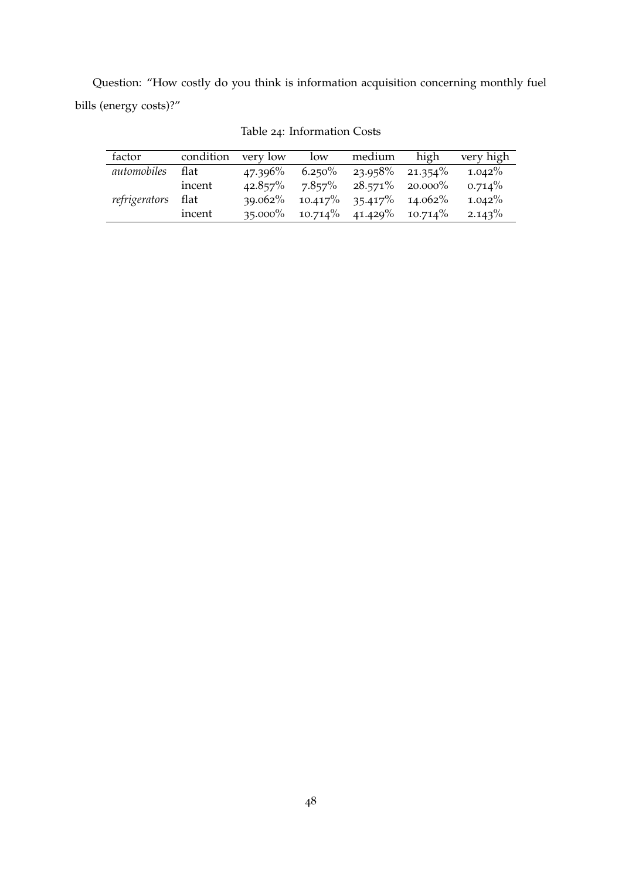Question: "How costly do you think is information acquisition concerning monthly fuel bills (energy costs)?"

Table 24: Information Costs

| factor | condition | very low | low | medium | high | very high |
|---|---|---|---|---|---|---|
| *automobiles* | flat | 47.396% | 6.250% | 23.958% | 21.354% | 1.042% |
| | incent | 42.857% | 7.857% | 28.571% | 20.000% | 0.714% |
| *refrigerators* | flat | 39.062% | 10.417% | 35.417% | 14.062% | 1.042% |
| | incent | 35.000% | 10.714% | 41.429% | 10.714% | 2.143% |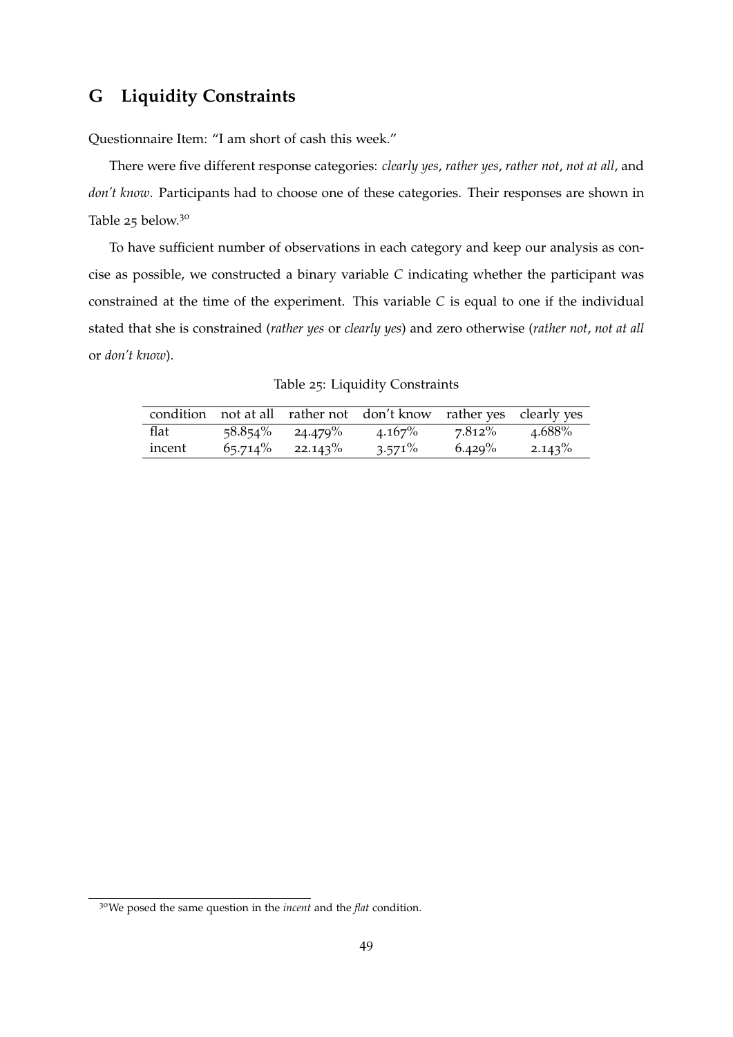# G Liquidity Constraints

Questionnaire Item: "I am short of cash this week."

There were five different response categories: *clearly yes*, *rather yes*, *rather not*, *not at all*, and *don't know*. Participants had to choose one of these categories. Their responses are shown in Table 25 below.[30]

To have sufficient number of observations in each category and keep our analysis as concise as possible, we constructed a binary variable $C$ indicating whether the participant was constrained at the time of the experiment. This variable $C$ is equal to one if the individual stated that she is constrained (*rather yes* or *clearly yes*) and zero otherwise (*rather not*, *not at all* or *don't know*).

Table 25: Liquidity Constraints

| condition | not at all | rather not | don't know | rather yes | clearly yes |
|---|---|---|---|---|---|
| flat | 58.854% | 24.479% | 4.167% | 7.812% | 4.688% |
| incent | 65.714% | 22.143% | 3.571% | 6.429% | 2.143% |

[30] We posed the same question in the *incent* and the *flat* condition.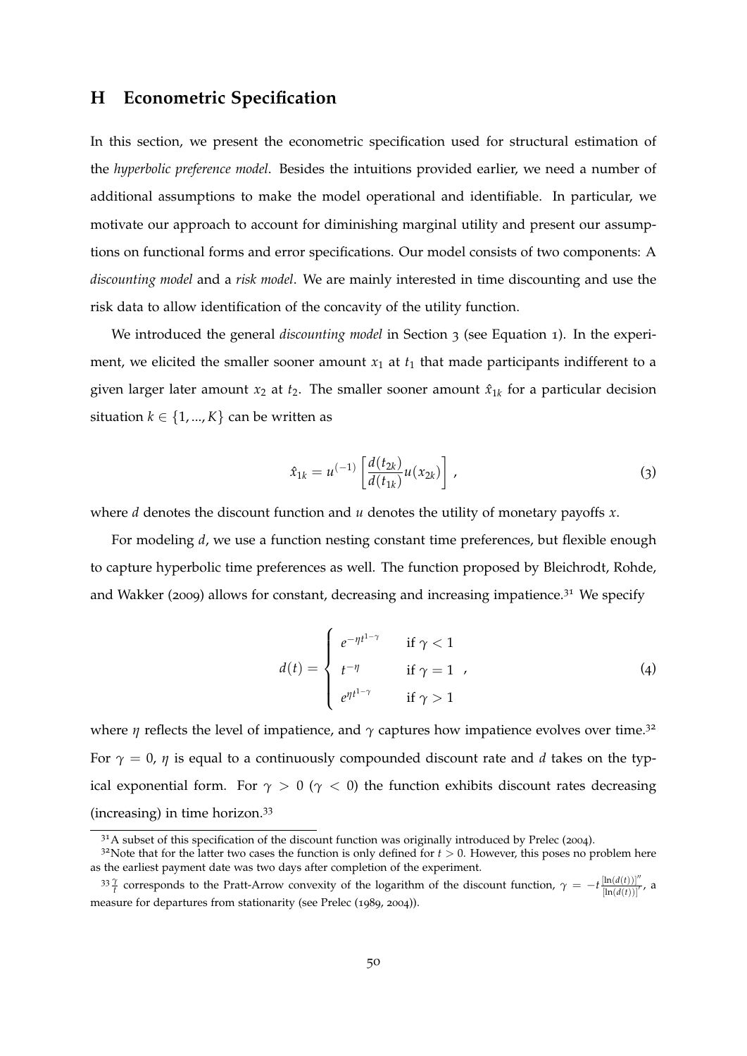## H Econometric Specification

In this section, we present the econometric specification used for structural estimation of the *hyperbolic preference model*. Besides the intuitions provided earlier, we need a number of additional assumptions to make the model operational and identifiable. In particular, we motivate our approach to account for diminishing marginal utility and present our assumptions on functional forms and error specifications. Our model consists of two components: A *discounting model* and a *risk model*. We are mainly interested in time discounting and use the risk data to allow identification of the concavity of the utility function.

We introduced the general *discounting model* in Section 3 (see Equation 1). In the experiment, we elicited the smaller sooner amount $x_1$ at $t_1$ that made participants indifferent to a given larger later amount $x_2$ at $t_2$. The smaller sooner amount $\hat{x}_{1k}$ for a particular decision situation $k \in \{1, ..., K\}$ can be written as

$$\hat{x}_{1k} = u^{(-1)} \left[ \frac{d(t_{2k})}{d(t_{1k})} u(x_{2k}) \right] , \tag{3}$$

where $d$ denotes the discount function and $u$ denotes the utility of monetary payoffs $x$.

For modeling $d$, we use a function nesting constant time preferences, but flexible enough to capture hyperbolic time preferences as well. The function proposed by Bleichrodt, Rohde, and Wakker (2009) allows for constant, decreasing and increasing impatience.[31] We specify

$$d(t) = \begin{cases} e^{-\eta t^{1-\gamma}} & \text{if } \gamma < 1 \\ t^{-\eta} & \text{if } \gamma = 1 \\ e^{\eta t^{1-\gamma}} & \text{if } \gamma > 1 \end{cases} , \tag{4}$$

where $\eta$ reflects the level of impatience, and $\gamma$ captures how impatience evolves over time.[32] For $\gamma = 0$, $\eta$ is equal to a continuously compounded discount rate and $d$ takes on the typical exponential form. For $\gamma > 0$ ($\gamma < 0$) the function exhibits discount rates decreasing (increasing) in time horizon.[33]

[31] A subset of this specification of the discount function was originally introduced by Prelec (2004).

[32] Note that for the latter two cases the function is only defined for $t > 0$. However, this poses no problem here as the earliest payment date was two days after completion of the experiment.

[33] $\frac{\gamma}{t}$ corresponds to the Pratt-Arrow convexity of the logarithm of the discount function, $\gamma = -t \frac{[\ln(d(t))]''}{[\ln(d(t))]'}$, a measure for departures from stationarity (see Prelec (1989, 2004)).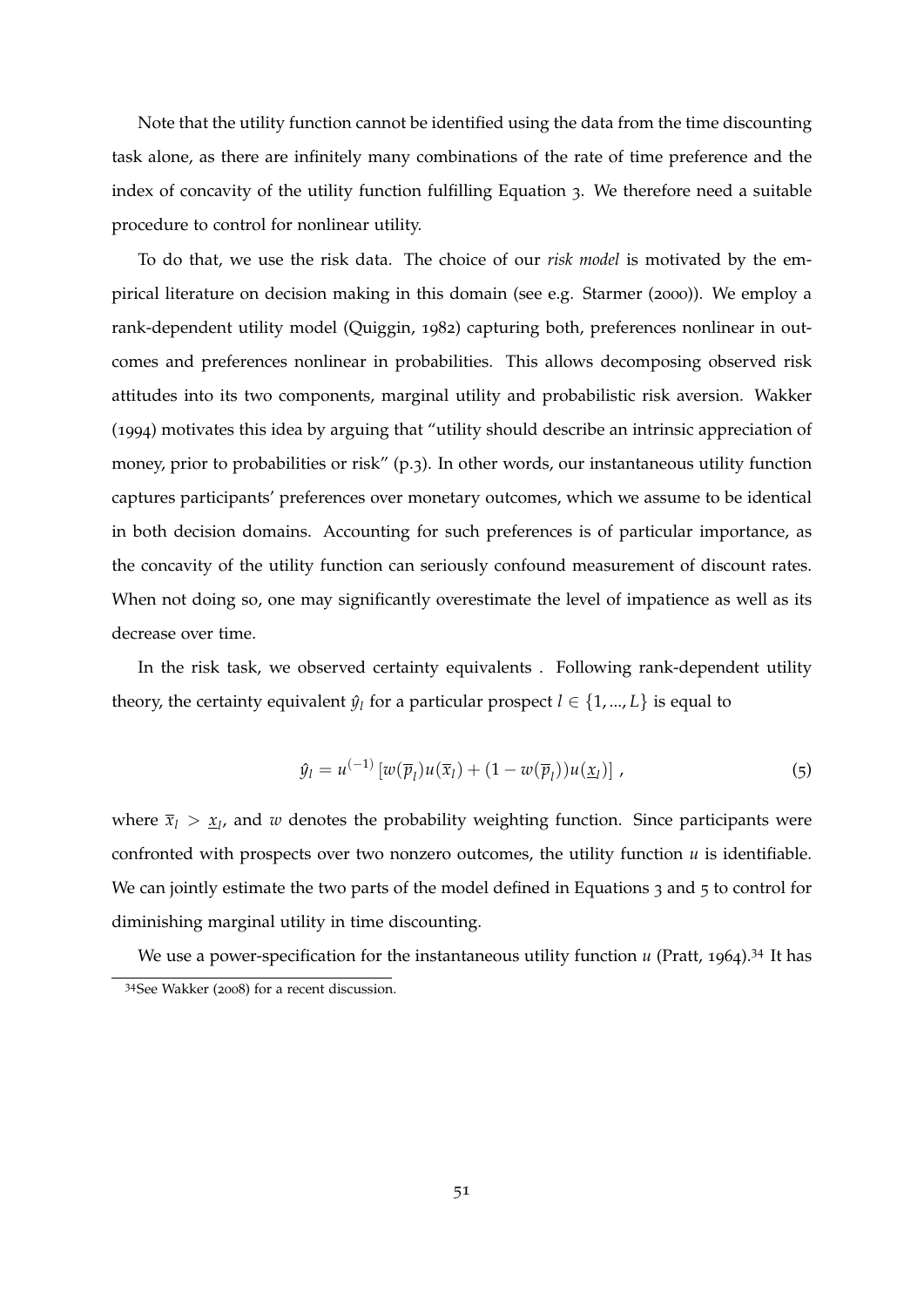Note that the utility function cannot be identified using the data from the time discounting task alone, as there are infinitely many combinations of the rate of time preference and the index of concavity of the utility function fulfilling Equation 3. We therefore need a suitable procedure to control for nonlinear utility.

To do that, we use the risk data. The choice of our *risk model* is motivated by the empirical literature on decision making in this domain (see e.g. Starmer (2000)). We employ a rank-dependent utility model (Quiggin, 1982) capturing both, preferences nonlinear in outcomes and preferences nonlinear in probabilities. This allows decomposing observed risk attitudes into its two components, marginal utility and probabilistic risk aversion. Wakker (1994) motivates this idea by arguing that "utility should describe an intrinsic appreciation of money, prior to probabilities or risk" (p.3). In other words, our instantaneous utility function captures participants' preferences over monetary outcomes, which we assume to be identical in both decision domains. Accounting for such preferences is of particular importance, as the concavity of the utility function can seriously confound measurement of discount rates. When not doing so, one may significantly overestimate the level of impatience as well as its decrease over time.

In the risk task, we observed certainty equivalents . Following rank-dependent utility theory, the certainty equivalent $\hat{y}_l$ for a particular prospect $l \in \{1, ..., L\}$ is equal to

$$\hat{y}_l = u^{(-1)} \left[ w(\overline{p}_l) u(\overline{x}_l) + (1 - w(\overline{p}_l)) u(\underline{x}_l) \right] , \tag{5}$$

where $\overline{x}_l > \underline{x}_l$, and $w$ denotes the probability weighting function. Since participants were confronted with prospects over two nonzero outcomes, the utility function $u$ is identifiable. We can jointly estimate the two parts of the model defined in Equations 3 and 5 to control for diminishing marginal utility in time discounting.

We use a power-specification for the instantaneous utility function $u$ (Pratt, 1964).[34] It has

[34] See Wakker (2008) for a recent discussion.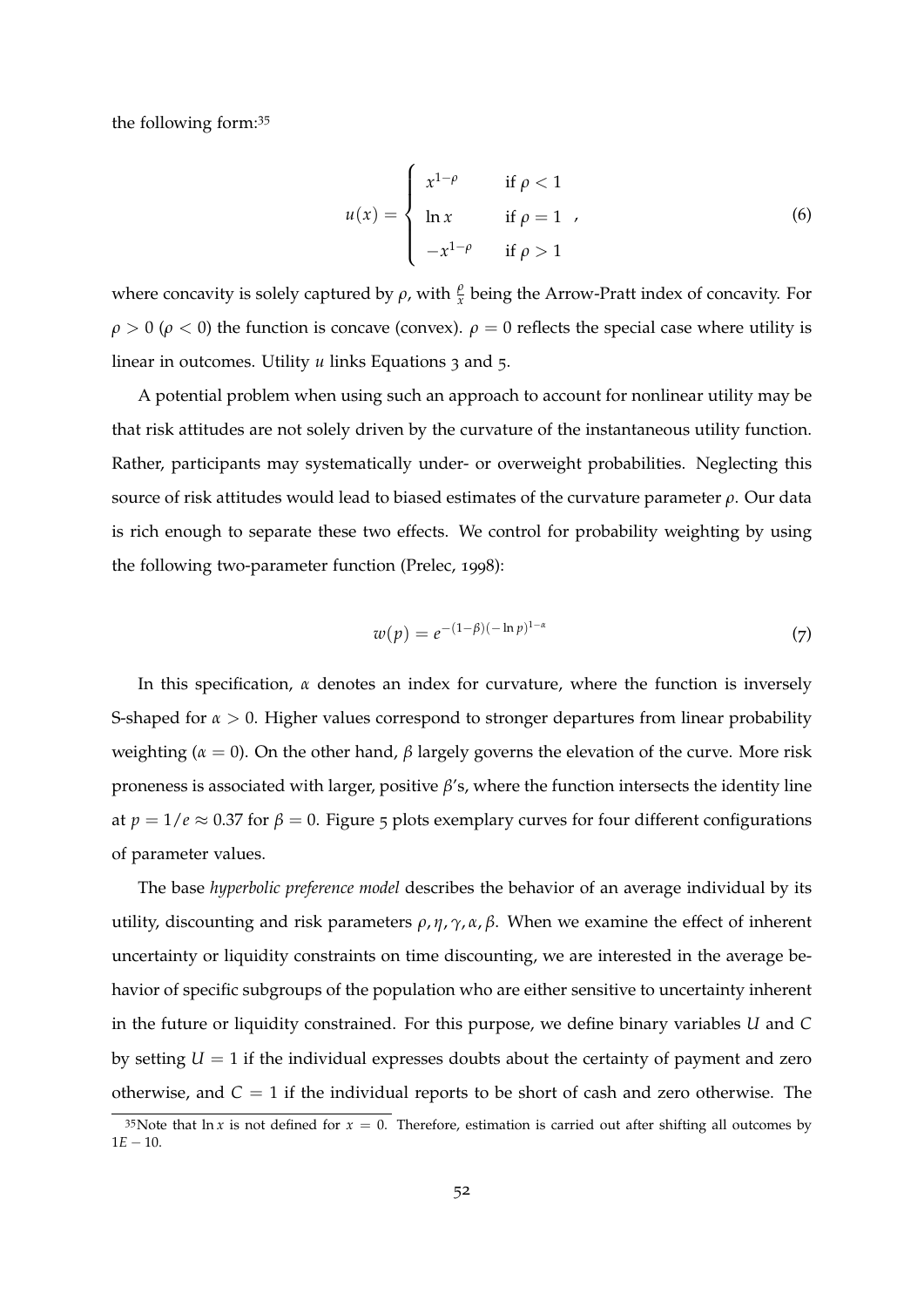the following form:[35]

$$u(x) = \begin{cases} x^{1-\rho} & \text{if } \rho < 1 \\ \ln x & \text{if } \rho = 1 \\ -x^{1-\rho} & \text{if } \rho > 1 \end{cases}, \tag{6}$$

where concavity is solely captured by $\rho$, with $\frac{\rho}{x}$ being the Arrow-Pratt index of concavity. For $\rho > 0$ ($\rho < 0$) the function is concave (convex). $\rho = 0$ reflects the special case where utility is linear in outcomes. Utility $u$ links Equations 3 and 5.

A potential problem when using such an approach to account for nonlinear utility may be that risk attitudes are not solely driven by the curvature of the instantaneous utility function. Rather, participants may systematically under- or overweight probabilities. Neglecting this source of risk attitudes would lead to biased estimates of the curvature parameter $\rho$. Our data is rich enough to separate these two effects. We control for probability weighting by using the following two-parameter function (Prelec, 1998):

$$w(p) = e^{-(1-\beta)(-\ln p)^{1-\alpha}} \tag{7}$$

In this specification, $\alpha$ denotes an index for curvature, where the function is inversely S-shaped for $\alpha > 0$. Higher values correspond to stronger departures from linear probability weighting ($\alpha = 0$). On the other hand, $\beta$ largely governs the elevation of the curve. More risk proneness is associated with larger, positive $\beta$'s, where the function intersects the identity line at $p = 1/e \approx 0.37$ for $\beta = 0$. Figure 5 plots exemplary curves for four different configurations of parameter values.

The base *hyperbolic preference model* describes the behavior of an average individual by its utility, discounting and risk parameters $\rho, \eta, \gamma, \alpha, \beta$. When we examine the effect of inherent uncertainty or liquidity constraints on time discounting, we are interested in the average behavior of specific subgroups of the population who are either sensitive to uncertainty inherent in the future or liquidity constrained. For this purpose, we define binary variables $U$ and $C$ by setting $U = 1$ if the individual expresses doubts about the certainty of payment and zero otherwise, and $C = 1$ if the individual reports to be short of cash and zero otherwise. The

[35]Note that $\ln x$ is not defined for $x = 0$. Therefore, estimation is carried out after shifting all outcomes by $1E - 10$.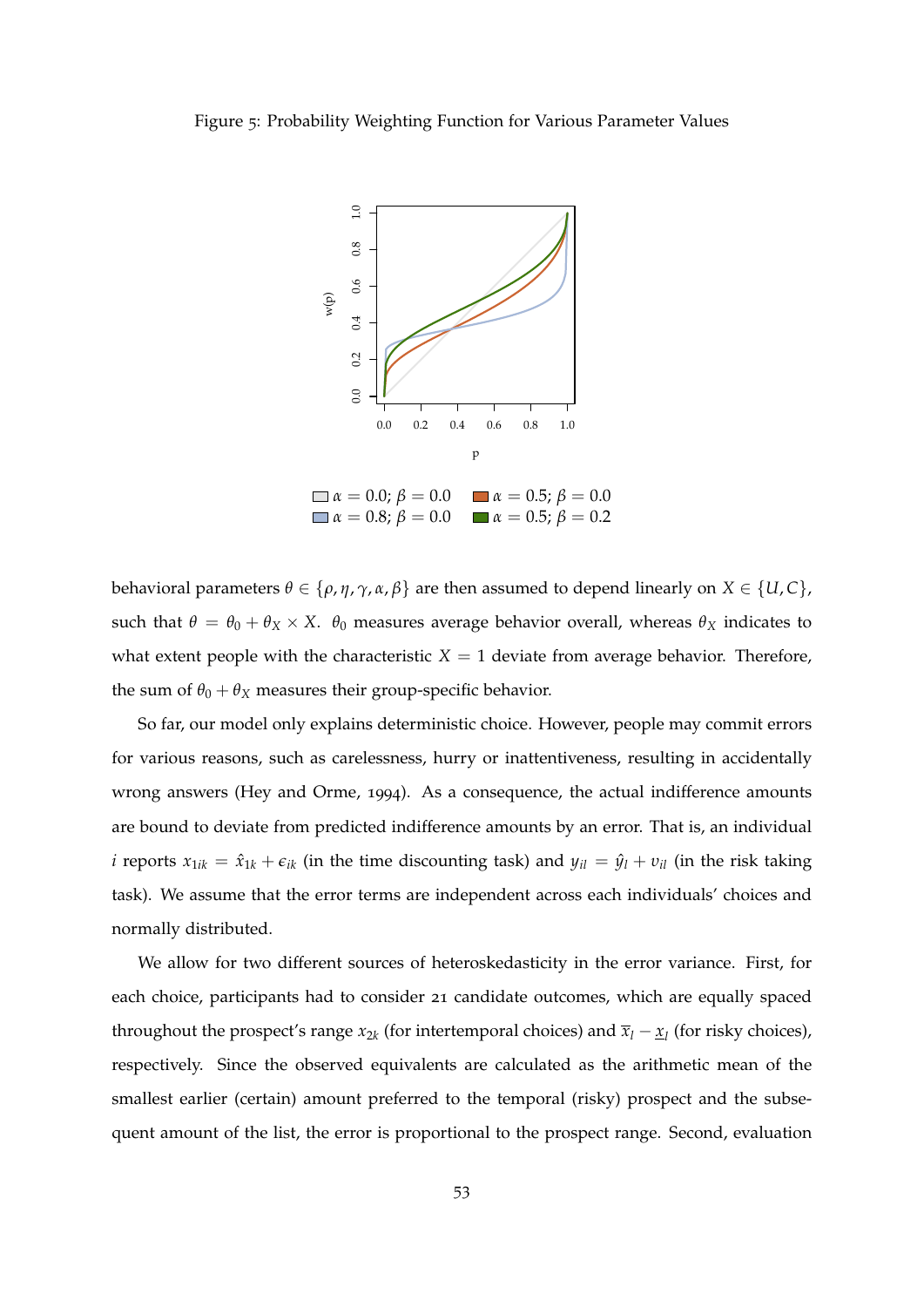Figure 5: Probability Weighting Function for Various Parameter Values

$\alpha = 0.0; \beta = 0.0$ $\alpha = 0.5; \beta = 0.0$
$\alpha = 0.8; \beta = 0.0$ $\alpha = 0.5; \beta = 0.2$

behavioral parameters $\theta \in \{\rho, \eta, \gamma, \alpha, \beta\}$ are then assumed to depend linearly on $X \in \{U, C\}$, such that $\theta = \theta_0 + \theta_X \times X$. $\theta_0$ measures average behavior overall, whereas $\theta_X$ indicates to what extent people with the characteristic $X = 1$ deviate from average behavior. Therefore, the sum of $\theta_0 + \theta_X$ measures their group-specific behavior.

So far, our model only explains deterministic choice. However, people may commit errors for various reasons, such as carelessness, hurry or inattentiveness, resulting in accidentally wrong answers (Hey and Orme, 1994). As a consequence, the actual indifference amounts are bound to deviate from predicted indifference amounts by an error. That is, an individual $i$ reports $x_{1ik} = \hat{x}_{1k} + \epsilon_{ik}$ (in the time discounting task) and $y_{il} = \hat{y}_l + v_{il}$ (in the risk taking task). We assume that the error terms are independent across each individuals' choices and normally distributed.

We allow for two different sources of heteroskedasticity in the error variance. First, for each choice, participants had to consider 21 candidate outcomes, which are equally spaced throughout the prospect's range $x_{2k}$ (for intertemporal choices) and $\overline{x}_l - \underline{x}_l$ (for risky choices), respectively. Since the observed equivalents are calculated as the arithmetic mean of the smallest earlier (certain) amount preferred to the temporal (risky) prospect and the subsequent amount of the list, the error is proportional to the prospect range. Second, evaluation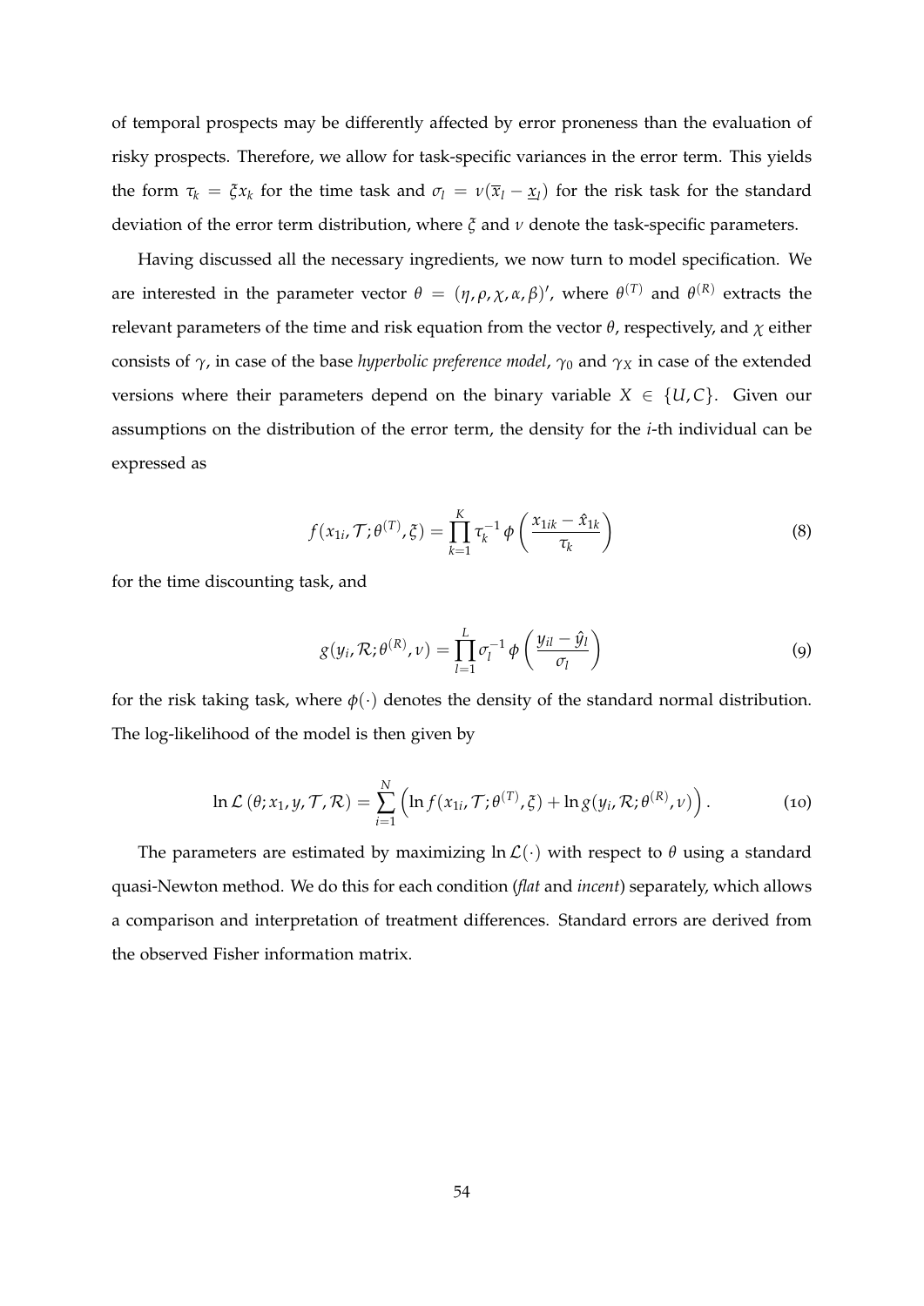of temporal prospects may be differently affected by error proneness than the evaluation of risky prospects. Therefore, we allow for task-specific variances in the error term. This yields the form $\tau_k = \xi x_k$ for the time task and $\sigma_l = \nu(\overline{x}_l - \underline{x}_l)$ for the risk task for the standard deviation of the error term distribution, where $\xi$ and $\nu$ denote the task-specific parameters.

Having discussed all the necessary ingredients, we now turn to model specification. We are interested in the parameter vector $\theta = (\eta, \rho, \chi, \alpha, \beta)'$, where $\theta^{(T)}$ and $\theta^{(R)}$ extracts the relevant parameters of the time and risk equation from the vector $\theta$, respectively, and $\chi$ either consists of $\gamma$, in case of the base *hyperbolic preference model*, $\gamma_0$ and $\gamma_X$ in case of the extended versions where their parameters depend on the binary variable $X \in \{U, C\}$. Given our assumptions on the distribution of the error term, the density for the $i$-th individual can be expressed as

$$f(x_{1i}, \mathcal{T}; \theta^{(T)}, \xi) = \prod_{k=1}^{K} \tau_k^{-1} \phi\left(\frac{x_{1ik} - \hat{x}_{1k}}{\tau_k}\right) \tag{8}$$

for the time discounting task, and

$$g(y_i, \mathcal{R}; \theta^{(R)}, \nu) = \prod_{l=1}^{L} \sigma_l^{-1} \phi\left(\frac{y_{il} - \hat{y}_l}{\sigma_l}\right) \tag{9}$$

for the risk taking task, where $\phi(\cdot)$ denotes the density of the standard normal distribution. The log-likelihood of the model is then given by

$$\ln \mathcal{L}\left(\theta; x_1, y, \mathcal{T}, \mathcal{R}\right) = \sum_{i=1}^{N} \left(\ln f(x_{1i}, \mathcal{T}; \theta^{(T)}, \xi) + \ln g(y_i, \mathcal{R}; \theta^{(R)}, \nu)\right). \tag{10}$$

The parameters are estimated by maximizing $\ln \mathcal{L}(\cdot)$ with respect to $\theta$ using a standard quasi-Newton method. We do this for each condition (*flat* and *incent*) separately, which allows a comparison and interpretation of treatment differences. Standard errors are derived from the observed Fisher information matrix.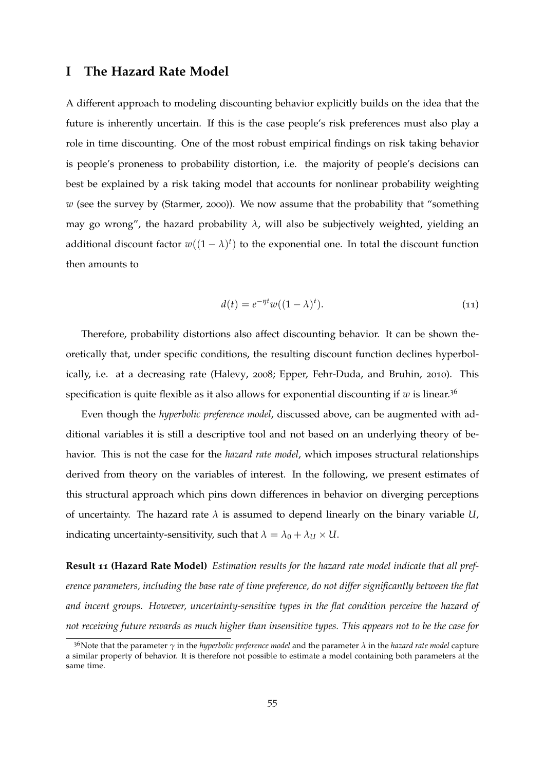# I The Hazard Rate Model

A different approach to modeling discounting behavior explicitly builds on the idea that the future is inherently uncertain. If this is the case people's risk preferences must also play a role in time discounting. One of the most robust empirical findings on risk taking behavior is people's proneness to probability distortion, i.e. the majority of people's decisions can best be explained by a risk taking model that accounts for nonlinear probability weighting $w$ (see the survey by (Starmer, 2000)). We now assume that the probability that "something may go wrong", the hazard probability $\lambda$, will also be subjectively weighted, yielding an additional discount factor $w((1-\lambda)^t)$ to the exponential one. In total the discount function then amounts to

$$d(t) = e^{-\eta t} w((1-\lambda)^t). \tag{11}$$

Therefore, probability distortions also affect discounting behavior. It can be shown theoretically that, under specific conditions, the resulting discount function declines hyperbolically, i.e. at a decreasing rate (Halevy, 2008; Epper, Fehr-Duda, and Bruhin, 2010). This specification is quite flexible as it also allows for exponential discounting if $w$ is linear.[36]

Even though the *hyperbolic preference model*, discussed above, can be augmented with additional variables it is still a descriptive tool and not based on an underlying theory of behavior. This is not the case for the *hazard rate model*, which imposes structural relationships derived from theory on the variables of interest. In the following, we present estimates of this structural approach which pins down differences in behavior on diverging perceptions of uncertainty. The hazard rate $\lambda$ is assumed to depend linearly on the binary variable $U$, indicating uncertainty-sensitivity, such that $\lambda = \lambda_0 + \lambda_U \times U$.

**Result 11 (Hazard Rate Model)** *Estimation results for the hazard rate model indicate that all preference parameters, including the base rate of time preference, do not differ significantly between the flat and incent groups. However, uncertainty-sensitive types in the flat condition perceive the hazard of not receiving future rewards as much higher than insensitive types. This appears not to be the case for*

[36] Note that the parameter $\gamma$ in the *hyperbolic preference model* and the parameter $\lambda$ in the *hazard rate model* capture a similar property of behavior. It is therefore not possible to estimate a model containing both parameters at the same time.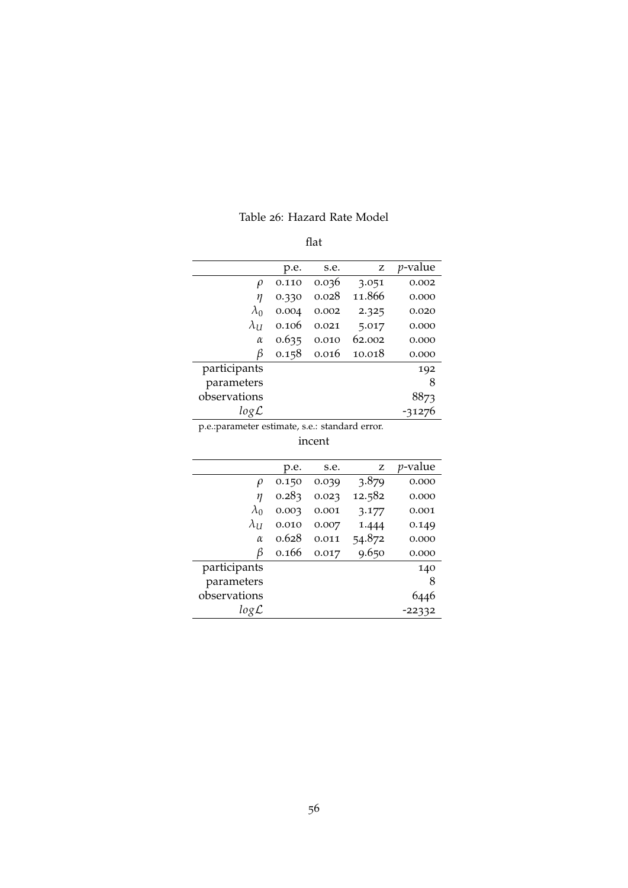Table 26: Hazard Rate Model

flat

| | p.e. | s.e. | z | $p$-value |
|---|---|---|---|---|
| $\rho$ | 0.110 | 0.036 | 3.051 | 0.002 |
| $\eta$ | 0.330 | 0.028 | 11.866 | 0.000 |
| $\lambda_0$ | 0.004 | 0.002 | 2.325 | 0.020 |
| $\lambda_U$ | 0.106 | 0.021 | 5.017 | 0.000 |
| $\alpha$ | 0.635 | 0.010 | 62.002 | 0.000 |
| $\beta$ | 0.158 | 0.016 | 10.018 | 0.000 |
| participants | | | | 192 |
| parameters | | | | 8 |
| observations | | | | 8873 |
| $log\mathcal{L}$ | | | | -31276 |

p.e.:parameter estimate, s.e.: standard error.

incent

| | p.e. | s.e. | z | $p$-value |
|---|---|---|---|---|
| $\rho$ | 0.150 | 0.039 | 3.879 | 0.000 |
| $\eta$ | 0.283 | 0.023 | 12.582 | 0.000 |
| $\lambda_0$ | 0.003 | 0.001 | 3.177 | 0.001 |
| $\lambda_U$ | 0.010 | 0.007 | 1.444 | 0.149 |
| $\alpha$ | 0.628 | 0.011 | 54.872 | 0.000 |
| $\beta$ | 0.166 | 0.017 | 9.650 | 0.000 |
| participants | | | | 140 |
| parameters | | | | 8 |
| observations | | | | 6446 |
| $log\mathcal{L}$ | | | | -22332 |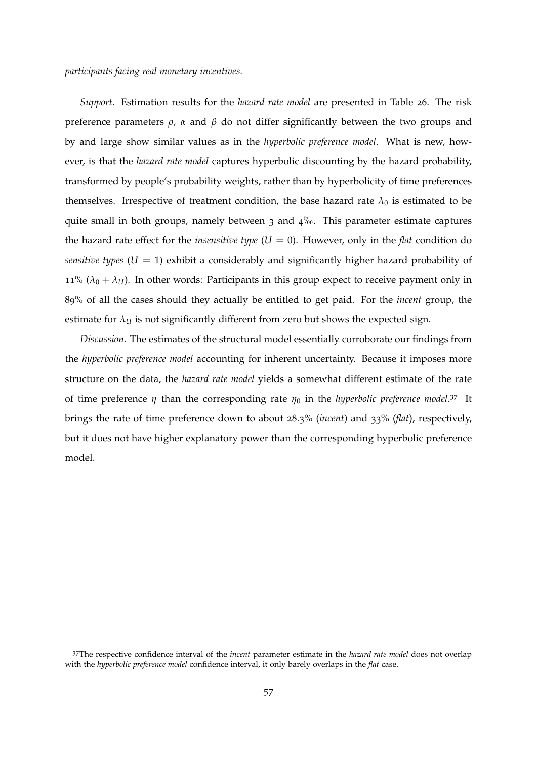*participants facing real monetary incentives.*

*Support.* Estimation results for the *hazard rate model* are presented in Table 26. The risk preference parameters $\rho$, $\alpha$ and $\beta$ do not differ significantly between the two groups and by and large show similar values as in the *hyperbolic preference model*. What is new, however, is that the *hazard rate model* captures hyperbolic discounting by the hazard probability, transformed by people's probability weights, rather than by hyperbolicity of time preferences themselves. Irrespective of treatment condition, the base hazard rate $\lambda_0$ is estimated to be quite small in both groups, namely between 3 and 4‰. This parameter estimate captures the hazard rate effect for the *insensitive type* ($U = 0$). However, only in the *flat* condition do *sensitive types* ($U = 1$) exhibit a considerably and significantly higher hazard probability of 11% ($\lambda_0 + \lambda_U$). In other words: Participants in this group expect to receive payment only in 89% of all the cases should they actually be entitled to get paid. For the *incent* group, the estimate for $\lambda_U$ is not significantly different from zero but shows the expected sign.

*Discussion.* The estimates of the structural model essentially corroborate our findings from the *hyperbolic preference model* accounting for inherent uncertainty. Because it imposes more structure on the data, the *hazard rate model* yields a somewhat different estimate of the rate of time preference $\eta$ than the corresponding rate $\eta_0$ in the *hyperbolic preference model*.[37] It brings the rate of time preference down to about 28.3% (*incent*) and 33% (*flat*), respectively, but it does not have higher explanatory power than the corresponding hyperbolic preference model.

[37]The respective confidence interval of the *incent* parameter estimate in the *hazard rate model* does not overlap with the *hyperbolic preference model* confidence interval, it only barely overlaps in the *flat* case.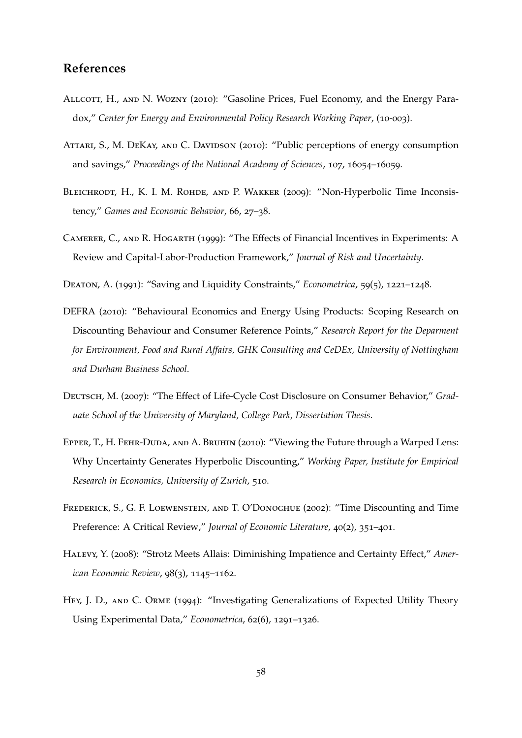## References

Allcott, H., and N. Wozny (2010): "Gasoline Prices, Fuel Economy, and the Energy Paradox," *Center for Energy and Environmental Policy Research Working Paper*, (10-003).

Attari, S., M. DeKay, and C. Davidson (2010): "Public perceptions of energy consumption and savings," *Proceedings of the National Academy of Sciences*, 107, 16054–16059.

Bleichrodt, H., K. I. M. Rohde, and P. Wakker (2009): "Non-Hyperbolic Time Inconsistency," *Games and Economic Behavior*, 66, 27–38.

Camerer, C., and R. Hogarth (1999): "The Effects of Financial Incentives in Experiments: A Review and Capital-Labor-Production Framework," *Journal of Risk and Uncertainty*.

Deaton, A. (1991): "Saving and Liquidity Constraints," *Econometrica*, 59(5), 1221–1248.

DEFRA (2010): "Behavioural Economics and Energy Using Products: Scoping Research on Discounting Behaviour and Consumer Reference Points," *Research Report for the Deparment for Environment, Food and Rural Affairs, GHK Consulting and CeDEx, University of Nottingham and Durham Business School*.

Deutsch, M. (2007): "The Effect of Life-Cycle Cost Disclosure on Consumer Behavior," *Graduate School of the University of Maryland, College Park, Dissertation Thesis*.

Epper, T., H. Fehr-Duda, and A. Bruhin (2010): "Viewing the Future through a Warped Lens: Why Uncertainty Generates Hyperbolic Discounting," *Working Paper, Institute for Empirical Research in Economics, University of Zurich*, 510.

Frederick, S., G. F. Loewenstein, and T. O'Donoghue (2002): "Time Discounting and Time Preference: A Critical Review," *Journal of Economic Literature*, 40(2), 351–401.

Halevy, Y. (2008): "Strotz Meets Allais: Diminishing Impatience and Certainty Effect," *American Economic Review*, 98(3), 1145–1162.

Hey, J. D., and C. Orme (1994): "Investigating Generalizations of Expected Utility Theory Using Experimental Data," *Econometrica*, 62(6), 1291–1326.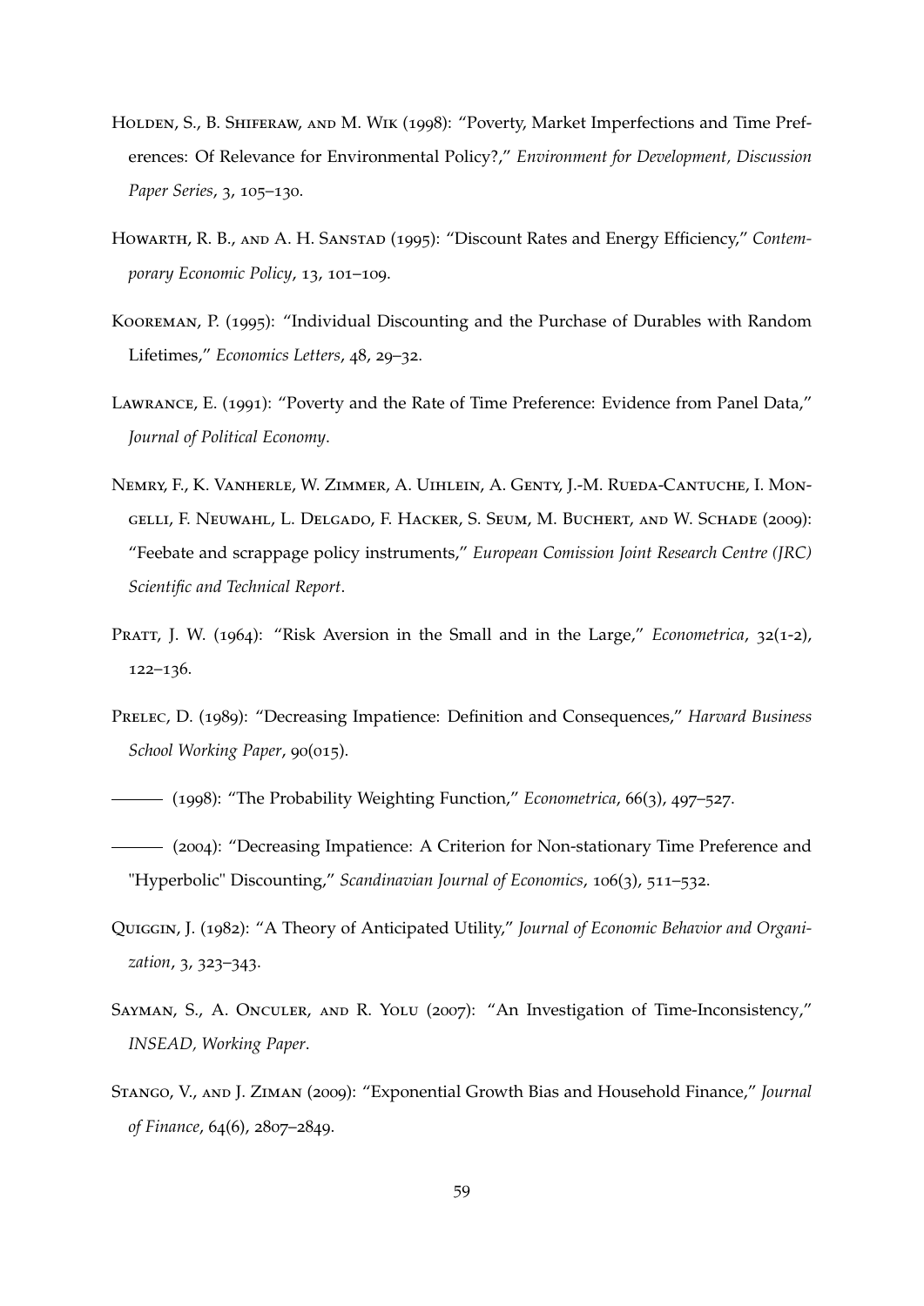Holden, S., B. Shiferaw, and M. Wik (1998): "Poverty, Market Imperfections and Time Preferences: Of Relevance for Environmental Policy?," *Environment for Development, Discussion Paper Series*, 3, 105–130.

Howarth, R. B., and A. H. Sanstad (1995): "Discount Rates and Energy Efficiency," *Contemporary Economic Policy*, 13, 101–109.

Kooreman, P. (1995): "Individual Discounting and the Purchase of Durables with Random Lifetimes," *Economics Letters*, 48, 29–32.

Lawrance, E. (1991): "Poverty and the Rate of Time Preference: Evidence from Panel Data," *Journal of Political Economy*.

Nemry, F., K. Vanherle, W. Zimmer, A. Uihlein, A. Genty, J.-M. Rueda-Cantuche, I. Mongelli, F. Neuwahl, L. Delgado, F. Hacker, S. Seum, M. Buchert, and W. Schade (2009): "Feebate and scrappage policy instruments," *European Comission Joint Research Centre (JRC) Scientific and Technical Report*.

Pratt, J. W. (1964): "Risk Aversion in the Small and in the Large," *Econometrica*, 32(1-2), 122–136.

Prelec, D. (1989): "Decreasing Impatience: Definition and Consequences," *Harvard Business School Working Paper*, 90(015).

——— (1998): "The Probability Weighting Function," *Econometrica*, 66(3), 497–527.

——— (2004): "Decreasing Impatience: A Criterion for Non-stationary Time Preference and "Hyperbolic" Discounting," *Scandinavian Journal of Economics*, 106(3), 511–532.

Quiggin, J. (1982): "A Theory of Anticipated Utility," *Journal of Economic Behavior and Organization*, 3, 323–343.

Sayman, S., A. Onculer, and R. Yolu (2007): "An Investigation of Time-Inconsistency," *INSEAD, Working Paper*.

Stango, V., and J. Ziman (2009): "Exponential Growth Bias and Household Finance," *Journal of Finance*, 64(6), 2807–2849.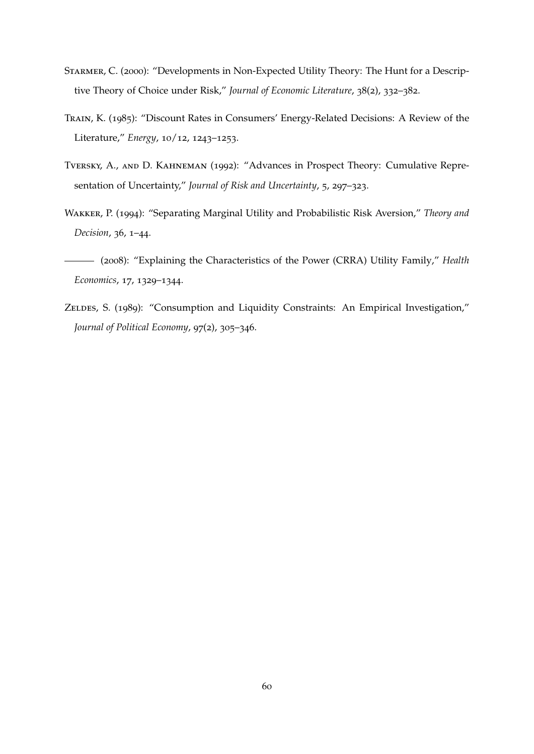Starmer, C. (2000): "Developments in Non-Expected Utility Theory: The Hunt for a Descriptive Theory of Choice under Risk," *Journal of Economic Literature*, 38(2), 332–382.

Train, K. (1985): "Discount Rates in Consumers' Energy-Related Decisions: A Review of the Literature," *Energy*, 10/12, 1243–1253.

Tversky, A., and D. Kahneman (1992): "Advances in Prospect Theory: Cumulative Representation of Uncertainty," *Journal of Risk and Uncertainty*, 5, 297–323.

Wakker, P. (1994): "Separating Marginal Utility and Probabilistic Risk Aversion," *Theory and Decision*, 36, 1–44.

——— (2008): "Explaining the Characteristics of the Power (CRRA) Utility Family," *Health Economics*, 17, 1329–1344.

Zeldes, S. (1989): "Consumption and Liquidity Constraints: An Empirical Investigation," *Journal of Political Economy*, 97(2), 305–346.